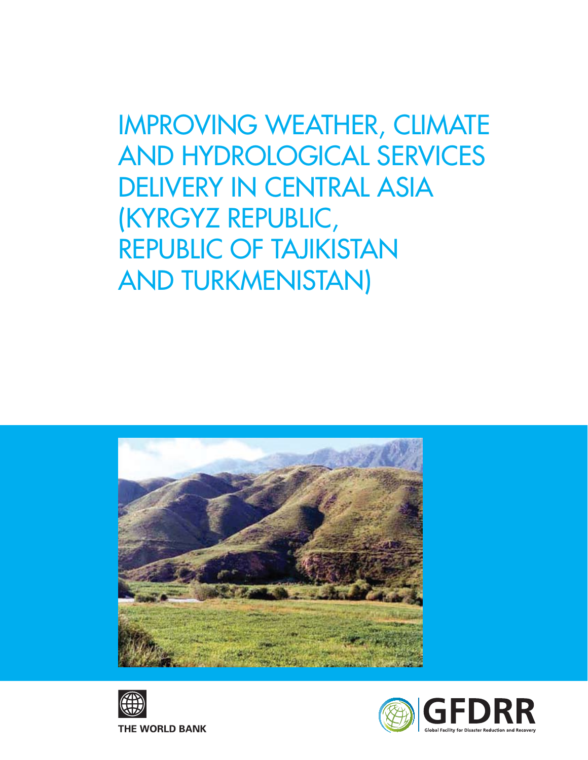# IMPROVING WEATHER, CLIMATE AND HYDROLOGICAL SERVICES DELIVERY IN CENTRAL ASIA (KYRGYZ REPUBLIC, REPUBLIC OF TAJIKISTAN AND TURKMENISTAN)

THE WORLD BANK

GFDRR

Global Facility for Disaster Reduction and Recovery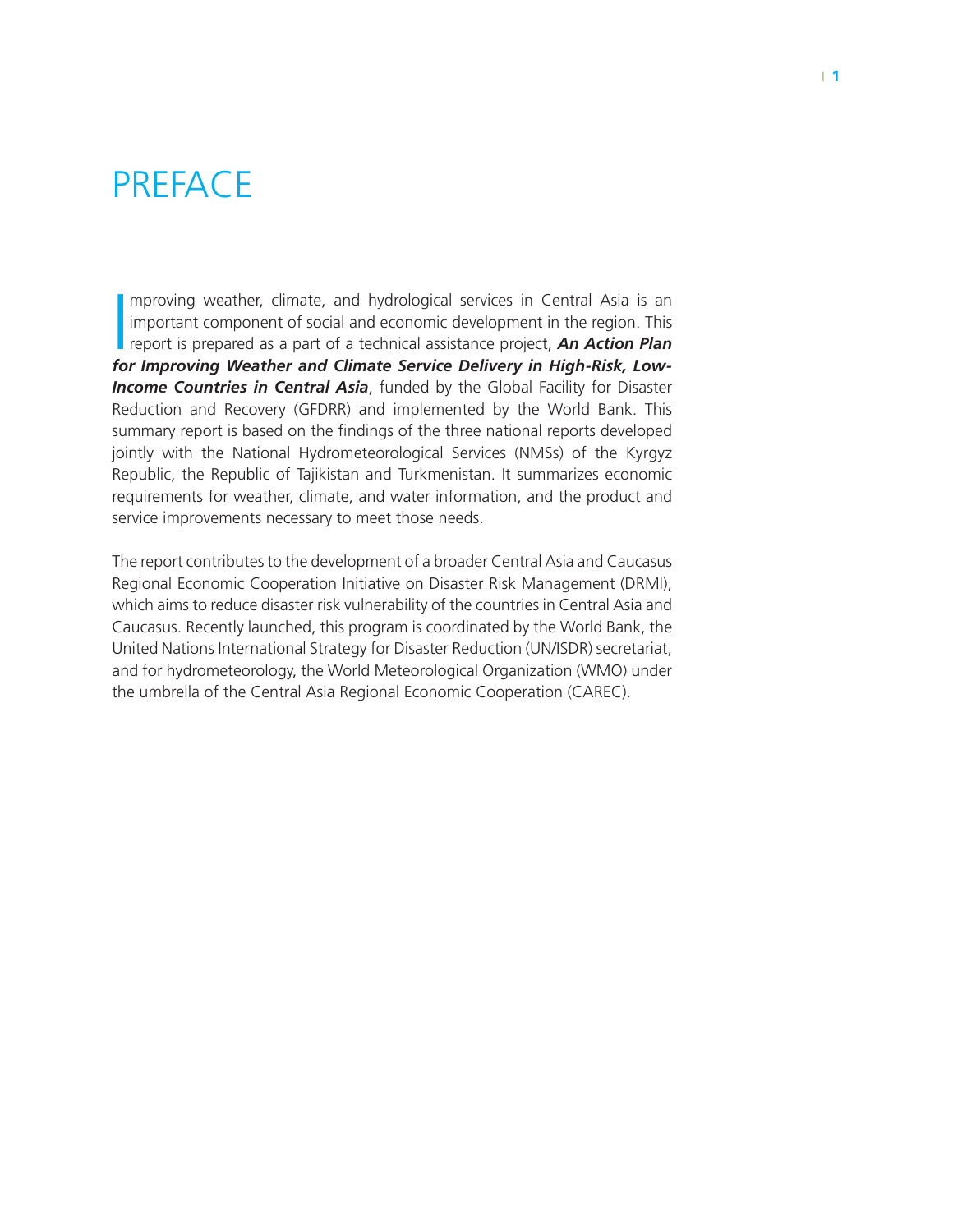# PREFACE

Improving weather, climate, and hydrological services in Central Asia is an important component of social and economic development in the region. This report is prepared as a part of a technical assistance project, ***An Action Plan for Improving Weather and Climate Service Delivery in High-Risk, Low-Income Countries in Central Asia***, funded by the Global Facility for Disaster Reduction and Recovery (GFDRR) and implemented by the World Bank. This summary report is based on the findings of the three national reports developed jointly with the National Hydrometeorological Services (NMSs) of the Kyrgyz Republic, the Republic of Tajikistan and Turkmenistan. It summarizes economic requirements for weather, climate, and water information, and the product and service improvements necessary to meet those needs.

The report contributes to the development of a broader Central Asia and Caucasus Regional Economic Cooperation Initiative on Disaster Risk Management (DRMI), which aims to reduce disaster risk vulnerability of the countries in Central Asia and Caucasus. Recently launched, this program is coordinated by the World Bank, the United Nations International Strategy for Disaster Reduction (UN/ISDR) secretariat, and for hydrometeorology, the World Meteorological Organization (WMO) under the umbrella of the Central Asia Regional Economic Cooperation (CAREC).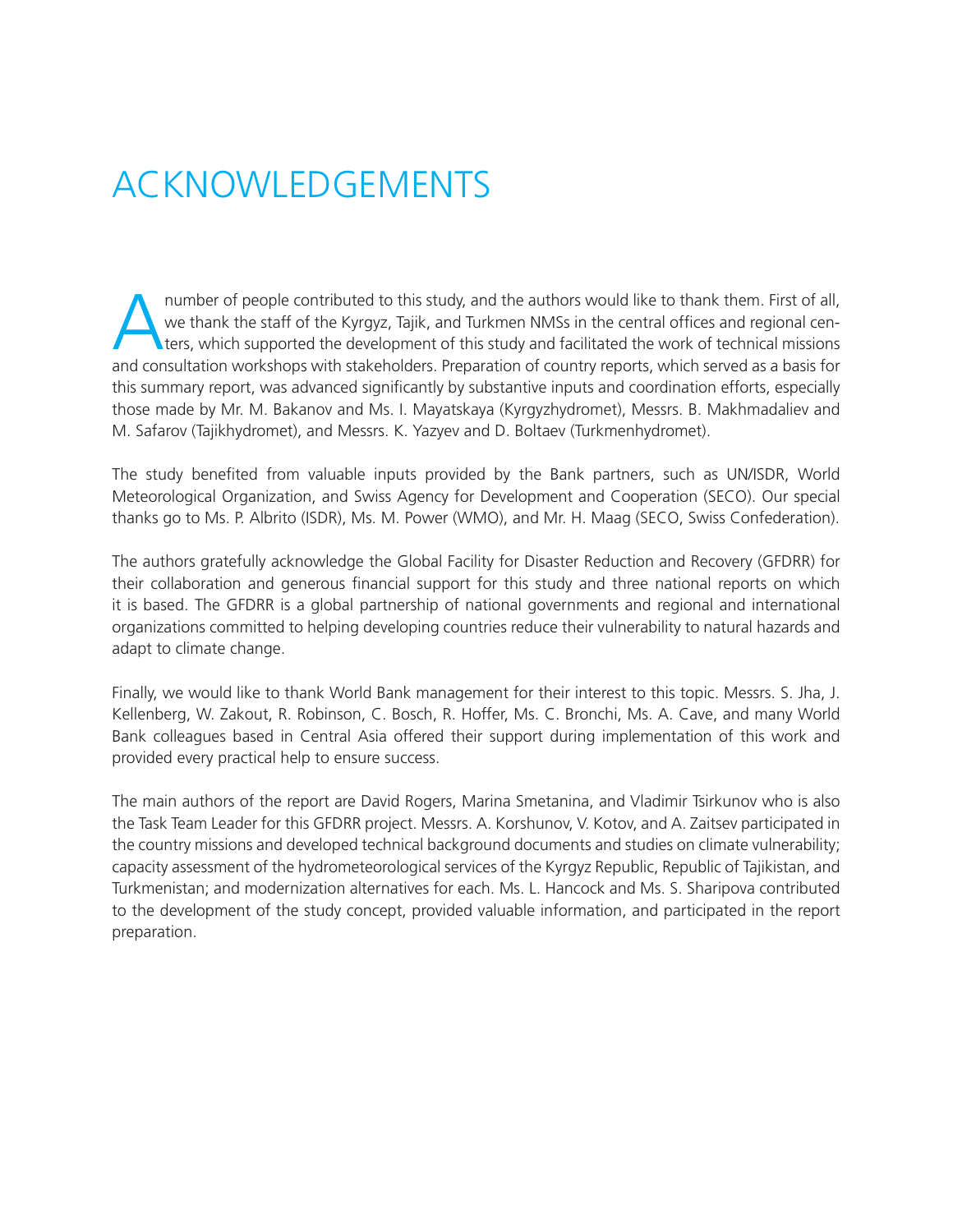# ACKNOWLEDGEMENTS

A number of people contributed to this study, and the authors would like to thank them. First of all, we thank the staff of the Kyrgyz, Tajik, and Turkmen NMSs in the central offices and regional centers, which supported the development of this study and facilitated the work of technical missions and consultation workshops with stakeholders. Preparation of country reports, which served as a basis for this summary report, was advanced significantly by substantive inputs and coordination efforts, especially those made by Mr. M. Bakanov and Ms. I. Mayatskaya (Kyrgyzhydromet), Messrs. B. Makhmadaliev and M. Safarov (Tajikhydromet), and Messrs. K. Yazyev and D. Boltaev (Turkmenhydromet).

The study benefited from valuable inputs provided by the Bank partners, such as UN/ISDR, World Meteorological Organization, and Swiss Agency for Development and Cooperation (SECO). Our special thanks go to Ms. P. Albrito (ISDR), Ms. M. Power (WMO), and Mr. H. Maag (SECO, Swiss Confederation).

The authors gratefully acknowledge the Global Facility for Disaster Reduction and Recovery (GFDRR) for their collaboration and generous financial support for this study and three national reports on which it is based. The GFDRR is a global partnership of national governments and regional and international organizations committed to helping developing countries reduce their vulnerability to natural hazards and adapt to climate change.

Finally, we would like to thank World Bank management for their interest to this topic. Messrs. S. Jha, J. Kellenberg, W. Zakout, R. Robinson, C. Bosch, R. Hoffer, Ms. C. Bronchi, Ms. A. Cave, and many World Bank colleagues based in Central Asia offered their support during implementation of this work and provided every practical help to ensure success.

The main authors of the report are David Rogers, Marina Smetanina, and Vladimir Tsirkunov who is also the Task Team Leader for this GFDRR project. Messrs. A. Korshunov, V. Kotov, and A. Zaitsev participated in the country missions and developed technical background documents and studies on climate vulnerability; capacity assessment of the hydrometeorological services of the Kyrgyz Republic, Republic of Tajikistan, and Turkmenistan; and modernization alternatives for each. Ms. L. Hancock and Ms. S. Sharipova contributed to the development of the study concept, provided valuable information, and participated in the report preparation.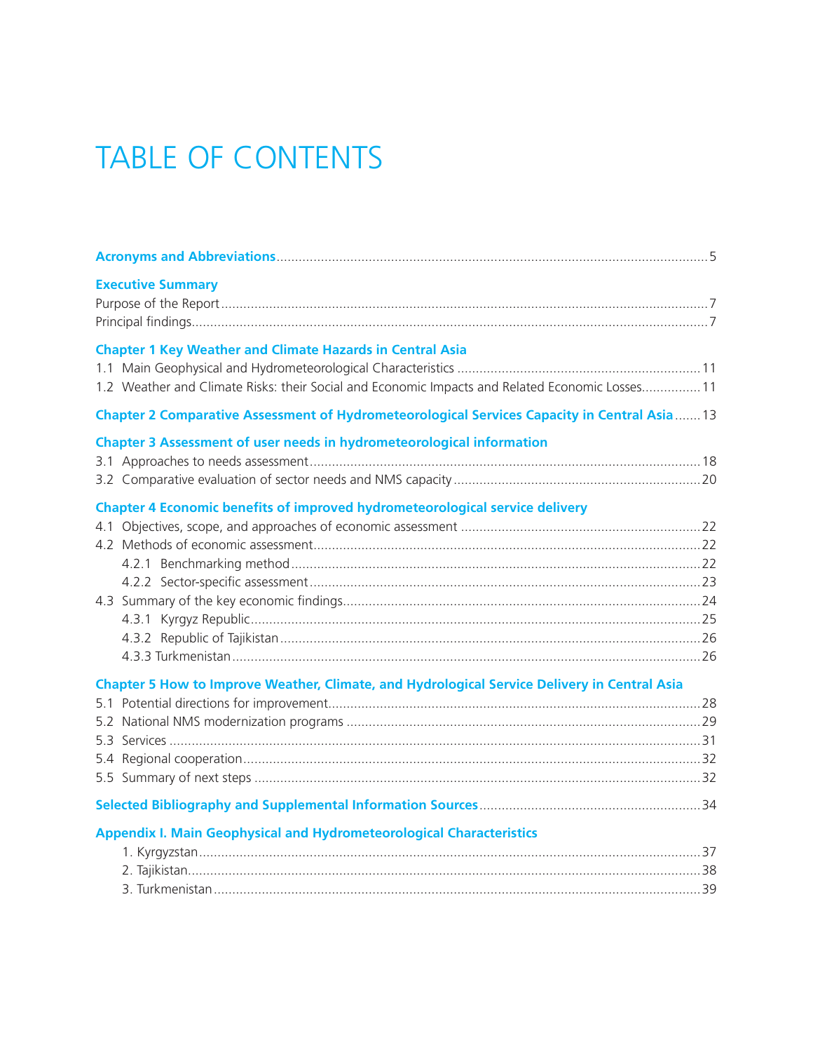# TABLE OF CONTENTS

**Acronyms and Abbreviations** .................................................................................................................. 5

**Executive Summary**

Purpose of the Report ................................................................................................................. 7

Principal findings ......................................................................................................................... 7

**Chapter 1 Key Weather and Climate Hazards in Central Asia**

1.1 Main Geophysical and Hydrometeorological Characteristics ................................................................. 11

1.2 Weather and Climate Risks: their Social and Economic Impacts and Related Economic Losses ................ 11

**Chapter 2 Comparative Assessment of Hydrometeorological Services Capacity in Central Asia** ....... 13

**Chapter 3 Assessment of user needs in hydrometeorological information**

3.1 Approaches to needs assessment ......................................................................................................... 18

3.2 Comparative evaluation of sector needs and NMS capacity .................................................................. 20

**Chapter 4 Economic benefits of improved hydrometeorological service delivery**

4.1 Objectives, scope, and approaches of economic assessment ................................................................ 22

4.2 Methods of economic assessment ....................................................................................................... 22

  4.2.1 Benchmarking method ............................................................................................................. 22

  4.2.2 Sector-specific assessment ........................................................................................................ 23

4.3 Summary of the key economic findings ............................................................................................... 24

  4.3.1 Kyrgyz Republic ........................................................................................................................ 25

  4.3.2 Republic of Tajikistan ................................................................................................................ 26

  4.3.3 Turkmenistan ............................................................................................................................ 26

**Chapter 5 How to Improve Weather, Climate, and Hydrological Service Delivery in Central Asia**

5.1 Potential directions for improvement ................................................................................................... 28

5.2 National NMS modernization programs .............................................................................................. 29

5.3 Services ............................................................................................................................................. 31

5.4 Regional cooperation .......................................................................................................................... 32

5.5 Summary of next steps ....................................................................................................................... 32

**Selected Bibliography and Supplemental Information Sources** ........................................................... 34

**Appendix I. Main Geophysical and Hydrometeorological Characteristics**

  1. Kyrgyzstan ...................................................................................................................................... 37

  2. Tajikistan ........................................................................................................................................ 38

  3. Turkmenistan .................................................................................................................................. 39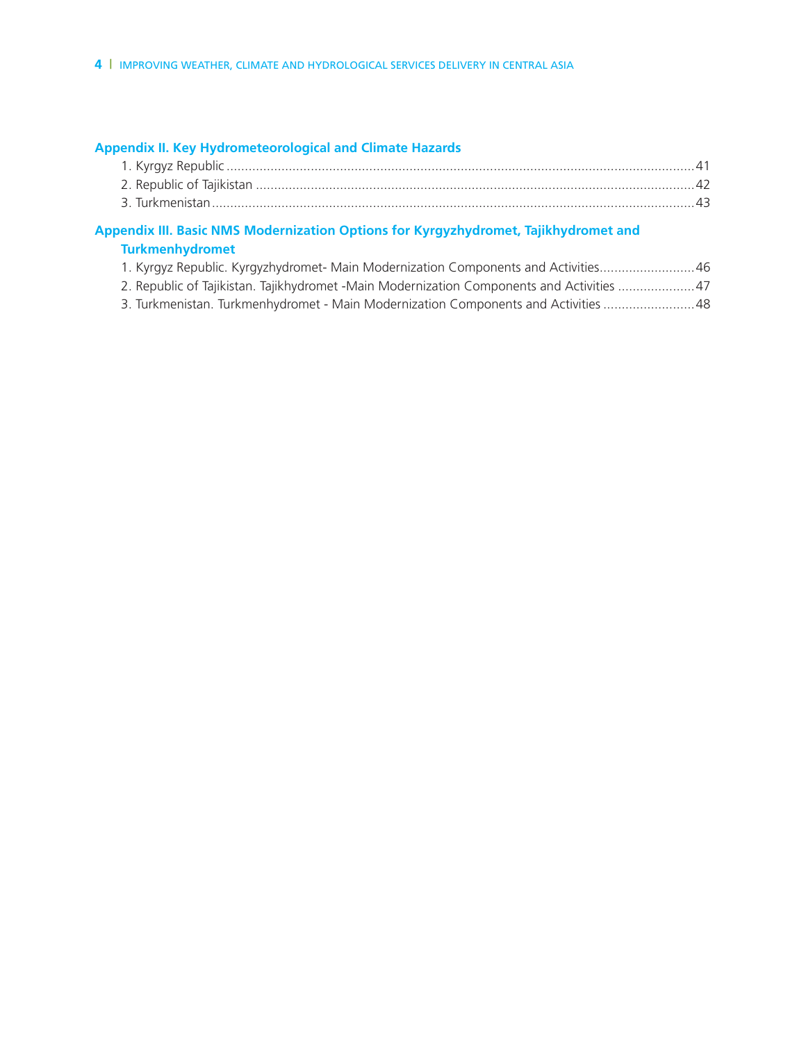**Appendix II. Key Hydrometeorological and Climate Hazards**

1. Kyrgyz Republic ........................................................................................................................ 41
2. Republic of Tajikistan ................................................................................................................ 42
3. Turkmenistan ............................................................................................................................ 43

**Appendix III. Basic NMS Modernization Options for Kyrgyzhydromet, Tajikhydromet and Turkmenhydromet**

1. Kyrgyz Republic. Kyrgyzhydromet- Main Modernization Components and Activities.......................... 46
2. Republic of Tajikistan. Tajikhydromet -Main Modernization Components and Activities ..................... 47
3. Turkmenistan. Turkmenhydromet - Main Modernization Components and Activities ......................... 48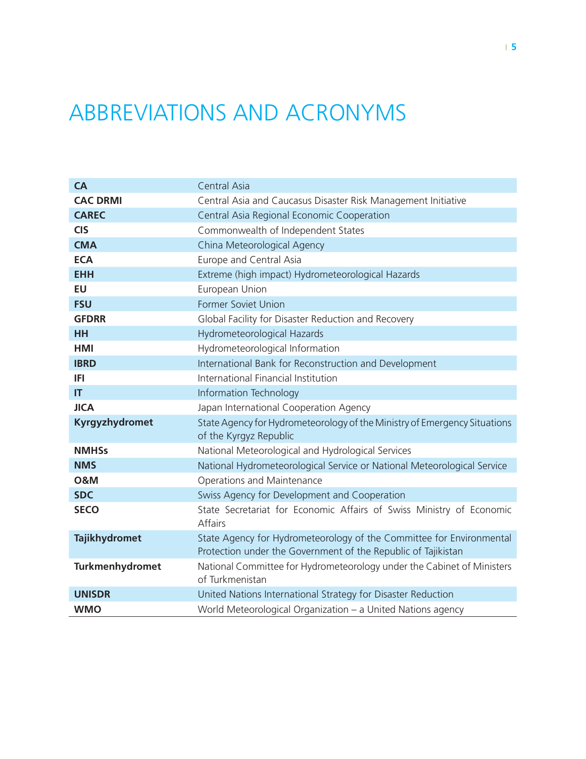# ABBREVIATIONS AND ACRONYMS

| | |
|---|---|
| **CA** | Central Asia |
| **CAC DRMI** | Central Asia and Caucasus Disaster Risk Management Initiative |
| **CAREC** | Central Asia Regional Economic Cooperation |
| **CIS** | Commonwealth of Independent States |
| **CMA** | China Meteorological Agency |
| **ECA** | Europe and Central Asia |
| **EHH** | Extreme (high impact) Hydrometeorological Hazards |
| **EU** | European Union |
| **FSU** | Former Soviet Union |
| **GFDRR** | Global Facility for Disaster Reduction and Recovery |
| **HH** | Hydrometeorological Hazards |
| **HMI** | Hydrometeorological Information |
| **IBRD** | International Bank for Reconstruction and Development |
| **IFI** | International Financial Institution |
| **IT** | Information Technology |
| **JICA** | Japan International Cooperation Agency |
| **Kyrgyzhydromet** | State Agency for Hydrometeorology of the Ministry of Emergency Situations of the Kyrgyz Republic |
| **NMHSs** | National Meteorological and Hydrological Services |
| **NMS** | National Hydrometeorological Service or National Meteorological Service |
| **O&M** | Operations and Maintenance |
| **SDC** | Swiss Agency for Development and Cooperation |
| **SECO** | State Secretariat for Economic Affairs of Swiss Ministry of Economic Affairs |
| **Tajikhydromet** | State Agency for Hydrometeorology of the Committee for Environmental Protection under the Government of the Republic of Tajikistan |
| **Turkmenhydromet** | National Committee for Hydrometeorology under the Cabinet of Ministers of Turkmenistan |
| **UNISDR** | United Nations International Strategy for Disaster Reduction |
| **WMO** | World Meteorological Organization – a United Nations agency |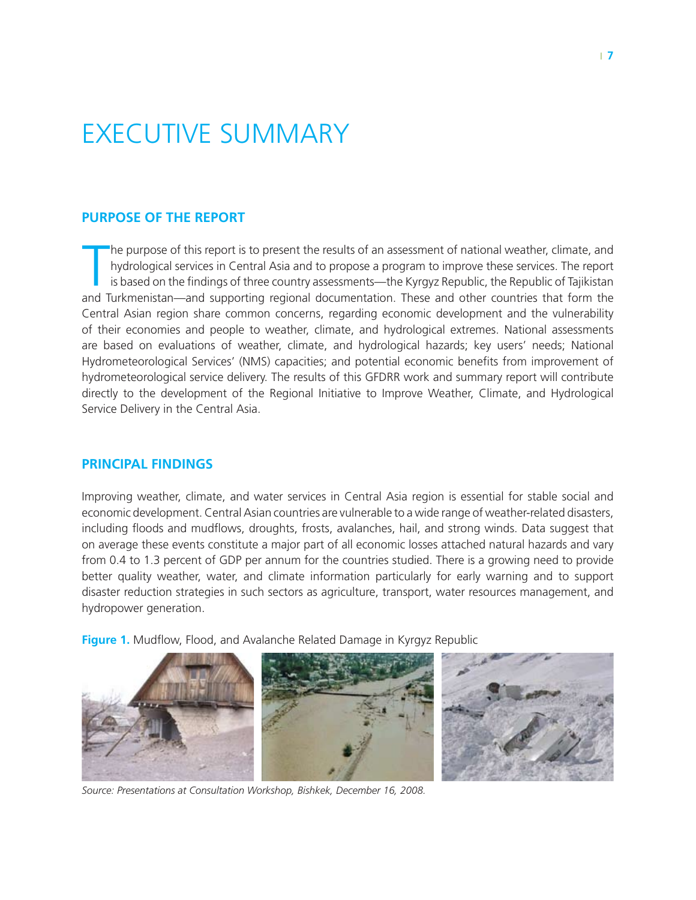# EXECUTIVE SUMMARY

## PURPOSE OF THE REPORT

The purpose of this report is to present the results of an assessment of national weather, climate, and hydrological services in Central Asia and to propose a program to improve these services. The report is based on the findings of three country assessments—the Kyrgyz Republic, the Republic of Tajikistan and Turkmenistan—and supporting regional documentation. These and other countries that form the Central Asian region share common concerns, regarding economic development and the vulnerability of their economies and people to weather, climate, and hydrological extremes. National assessments are based on evaluations of weather, climate, and hydrological hazards; key users' needs; National Hydrometeorological Services' (NMS) capacities; and potential economic benefits from improvement of hydrometeorological service delivery. The results of this GFDRR work and summary report will contribute directly to the development of the Regional Initiative to Improve Weather, Climate, and Hydrological Service Delivery in the Central Asia.

## PRINCIPAL FINDINGS

Improving weather, climate, and water services in Central Asia region is essential for stable social and economic development. Central Asian countries are vulnerable to a wide range of weather-related disasters, including floods and mudflows, droughts, frosts, avalanches, hail, and strong winds. Data suggest that on average these events constitute a major part of all economic losses attached natural hazards and vary from 0.4 to 1.3 percent of GDP per annum for the countries studied. There is a growing need to provide better quality weather, water, and climate information particularly for early warning and to support disaster reduction strategies in such sectors as agriculture, transport, water resources management, and hydropower generation.

**Figure 1.** Mudflow, Flood, and Avalanche Related Damage in Kyrgyz Republic

*Source: Presentations at Consultation Workshop, Bishkek, December 16, 2008.*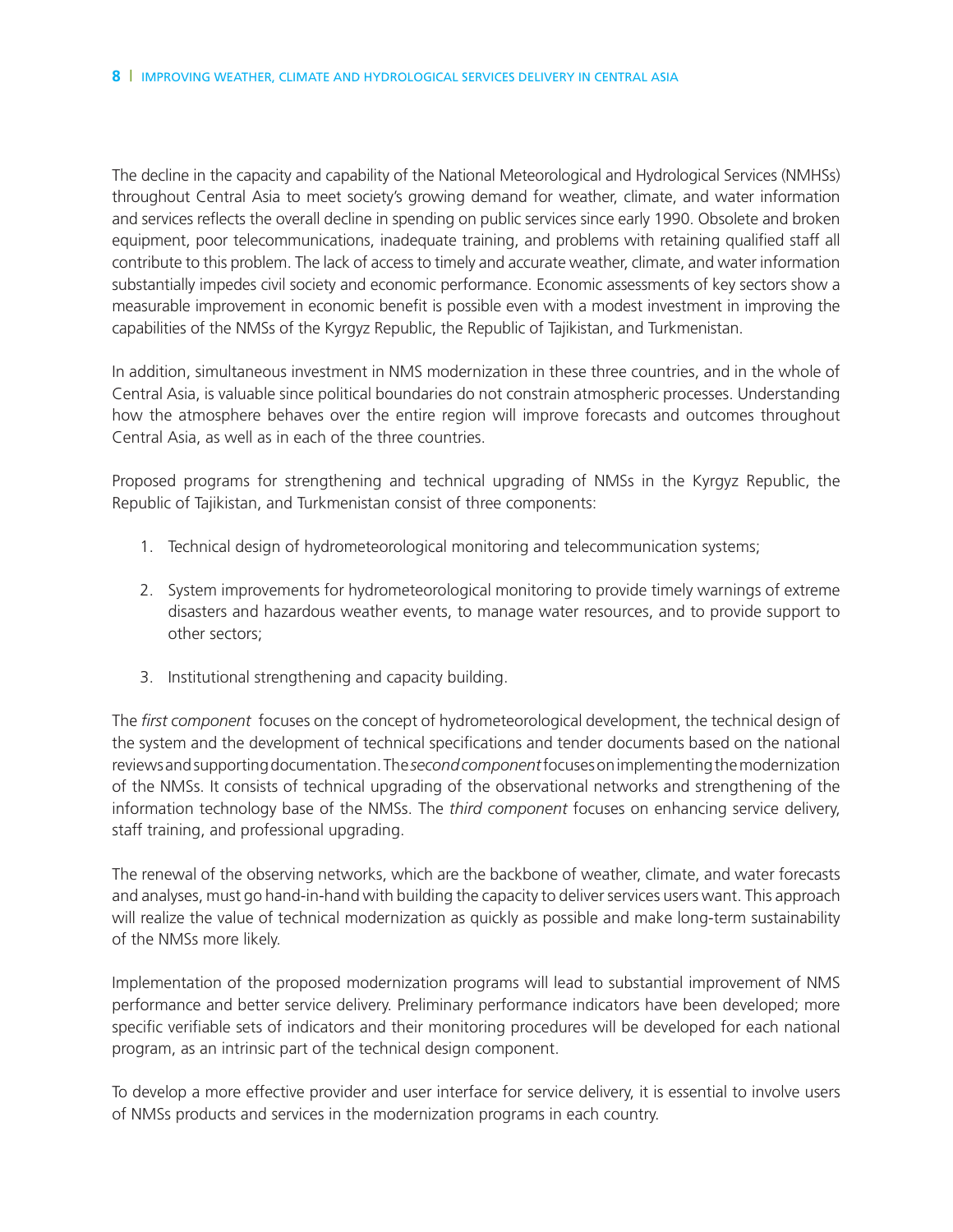The decline in the capacity and capability of the National Meteorological and Hydrological Services (NMHSs) throughout Central Asia to meet society's growing demand for weather, climate, and water information and services reflects the overall decline in spending on public services since early 1990. Obsolete and broken equipment, poor telecommunications, inadequate training, and problems with retaining qualified staff all contribute to this problem. The lack of access to timely and accurate weather, climate, and water information substantially impedes civil society and economic performance. Economic assessments of key sectors show a measurable improvement in economic benefit is possible even with a modest investment in improving the capabilities of the NMSs of the Kyrgyz Republic, the Republic of Tajikistan, and Turkmenistan.

In addition, simultaneous investment in NMS modernization in these three countries, and in the whole of Central Asia, is valuable since political boundaries do not constrain atmospheric processes. Understanding how the atmosphere behaves over the entire region will improve forecasts and outcomes throughout Central Asia, as well as in each of the three countries.

Proposed programs for strengthening and technical upgrading of NMSs in the Kyrgyz Republic, the Republic of Tajikistan, and Turkmenistan consist of three components:

1. Technical design of hydrometeorological monitoring and telecommunication systems;

2. System improvements for hydrometeorological monitoring to provide timely warnings of extreme disasters and hazardous weather events, to manage water resources, and to provide support to other sectors;

3. Institutional strengthening and capacity building.

The *first component* focuses on the concept of hydrometeorological development, the technical design of the system and the development of technical specifications and tender documents based on the national reviews and supporting documentation. The *second component* focuses on implementing the modernization of the NMSs. It consists of technical upgrading of the observational networks and strengthening of the information technology base of the NMSs. The *third component* focuses on enhancing service delivery, staff training, and professional upgrading.

The renewal of the observing networks, which are the backbone of weather, climate, and water forecasts and analyses, must go hand-in-hand with building the capacity to deliver services users want. This approach will realize the value of technical modernization as quickly as possible and make long-term sustainability of the NMSs more likely.

Implementation of the proposed modernization programs will lead to substantial improvement of NMS performance and better service delivery. Preliminary performance indicators have been developed; more specific verifiable sets of indicators and their monitoring procedures will be developed for each national program, as an intrinsic part of the technical design component.

To develop a more effective provider and user interface for service delivery, it is essential to involve users of NMSs products and services in the modernization programs in each country.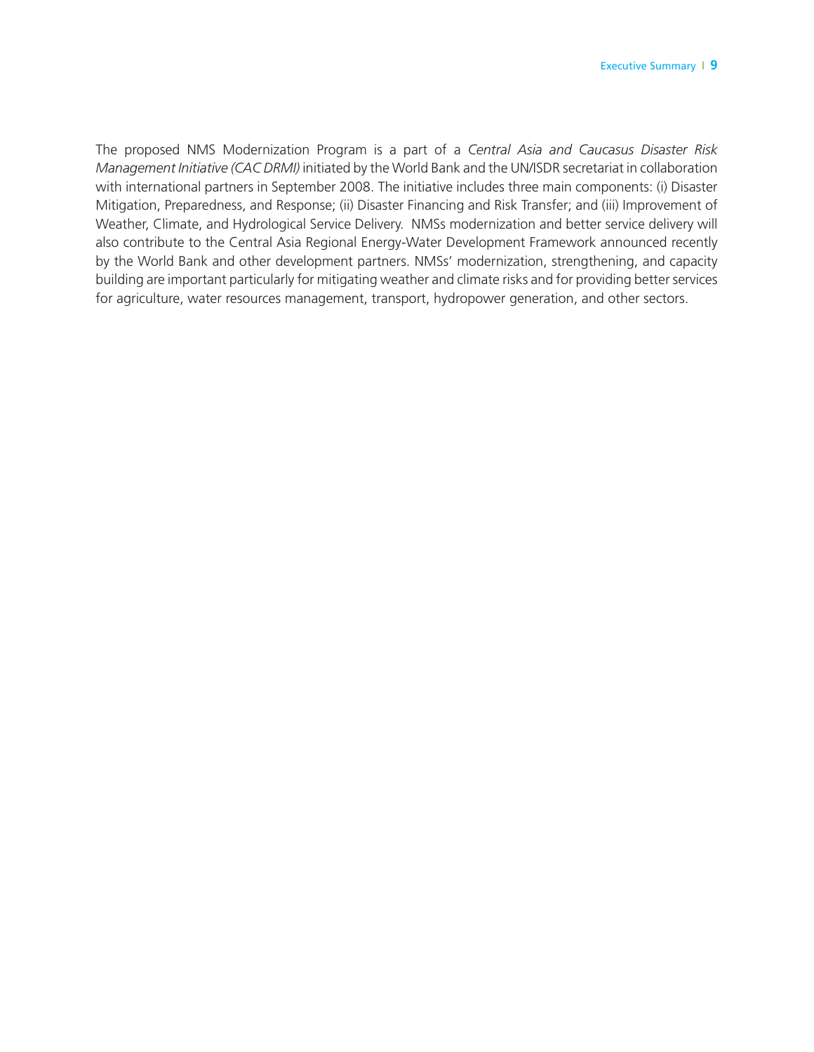The proposed NMS Modernization Program is a part of a *Central Asia and Caucasus Disaster Risk Management Initiative (CAC DRMI)* initiated by the World Bank and the UN/ISDR secretariat in collaboration with international partners in September 2008. The initiative includes three main components: (i) Disaster Mitigation, Preparedness, and Response; (ii) Disaster Financing and Risk Transfer; and (iii) Improvement of Weather, Climate, and Hydrological Service Delivery. NMSs modernization and better service delivery will also contribute to the Central Asia Regional Energy-Water Development Framework announced recently by the World Bank and other development partners. NMSs' modernization, strengthening, and capacity building are important particularly for mitigating weather and climate risks and for providing better services for agriculture, water resources management, transport, hydropower generation, and other sectors.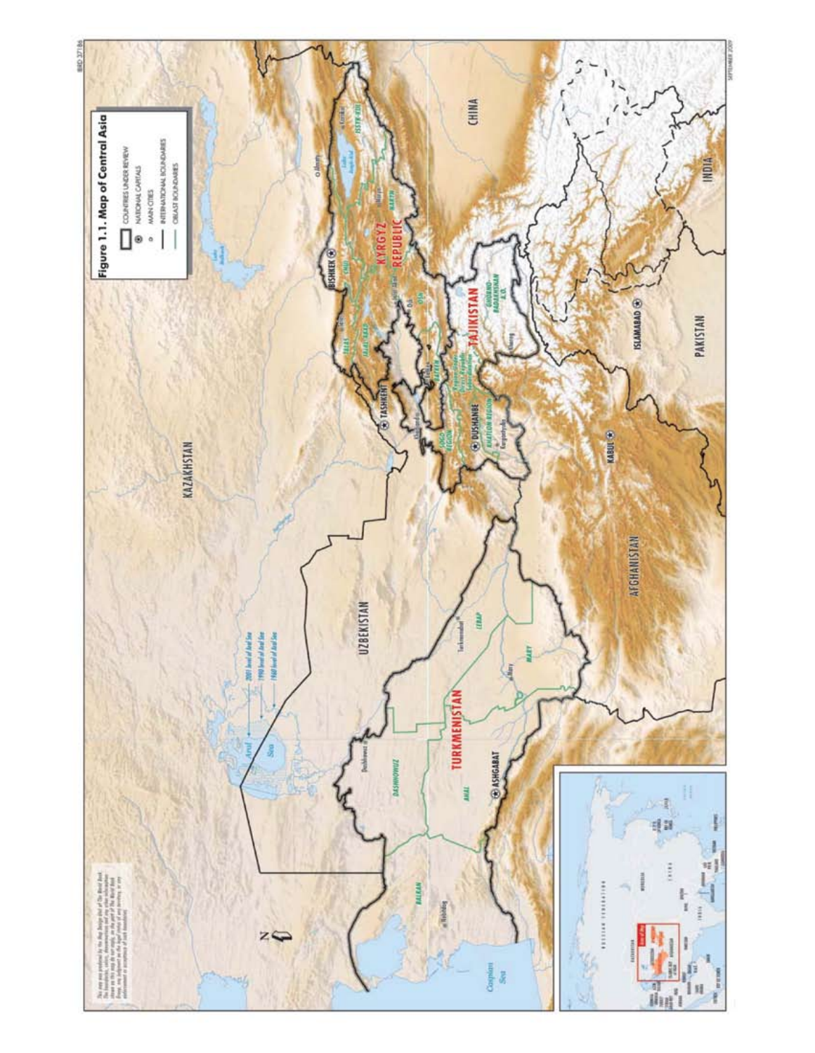**Figure 1.1. Map of Central Asia**

COUNTRIES UNDER REVIEW
NATIONAL CAPITALS
MAIN CITIES
INTERNATIONAL BOUNDARIES
OBLAST BOUNDARIES

KAZAKHSTAN

UZBEKISTAN

TURKMENISTAN

KYRGYZ REPUBLIC

TAJIKISTAN

CHINA

AFGHANISTAN

PAKISTAN

INDIA

BISHKEK

TASHKENT

DUSHANBE

ASHGABAT

KABUL

ISLAMABAD

Aral Sea

2001 level of Aral Sea

1990 level of Aral Sea

1960 level of Aral Sea

Caspian Sea

DASHHOWUZ

BALKAN

AHAL

LEBAP

MARY

GORNO-BADAKHSHAN A.O.

KHATLON REGION

SUGD REGION

TALAS

CHUI

JALAL-ABAD

NARYN

OSH

ISSYK-KUL

BATKEN

IBRD 37186

SEPTEMBER 2009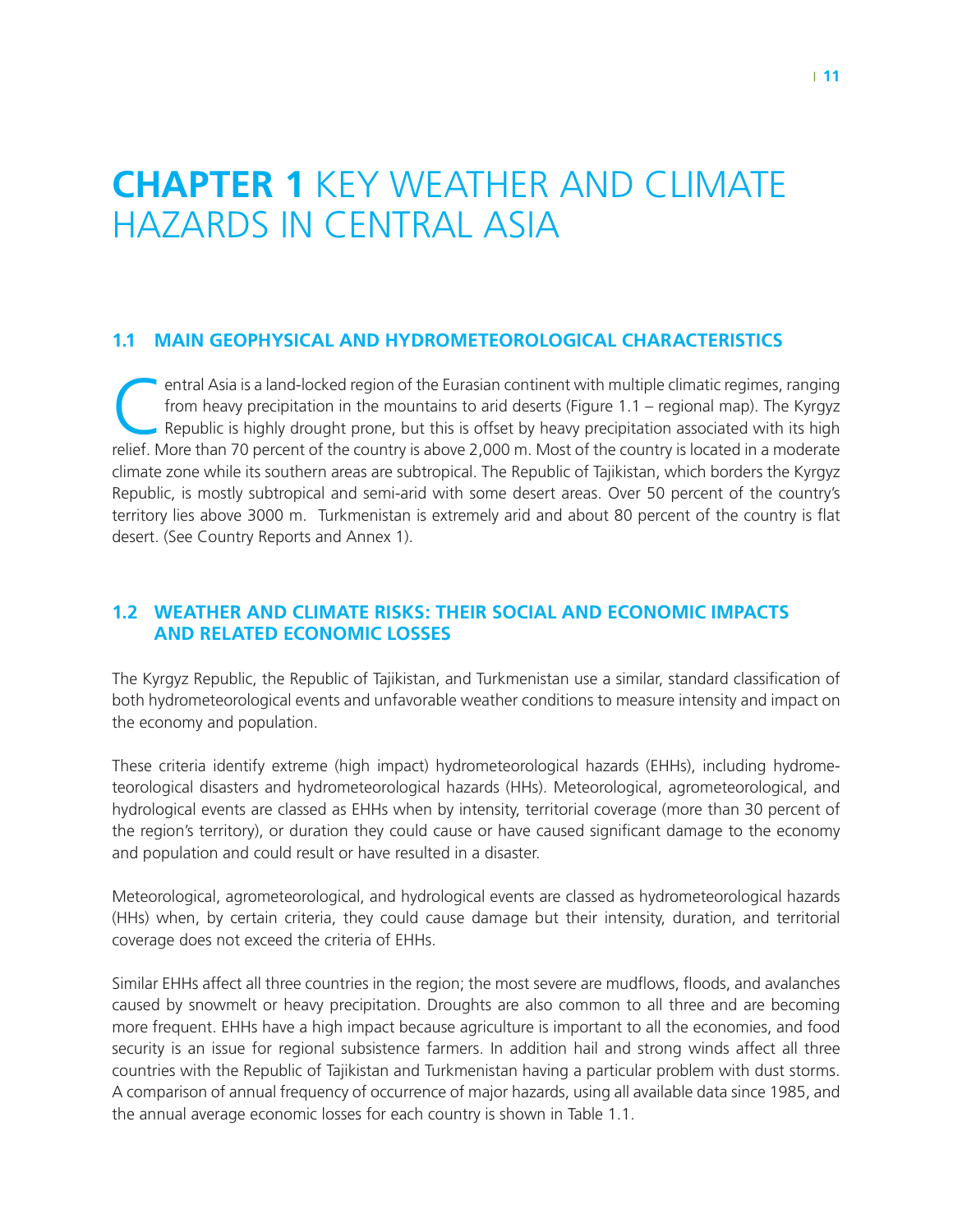# CHAPTER 1 KEY WEATHER AND CLIMATE HAZARDS IN CENTRAL ASIA

## 1.1 MAIN GEOPHYSICAL AND HYDROMETEOROLOGICAL CHARACTERISTICS

Central Asia is a land-locked region of the Eurasian continent with multiple climatic regimes, ranging from heavy precipitation in the mountains to arid deserts (Figure 1.1 – regional map). The Kyrgyz Republic is highly drought prone, but this is offset by heavy precipitation associated with its high relief. More than 70 percent of the country is above 2,000 m. Most of the country is located in a moderate climate zone while its southern areas are subtropical. The Republic of Tajikistan, which borders the Kyrgyz Republic, is mostly subtropical and semi-arid with some desert areas. Over 50 percent of the country's territory lies above 3000 m. Turkmenistan is extremely arid and about 80 percent of the country is flat desert. (See Country Reports and Annex 1).

## 1.2 WEATHER AND CLIMATE RISKS: THEIR SOCIAL AND ECONOMIC IMPACTS AND RELATED ECONOMIC LOSSES

The Kyrgyz Republic, the Republic of Tajikistan, and Turkmenistan use a similar, standard classification of both hydrometeorological events and unfavorable weather conditions to measure intensity and impact on the economy and population.

These criteria identify extreme (high impact) hydrometeorological hazards (EHHs), including hydrometeorological disasters and hydrometeorological hazards (HHs). Meteorological, agrometeorological, and hydrological events are classed as EHHs when by intensity, territorial coverage (more than 30 percent of the region's territory), or duration they could cause or have caused significant damage to the economy and population and could result or have resulted in a disaster.

Meteorological, agrometeorological, and hydrological events are classed as hydrometeorological hazards (HHs) when, by certain criteria, they could cause damage but their intensity, duration, and territorial coverage does not exceed the criteria of EHHs.

Similar EHHs affect all three countries in the region; the most severe are mudflows, floods, and avalanches caused by snowmelt or heavy precipitation. Droughts are also common to all three and are becoming more frequent. EHHs have a high impact because agriculture is important to all the economies, and food security is an issue for regional subsistence farmers. In addition hail and strong winds affect all three countries with the Republic of Tajikistan and Turkmenistan having a particular problem with dust storms. A comparison of annual frequency of occurrence of major hazards, using all available data since 1985, and the annual average economic losses for each country is shown in Table 1.1.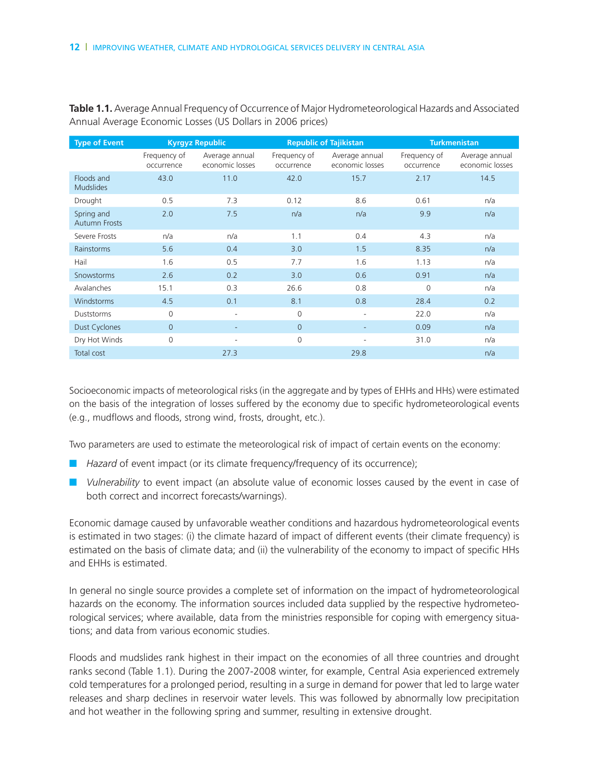**Table 1.1.** Average Annual Frequency of Occurrence of Major Hydrometeorological Hazards and Associated Annual Average Economic Losses (US Dollars in 2006 prices)

| Type of Event | Kyrgyz Republic | | Republic of Tajikistan | | Turkmenistan | |
|---|---|---|---|---|---|---|
| | Frequency of occurrence | Average annual economic losses | Frequency of occurrence | Average annual economic losses | Frequency of occurrence | Average annual economic losses |
| Floods and Mudslides | 43.0 | 11.0 | 42.0 | 15.7 | 2.17 | 14.5 |
| Drought | 0.5 | 7.3 | 0.12 | 8.6 | 0.61 | n/a |
| Spring and Autumn Frosts | 2.0 | 7.5 | n/a | n/a | 9.9 | n/a |
| Severe Frosts | n/a | n/a | 1.1 | 0.4 | 4.3 | n/a |
| Rainstorms | 5.6 | 0.4 | 3.0 | 1.5 | 8.35 | n/a |
| Hail | 1.6 | 0.5 | 7.7 | 1.6 | 1.13 | n/a |
| Snowstorms | 2.6 | 0.2 | 3.0 | 0.6 | 0.91 | n/a |
| Avalanches | 15.1 | 0.3 | 26.6 | 0.8 | 0 | n/a |
| Windstorms | 4.5 | 0.1 | 8.1 | 0.8 | 28.4 | 0.2 |
| Duststorms | 0 | - | 0 | - | 22.0 | n/a |
| Dust Cyclones | 0 | - | 0 | - | 0.09 | n/a |
| Dry Hot Winds | 0 | - | 0 | - | 31.0 | n/a |
| Total cost | | 27.3 | | 29.8 | | n/a |

Socioeconomic impacts of meteorological risks (in the aggregate and by types of EHHs and HHs) were estimated on the basis of the integration of losses suffered by the economy due to specific hydrometeorological events (e.g., mudflows and floods, strong wind, frosts, drought, etc.).

Two parameters are used to estimate the meteorological risk of impact of certain events on the economy:

- *Hazard* of event impact (or its climate frequency/frequency of its occurrence);
- *Vulnerability* to event impact (an absolute value of economic losses caused by the event in case of both correct and incorrect forecasts/warnings).

Economic damage caused by unfavorable weather conditions and hazardous hydrometeorological events is estimated in two stages: (i) the climate hazard of impact of different events (their climate frequency) is estimated on the basis of climate data; and (ii) the vulnerability of the economy to impact of specific HHs and EHHs is estimated.

In general no single source provides a complete set of information on the impact of hydrometeorological hazards on the economy. The information sources included data supplied by the respective hydrometeorological services; where available, data from the ministries responsible for coping with emergency situations; and data from various economic studies.

Floods and mudslides rank highest in their impact on the economies of all three countries and drought ranks second (Table 1.1). During the 2007-2008 winter, for example, Central Asia experienced extremely cold temperatures for a prolonged period, resulting in a surge in demand for power that led to large water releases and sharp declines in reservoir water levels. This was followed by abnormally low precipitation and hot weather in the following spring and summer, resulting in extensive drought.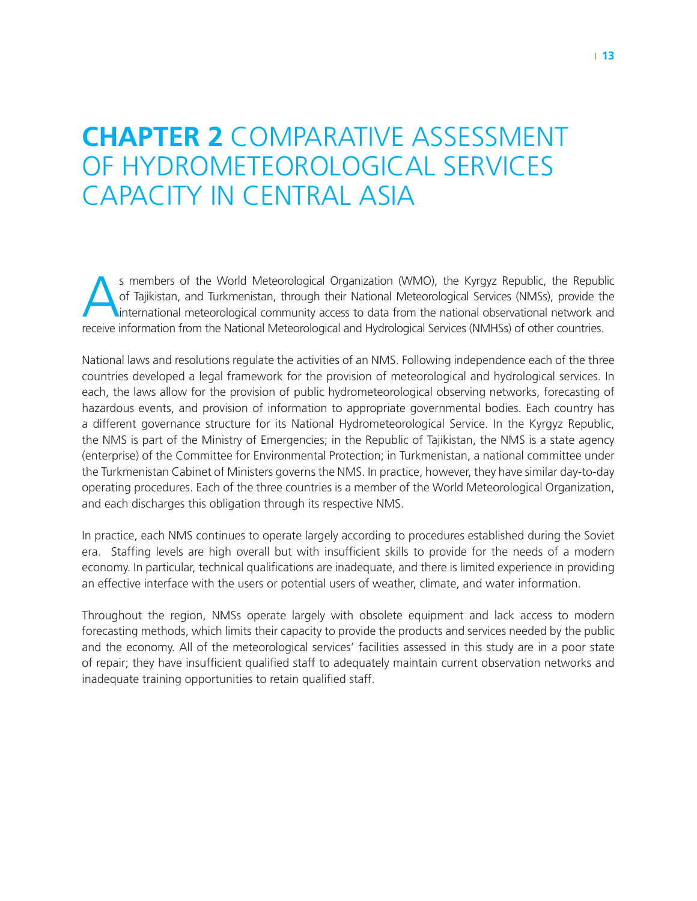# CHAPTER 2 COMPARATIVE ASSESSMENT OF HYDROMETEOROLOGICAL SERVICES CAPACITY IN CENTRAL ASIA

As members of the World Meteorological Organization (WMO), the Kyrgyz Republic, the Republic of Tajikistan, and Turkmenistan, through their National Meteorological Services (NMSs), provide the international meteorological community access to data from the national observational network and receive information from the National Meteorological and Hydrological Services (NMHSs) of other countries.

National laws and resolutions regulate the activities of an NMS. Following independence each of the three countries developed a legal framework for the provision of meteorological and hydrological services. In each, the laws allow for the provision of public hydrometeorological observing networks, forecasting of hazardous events, and provision of information to appropriate governmental bodies. Each country has a different governance structure for its National Hydrometeorological Service. In the Kyrgyz Republic, the NMS is part of the Ministry of Emergencies; in the Republic of Tajikistan, the NMS is a state agency (enterprise) of the Committee for Environmental Protection; in Turkmenistan, a national committee under the Turkmenistan Cabinet of Ministers governs the NMS. In practice, however, they have similar day-to-day operating procedures. Each of the three countries is a member of the World Meteorological Organization, and each discharges this obligation through its respective NMS.

In practice, each NMS continues to operate largely according to procedures established during the Soviet era. Staffing levels are high overall but with insufficient skills to provide for the needs of a modern economy. In particular, technical qualifications are inadequate, and there is limited experience in providing an effective interface with the users or potential users of weather, climate, and water information.

Throughout the region, NMSs operate largely with obsolete equipment and lack access to modern forecasting methods, which limits their capacity to provide the products and services needed by the public and the economy. All of the meteorological services' facilities assessed in this study are in a poor state of repair; they have insufficient qualified staff to adequately maintain current observation networks and inadequate training opportunities to retain qualified staff.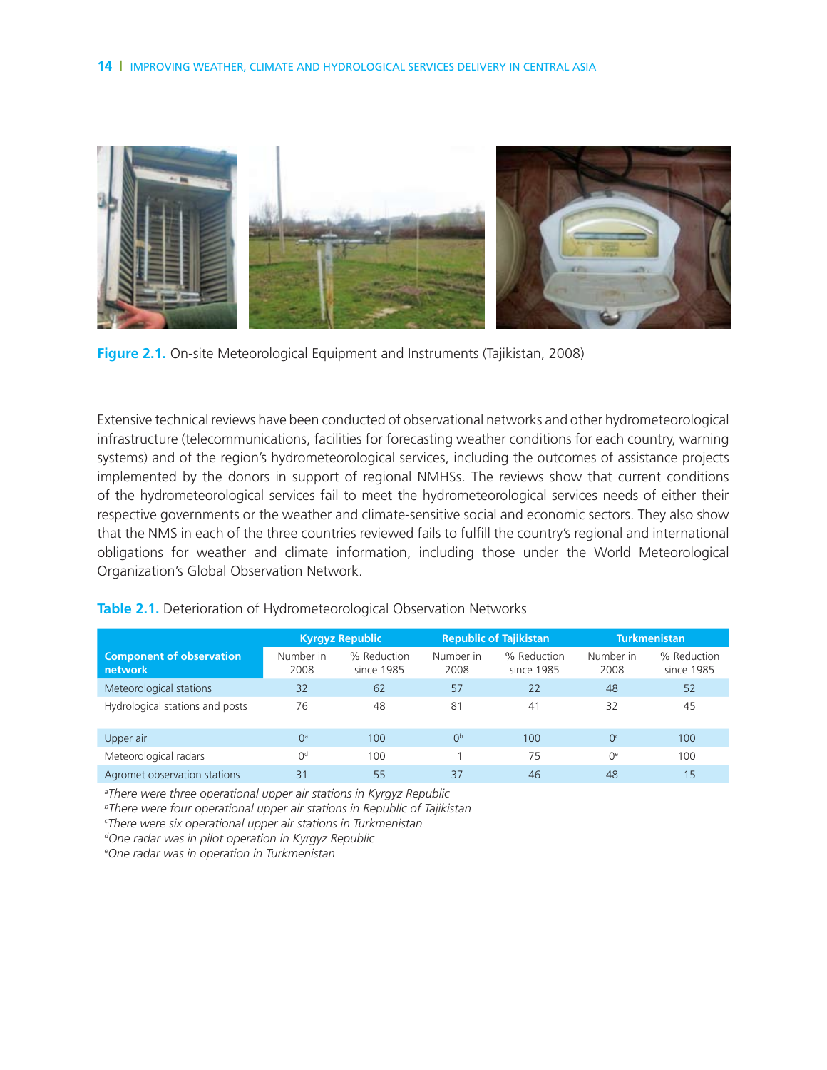**Figure 2.1.** On-site Meteorological Equipment and Instruments (Tajikistan, 2008)

Extensive technical reviews have been conducted of observational networks and other hydrometeorological infrastructure (telecommunications, facilities for forecasting weather conditions for each country, warning systems) and of the region's hydrometeorological services, including the outcomes of assistance projects implemented by the donors in support of regional NMHSs. The reviews show that current conditions of the hydrometeorological services fail to meet the hydrometeorological services needs of either their respective governments or the weather and climate-sensitive social and economic sectors. They also show that the NMS in each of the three countries reviewed fails to fulfill the country's regional and international obligations for weather and climate information, including those under the World Meteorological Organization's Global Observation Network.

**Table 2.1.** Deterioration of Hydrometeorological Observation Networks

| Component of observation network | Kyrgyz Republic | | Republic of Tajikistan | | Turkmenistan | |
|---|---|---|---|---|---|---|
| | Number in 2008 | % Reduction since 1985 | Number in 2008 | % Reduction since 1985 | Number in 2008 | % Reduction since 1985 |
| Meteorological stations | 32 | 62 | 57 | 22 | 48 | 52 |
| Hydrological stations and posts | 76 | 48 | 81 | 41 | 32 | 45 |
| Upper air | 0[a] | 100 | 0[b] | 100 | 0[c] | 100 |
| Meteorological radars | 0[d] | 100 | 1 | 75 | 0[e] | 100 |
| Agromet observation stations | 31 | 55 | 37 | 46 | 48 | 15 |

[a]*There were three operational upper air stations in Kyrgyz Republic*
[b]*There were four operational upper air stations in Republic of Tajikistan*
[c]*There were six operational upper air stations in Turkmenistan*
[d]*One radar was in pilot operation in Kyrgyz Republic*
[e]*One radar was in operation in Turkmenistan*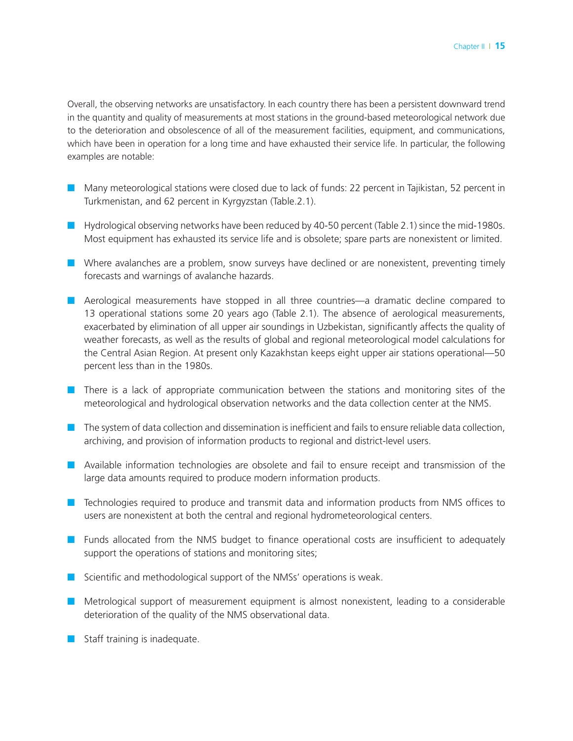Overall, the observing networks are unsatisfactory. In each country there has been a persistent downward trend in the quantity and quality of measurements at most stations in the ground-based meteorological network due to the deterioration and obsolescence of all of the measurement facilities, equipment, and communications, which have been in operation for a long time and have exhausted their service life. In particular, the following examples are notable:

- Many meteorological stations were closed due to lack of funds: 22 percent in Tajikistan, 52 percent in Turkmenistan, and 62 percent in Kyrgyzstan (Table.2.1).
- Hydrological observing networks have been reduced by 40-50 percent (Table 2.1) since the mid-1980s. Most equipment has exhausted its service life and is obsolete; spare parts are nonexistent or limited.
- Where avalanches are a problem, snow surveys have declined or are nonexistent, preventing timely forecasts and warnings of avalanche hazards.
- Aerological measurements have stopped in all three countries—a dramatic decline compared to 13 operational stations some 20 years ago (Table 2.1). The absence of aerological measurements, exacerbated by elimination of all upper air soundings in Uzbekistan, significantly affects the quality of weather forecasts, as well as the results of global and regional meteorological model calculations for the Central Asian Region. At present only Kazakhstan keeps eight upper air stations operational—50 percent less than in the 1980s.
- There is a lack of appropriate communication between the stations and monitoring sites of the meteorological and hydrological observation networks and the data collection center at the NMS.
- The system of data collection and dissemination is inefficient and fails to ensure reliable data collection, archiving, and provision of information products to regional and district-level users.
- Available information technologies are obsolete and fail to ensure receipt and transmission of the large data amounts required to produce modern information products.
- Technologies required to produce and transmit data and information products from NMS offices to users are nonexistent at both the central and regional hydrometeorological centers.
- Funds allocated from the NMS budget to finance operational costs are insufficient to adequately support the operations of stations and monitoring sites;
- Scientific and methodological support of the NMSs' operations is weak.
- Metrological support of measurement equipment is almost nonexistent, leading to a considerable deterioration of the quality of the NMS observational data.
- Staff training is inadequate.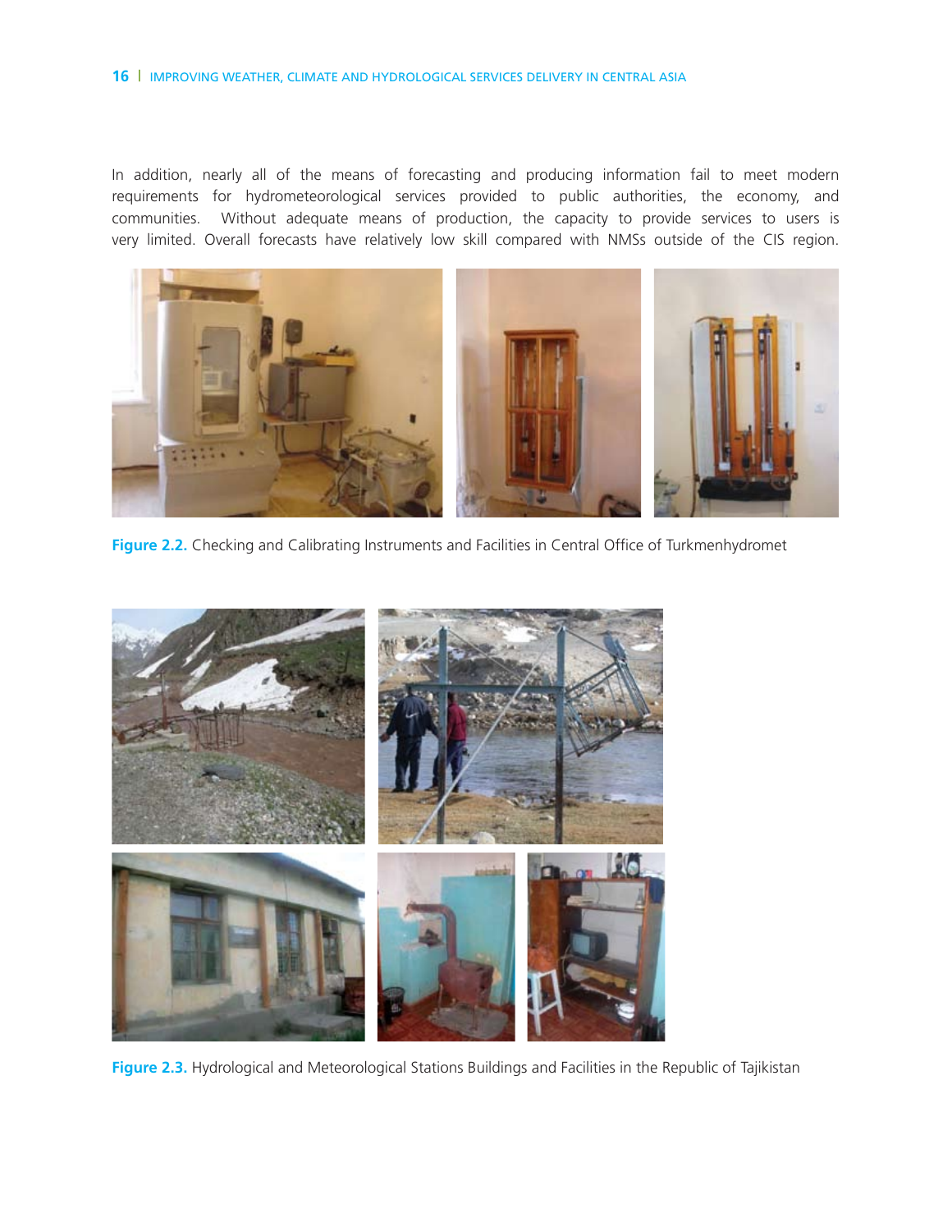In addition, nearly all of the means of forecasting and producing information fail to meet modern requirements for hydrometeorological services provided to public authorities, the economy, and communities. Without adequate means of production, the capacity to provide services to users is very limited. Overall forecasts have relatively low skill compared with NMSs outside of the CIS region.

**Figure 2.2.** Checking and Calibrating Instruments and Facilities in Central Office of Turkmenhydromet

**Figure 2.3.** Hydrological and Meteorological Stations Buildings and Facilities in the Republic of Tajikistan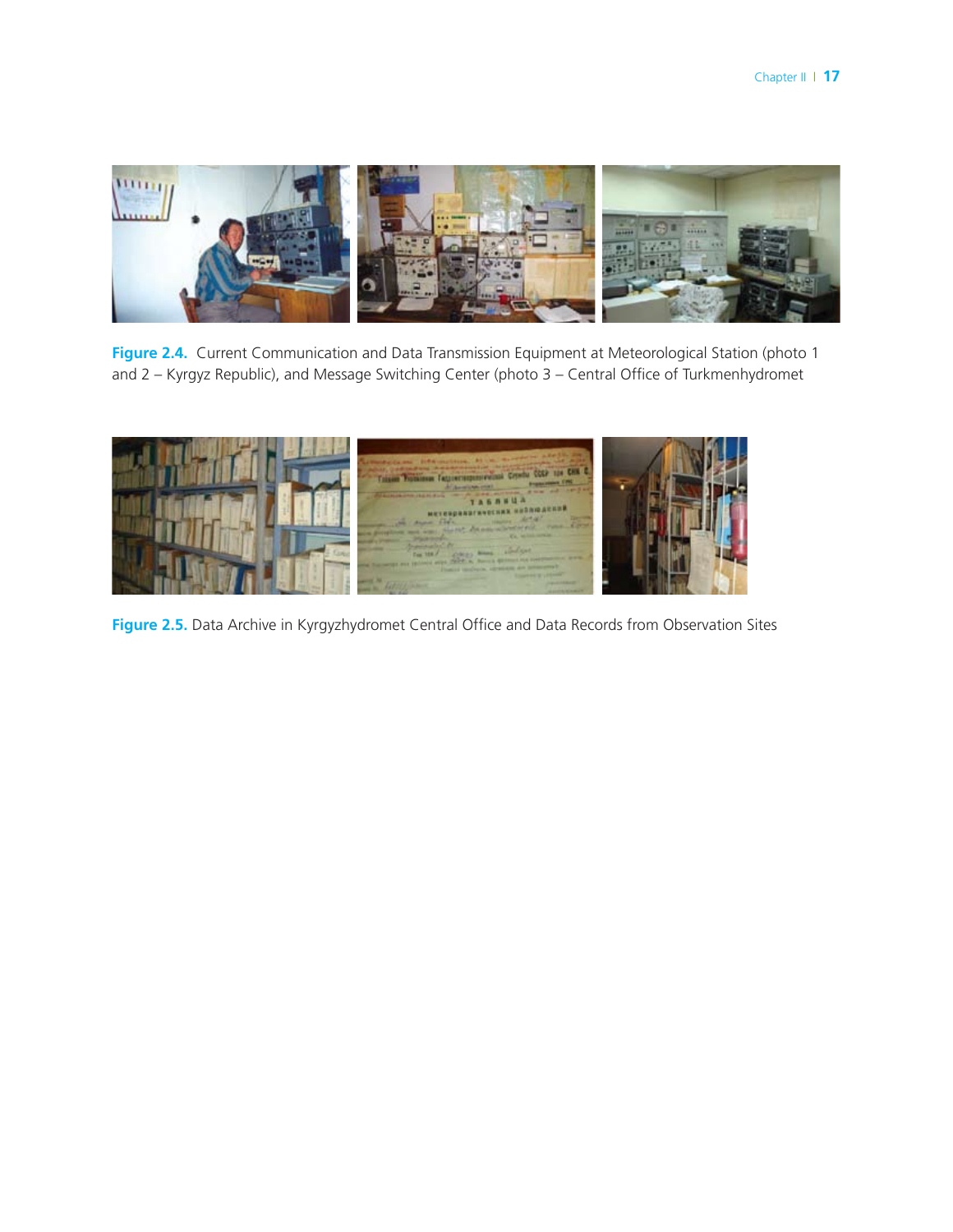**Figure 2.4.** Current Communication and Data Transmission Equipment at Meteorological Station (photo 1 and 2 – Kyrgyz Republic), and Message Switching Center (photo 3 – Central Office of Turkmenhydromet

**Figure 2.5.** Data Archive in Kyrgyzhydromet Central Office and Data Records from Observation Sites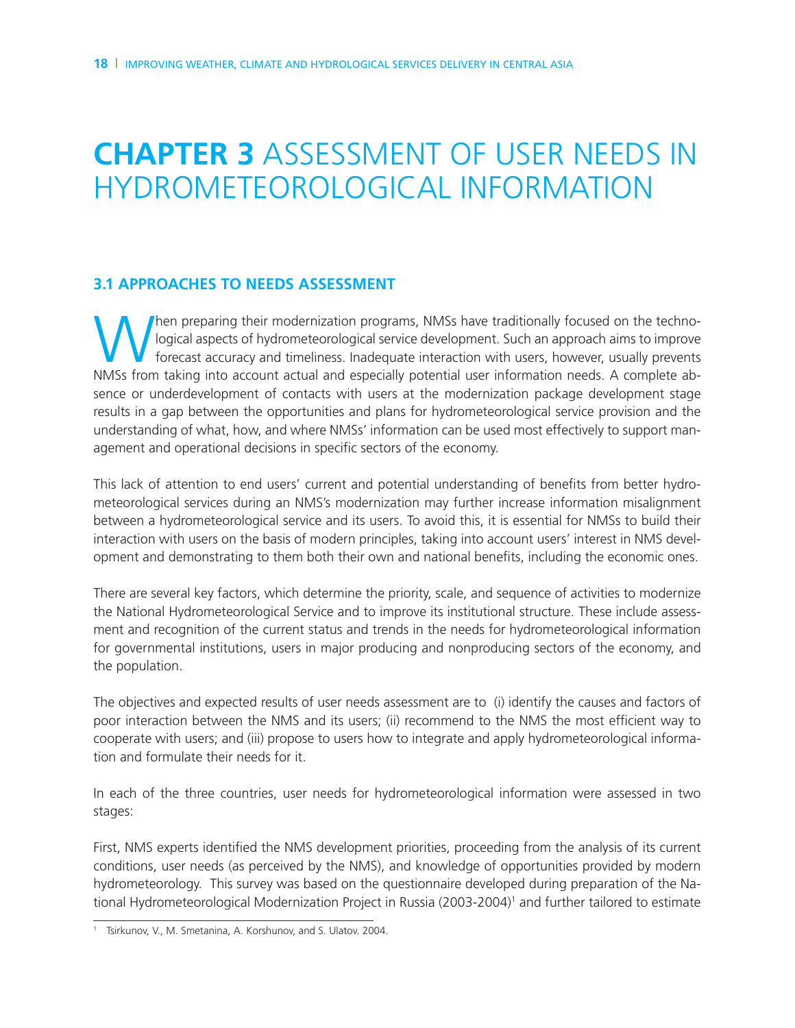# CHAPTER 3 ASSESSMENT OF USER NEEDS IN HYDROMETEOROLOGICAL INFORMATION

## 3.1 APPROACHES TO NEEDS ASSESSMENT

When preparing their modernization programs, NMSs have traditionally focused on the technological aspects of hydrometeorological service development. Such an approach aims to improve forecast accuracy and timeliness. Inadequate interaction with users, however, usually prevents NMSs from taking into account actual and especially potential user information needs. A complete absence or underdevelopment of contacts with users at the modernization package development stage results in a gap between the opportunities and plans for hydrometeorological service provision and the understanding of what, how, and where NMSs' information can be used most effectively to support management and operational decisions in specific sectors of the economy.

This lack of attention to end users' current and potential understanding of benefits from better hydrometeorological services during an NMS's modernization may further increase information misalignment between a hydrometeorological service and its users. To avoid this, it is essential for NMSs to build their interaction with users on the basis of modern principles, taking into account users' interest in NMS development and demonstrating to them both their own and national benefits, including the economic ones.

There are several key factors, which determine the priority, scale, and sequence of activities to modernize the National Hydrometeorological Service and to improve its institutional structure. These include assessment and recognition of the current status and trends in the needs for hydrometeorological information for governmental institutions, users in major producing and nonproducing sectors of the economy, and the population.

The objectives and expected results of user needs assessment are to (i) identify the causes and factors of poor interaction between the NMS and its users; (ii) recommend to the NMS the most efficient way to cooperate with users; and (iii) propose to users how to integrate and apply hydrometeorological information and formulate their needs for it.

In each of the three countries, user needs for hydrometeorological information were assessed in two stages:

First, NMS experts identified the NMS development priorities, proceeding from the analysis of its current conditions, user needs (as perceived by the NMS), and knowledge of opportunities provided by modern hydrometeorology. This survey was based on the questionnaire developed during preparation of the National Hydrometeorological Modernization Project in Russia (2003-2004)[1] and further tailored to estimate

---

[1] Tsirkunov, V., M. Smetanina, A. Korshunov, and S. Ulatov. 2004.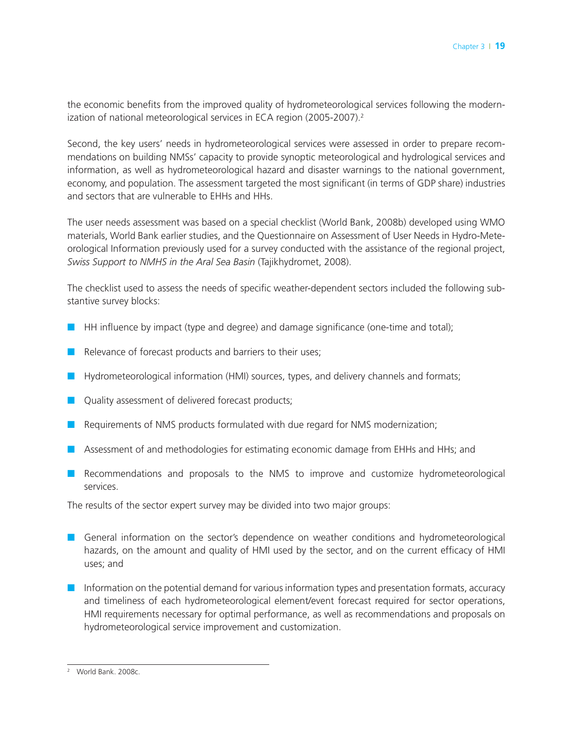the economic benefits from the improved quality of hydrometeorological services following the modernization of national meteorological services in ECA region (2005-2007).[2]

Second, the key users' needs in hydrometeorological services were assessed in order to prepare recommendations on building NMSs' capacity to provide synoptic meteorological and hydrological services and information, as well as hydrometeorological hazard and disaster warnings to the national government, economy, and population. The assessment targeted the most significant (in terms of GDP share) industries and sectors that are vulnerable to EHHs and HHs.

The user needs assessment was based on a special checklist (World Bank, 2008b) developed using WMO materials, World Bank earlier studies, and the Questionnaire on Assessment of User Needs in Hydro-Meteorological Information previously used for a survey conducted with the assistance of the regional project, *Swiss Support to NMHS in the Aral Sea Basin* (Tajikhydromet, 2008).

The checklist used to assess the needs of specific weather-dependent sectors included the following substantive survey blocks:

- HH influence by impact (type and degree) and damage significance (one-time and total);
- Relevance of forecast products and barriers to their uses;
- Hydrometeorological information (HMI) sources, types, and delivery channels and formats;
- Quality assessment of delivered forecast products;
- Requirements of NMS products formulated with due regard for NMS modernization;
- Assessment of and methodologies for estimating economic damage from EHHs and HHs; and
- Recommendations and proposals to the NMS to improve and customize hydrometeorological services.

The results of the sector expert survey may be divided into two major groups:

- General information on the sector's dependence on weather conditions and hydrometeorological hazards, on the amount and quality of HMI used by the sector, and on the current efficacy of HMI uses; and
- Information on the potential demand for various information types and presentation formats, accuracy and timeliness of each hydrometeorological element/event forecast required for sector operations, HMI requirements necessary for optimal performance, as well as recommendations and proposals on hydrometeorological service improvement and customization.

---

[2] World Bank. 2008c.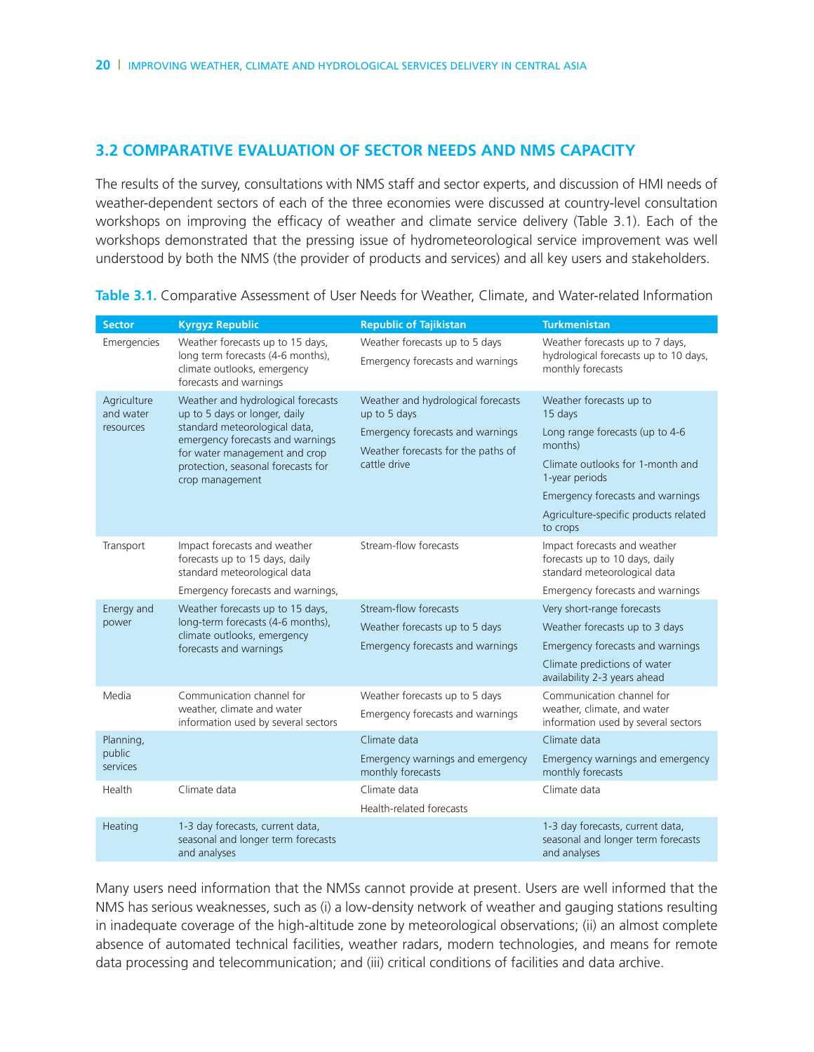## 3.2 COMPARATIVE EVALUATION OF SECTOR NEEDS AND NMS CAPACITY

The results of the survey, consultations with NMS staff and sector experts, and discussion of HMI needs of weather-dependent sectors of each of the three economies were discussed at country-level consultation workshops on improving the efficacy of weather and climate service delivery (Table 3.1). Each of the workshops demonstrated that the pressing issue of hydrometeorological service improvement was well understood by both the NMS (the provider of products and services) and all key users and stakeholders.

**Table 3.1.** Comparative Assessment of User Needs for Weather, Climate, and Water-related Information

| Sector | Kyrgyz Republic | Republic of Tajikistan | Turkmenistan |
|---|---|---|---|
| Emergencies | Weather forecasts up to 15 days, long term forecasts (4-6 months), climate outlooks, emergency forecasts and warnings | Weather forecasts up to 5 days<br>Emergency forecasts and warnings | Weather forecasts up to 7 days, hydrological forecasts up to 10 days, monthly forecasts |
| Agriculture and water resources | Weather and hydrological forecasts up to 5 days or longer, daily standard meteorological data, emergency forecasts and warnings for water management and crop protection, seasonal forecasts for crop management | Weather and hydrological forecasts up to 5 days<br>Emergency forecasts and warnings<br>Weather forecasts for the paths of cattle drive | Weather forecasts up to 15 days<br>Long range forecasts (up to 4-6 months)<br>Climate outlooks for 1-month and 1-year periods<br>Emergency forecasts and warnings<br>Agriculture-specific products related to crops |
| Transport | Impact forecasts and weather forecasts up to 15 days, daily standard meteorological data<br>Emergency forecasts and warnings, | Stream-flow forecasts | Impact forecasts and weather forecasts up to 10 days, daily standard meteorological data<br>Emergency forecasts and warnings |
| Energy and power | Weather forecasts up to 15 days, long-term forecasts (4-6 months), climate outlooks, emergency forecasts and warnings | Stream-flow forecasts<br>Weather forecasts up to 5 days<br>Emergency forecasts and warnings | Very short-range forecasts<br>Weather forecasts up to 3 days<br>Emergency forecasts and warnings<br>Climate predictions of water availability 2-3 years ahead |
| Media | Communication channel for weather, climate and water information used by several sectors | Weather forecasts up to 5 days<br>Emergency forecasts and warnings | Communication channel for weather, climate, and water information used by several sectors |
| Planning, public services | | Climate data<br>Emergency warnings and emergency monthly forecasts | Climate data<br>Emergency warnings and emergency monthly forecasts |
| Health | Climate data | Climate data<br>Health-related forecasts | Climate data |
| Heating | 1-3 day forecasts, current data, seasonal and longer term forecasts and analyses | | 1-3 day forecasts, current data, seasonal and longer term forecasts and analyses |

Many users need information that the NMSs cannot provide at present. Users are well informed that the NMS has serious weaknesses, such as (i) a low-density network of weather and gauging stations resulting in inadequate coverage of the high-altitude zone by meteorological observations; (ii) an almost complete absence of automated technical facilities, weather radars, modern technologies, and means for remote data processing and telecommunication; and (iii) critical conditions of facilities and data archive.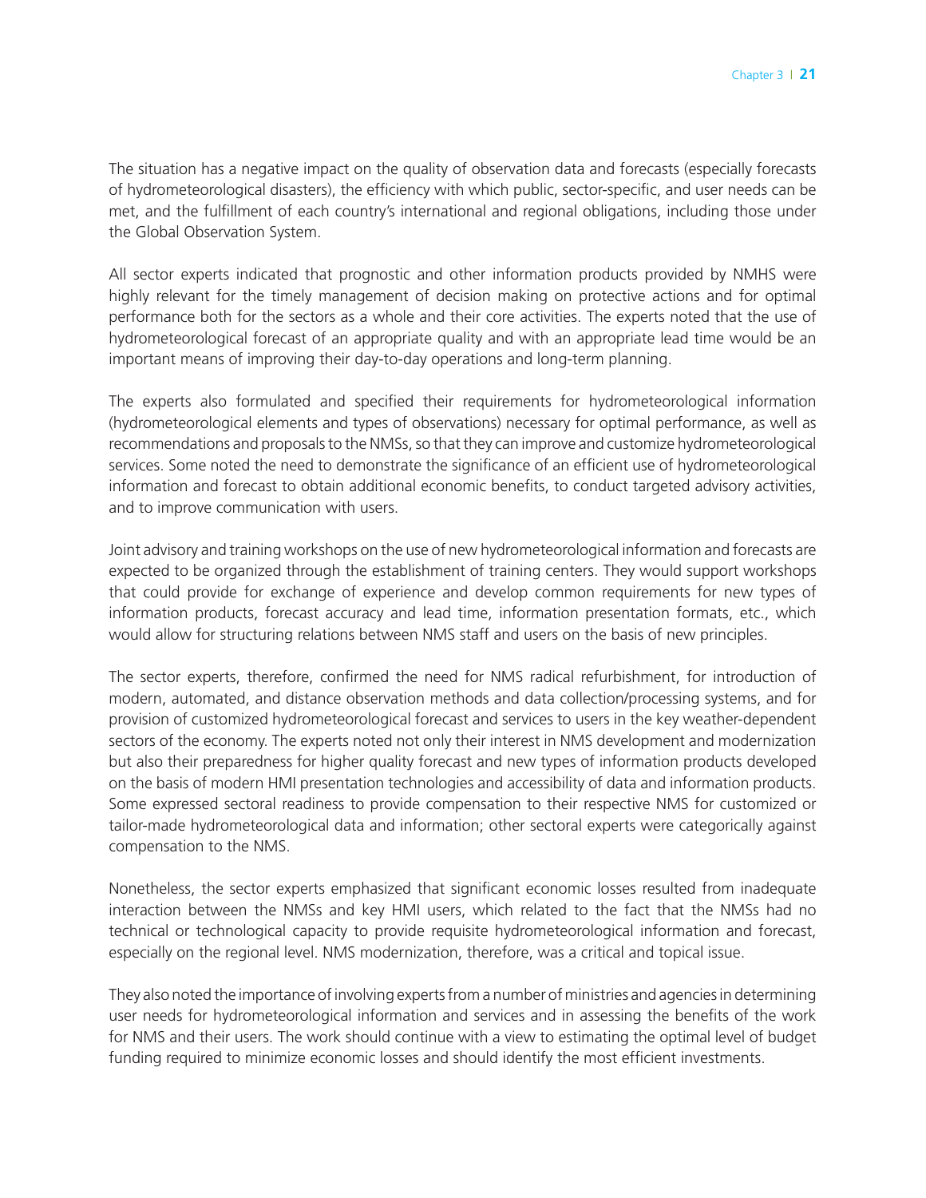The situation has a negative impact on the quality of observation data and forecasts (especially forecasts of hydrometeorological disasters), the efficiency with which public, sector-specific, and user needs can be met, and the fulfillment of each country's international and regional obligations, including those under the Global Observation System.

All sector experts indicated that prognostic and other information products provided by NMHS were highly relevant for the timely management of decision making on protective actions and for optimal performance both for the sectors as a whole and their core activities. The experts noted that the use of hydrometeorological forecast of an appropriate quality and with an appropriate lead time would be an important means of improving their day-to-day operations and long-term planning.

The experts also formulated and specified their requirements for hydrometeorological information (hydrometeorological elements and types of observations) necessary for optimal performance, as well as recommendations and proposals to the NMSs, so that they can improve and customize hydrometeorological services. Some noted the need to demonstrate the significance of an efficient use of hydrometeorological information and forecast to obtain additional economic benefits, to conduct targeted advisory activities, and to improve communication with users.

Joint advisory and training workshops on the use of new hydrometeorological information and forecasts are expected to be organized through the establishment of training centers. They would support workshops that could provide for exchange of experience and develop common requirements for new types of information products, forecast accuracy and lead time, information presentation formats, etc., which would allow for structuring relations between NMS staff and users on the basis of new principles.

The sector experts, therefore, confirmed the need for NMS radical refurbishment, for introduction of modern, automated, and distance observation methods and data collection/processing systems, and for provision of customized hydrometeorological forecast and services to users in the key weather-dependent sectors of the economy. The experts noted not only their interest in NMS development and modernization but also their preparedness for higher quality forecast and new types of information products developed on the basis of modern HMI presentation technologies and accessibility of data and information products. Some expressed sectoral readiness to provide compensation to their respective NMS for customized or tailor-made hydrometeorological data and information; other sectoral experts were categorically against compensation to the NMS.

Nonetheless, the sector experts emphasized that significant economic losses resulted from inadequate interaction between the NMSs and key HMI users, which related to the fact that the NMSs had no technical or technological capacity to provide requisite hydrometeorological information and forecast, especially on the regional level. NMS modernization, therefore, was a critical and topical issue.

They also noted the importance of involving experts from a number of ministries and agencies in determining user needs for hydrometeorological information and services and in assessing the benefits of the work for NMS and their users. The work should continue with a view to estimating the optimal level of budget funding required to minimize economic losses and should identify the most efficient investments.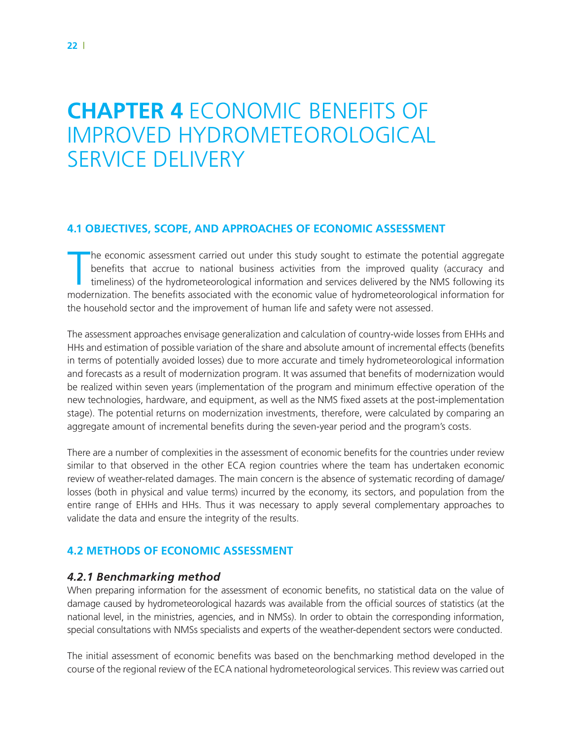# CHAPTER 4 ECONOMIC BENEFITS OF IMPROVED HYDROMETEOROLOGICAL SERVICE DELIVERY

## 4.1 OBJECTIVES, SCOPE, AND APPROACHES OF ECONOMIC ASSESSMENT

The economic assessment carried out under this study sought to estimate the potential aggregate benefits that accrue to national business activities from the improved quality (accuracy and timeliness) of the hydrometeorological information and services delivered by the NMS following its modernization. The benefits associated with the economic value of hydrometeorological information for the household sector and the improvement of human life and safety were not assessed.

The assessment approaches envisage generalization and calculation of country-wide losses from EHHs and HHs and estimation of possible variation of the share and absolute amount of incremental effects (benefits in terms of potentially avoided losses) due to more accurate and timely hydrometeorological information and forecasts as a result of modernization program. It was assumed that benefits of modernization would be realized within seven years (implementation of the program and minimum effective operation of the new technologies, hardware, and equipment, as well as the NMS fixed assets at the post-implementation stage). The potential returns on modernization investments, therefore, were calculated by comparing an aggregate amount of incremental benefits during the seven-year period and the program's costs.

There are a number of complexities in the assessment of economic benefits for the countries under review similar to that observed in the other ECA region countries where the team has undertaken economic review of weather-related damages. The main concern is the absence of systematic recording of damage/losses (both in physical and value terms) incurred by the economy, its sectors, and population from the entire range of EHHs and HHs. Thus it was necessary to apply several complementary approaches to validate the data and ensure the integrity of the results.

## 4.2 METHODS OF ECONOMIC ASSESSMENT

### *4.2.1 Benchmarking method*

When preparing information for the assessment of economic benefits, no statistical data on the value of damage caused by hydrometeorological hazards was available from the official sources of statistics (at the national level, in the ministries, agencies, and in NMSs). In order to obtain the corresponding information, special consultations with NMSs specialists and experts of the weather-dependent sectors were conducted.

The initial assessment of economic benefits was based on the benchmarking method developed in the course of the regional review of the ECA national hydrometeorological services. This review was carried out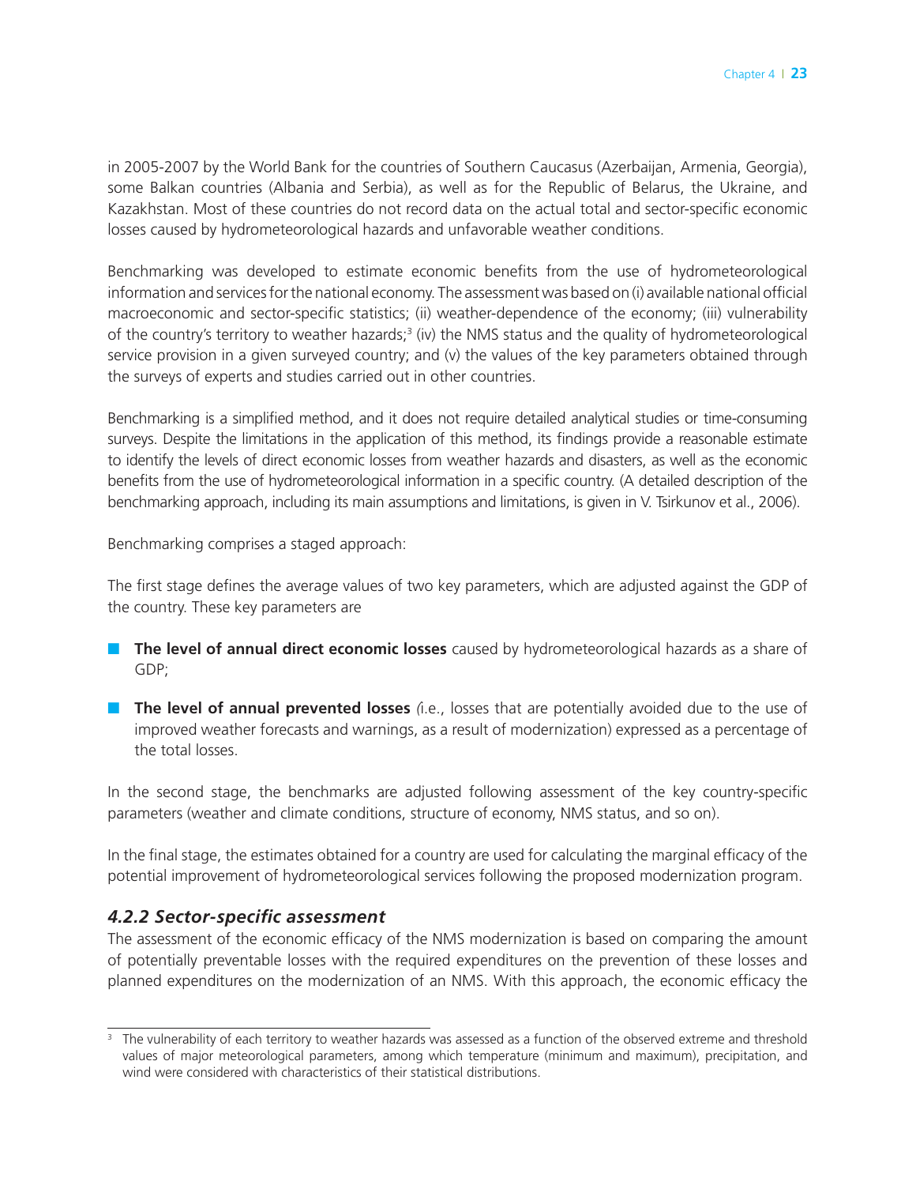in 2005-2007 by the World Bank for the countries of Southern Caucasus (Azerbaijan, Armenia, Georgia), some Balkan countries (Albania and Serbia), as well as for the Republic of Belarus, the Ukraine, and Kazakhstan. Most of these countries do not record data on the actual total and sector-specific economic losses caused by hydrometeorological hazards and unfavorable weather conditions.

Benchmarking was developed to estimate economic benefits from the use of hydrometeorological information and services for the national economy. The assessment was based on (i) available national official macroeconomic and sector-specific statistics; (ii) weather-dependence of the economy; (iii) vulnerability of the country's territory to weather hazards;[3] (iv) the NMS status and the quality of hydrometeorological service provision in a given surveyed country; and (v) the values of the key parameters obtained through the surveys of experts and studies carried out in other countries.

Benchmarking is a simplified method, and it does not require detailed analytical studies or time-consuming surveys. Despite the limitations in the application of this method, its findings provide a reasonable estimate to identify the levels of direct economic losses from weather hazards and disasters, as well as the economic benefits from the use of hydrometeorological information in a specific country. (A detailed description of the benchmarking approach, including its main assumptions and limitations, is given in V. Tsirkunov et al., 2006).

Benchmarking comprises a staged approach:

The first stage defines the average values of two key parameters, which are adjusted against the GDP of the country. These key parameters are

- **The level of annual direct economic losses** caused by hydrometeorological hazards as a share of GDP;
- **The level of annual prevented losses** *(*i.e., losses that are potentially avoided due to the use of improved weather forecasts and warnings, as a result of modernization) expressed as a percentage of the total losses.

In the second stage, the benchmarks are adjusted following assessment of the key country-specific parameters (weather and climate conditions, structure of economy, NMS status, and so on).

In the final stage, the estimates obtained for a country are used for calculating the marginal efficacy of the potential improvement of hydrometeorological services following the proposed modernization program.

### *4.2.2 Sector-specific assessment*

The assessment of the economic efficacy of the NMS modernization is based on comparing the amount of potentially preventable losses with the required expenditures on the prevention of these losses and planned expenditures on the modernization of an NMS. With this approach, the economic efficacy the

[3] The vulnerability of each territory to weather hazards was assessed as a function of the observed extreme and threshold values of major meteorological parameters, among which temperature (minimum and maximum), precipitation, and wind were considered with characteristics of their statistical distributions.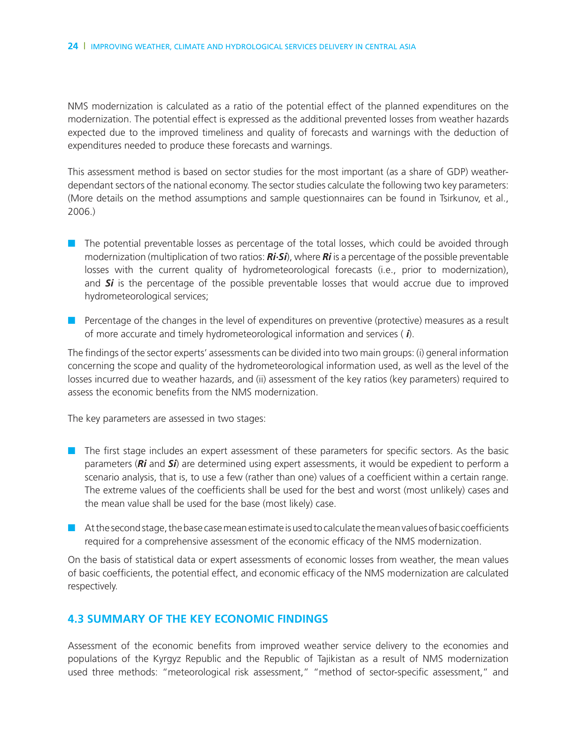NMS modernization is calculated as a ratio of the potential effect of the planned expenditures on the modernization. The potential effect is expressed as the additional prevented losses from weather hazards expected due to the improved timeliness and quality of forecasts and warnings with the deduction of expenditures needed to produce these forecasts and warnings.

This assessment method is based on sector studies for the most important (as a share of GDP) weather-dependant sectors of the national economy. The sector studies calculate the following two key parameters: (More details on the method assumptions and sample questionnaires can be found in Tsirkunov, et al., 2006.)

- The potential preventable losses as percentage of the total losses, which could be avoided through modernization (multiplication of two ratios: ***Ri·Si***), where ***Ri*** is a percentage of the possible preventable losses with the current quality of hydrometeorological forecasts (i.e., prior to modernization), and ***Si*** is the percentage of the possible preventable losses that would accrue due to improved hydrometeorological services;
- Percentage of the changes in the level of expenditures on preventive (protective) measures as a result of more accurate and timely hydrometeorological information and services ( ***i***).

The findings of the sector experts' assessments can be divided into two main groups: (i) general information concerning the scope and quality of the hydrometeorological information used, as well as the level of the losses incurred due to weather hazards, and (ii) assessment of the key ratios (key parameters) required to assess the economic benefits from the NMS modernization.

The key parameters are assessed in two stages:

- The first stage includes an expert assessment of these parameters for specific sectors. As the basic parameters (***Ri*** and ***Si***) are determined using expert assessments, it would be expedient to perform a scenario analysis, that is, to use a few (rather than one) values of a coefficient within a certain range. The extreme values of the coefficients shall be used for the best and worst (most unlikely) cases and the mean value shall be used for the base (most likely) case.
- At the second stage, the base case mean estimate is used to calculate the mean values of basic coefficients required for a comprehensive assessment of the economic efficacy of the NMS modernization.

On the basis of statistical data or expert assessments of economic losses from weather, the mean values of basic coefficients, the potential effect, and economic efficacy of the NMS modernization are calculated respectively.

## 4.3 SUMMARY OF THE KEY ECONOMIC FINDINGS

Assessment of the economic benefits from improved weather service delivery to the economies and populations of the Kyrgyz Republic and the Republic of Tajikistan as a result of NMS modernization used three methods: "meteorological risk assessment," "method of sector-specific assessment," and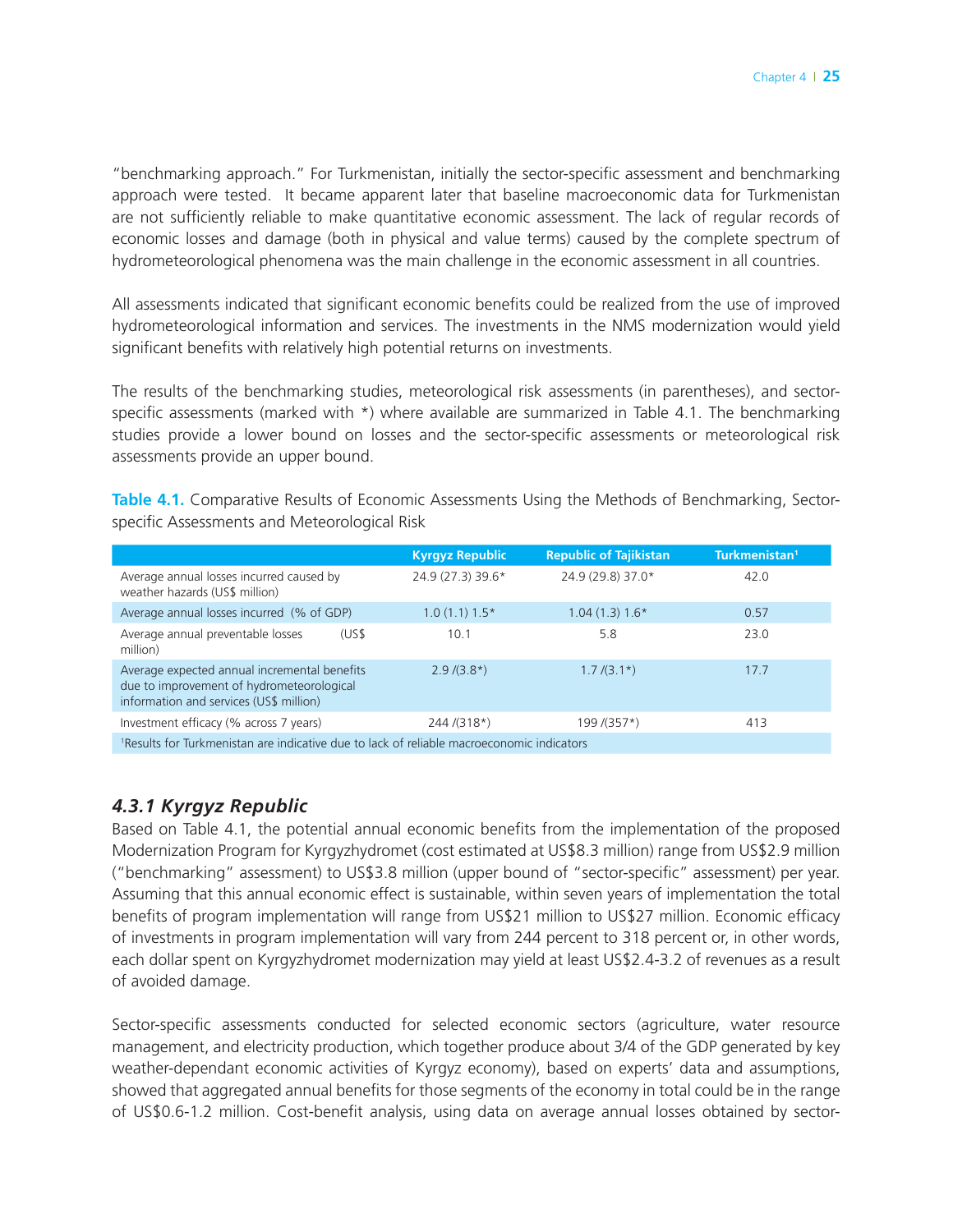"benchmarking approach." For Turkmenistan, initially the sector-specific assessment and benchmarking approach were tested. It became apparent later that baseline macroeconomic data for Turkmenistan are not sufficiently reliable to make quantitative economic assessment. The lack of regular records of economic losses and damage (both in physical and value terms) caused by the complete spectrum of hydrometeorological phenomena was the main challenge in the economic assessment in all countries.

All assessments indicated that significant economic benefits could be realized from the use of improved hydrometeorological information and services. The investments in the NMS modernization would yield significant benefits with relatively high potential returns on investments.

The results of the benchmarking studies, meteorological risk assessments (in parentheses), and sector-specific assessments (marked with *) where available are summarized in Table 4.1. The benchmarking studies provide a lower bound on losses and the sector-specific assessments or meteorological risk assessments provide an upper bound.

**Table 4.1.** Comparative Results of Economic Assessments Using the Methods of Benchmarking, Sector-specific Assessments and Meteorological Risk

| | Kyrgyz Republic | Republic of Tajikistan | Turkmenistan[1] |
|---|---|---|---|
| Average annual losses incurred caused by weather hazards (US$ million) | 24.9 (27.3) 39.6* | 24.9 (29.8) 37.0* | 42.0 |
| Average annual losses incurred (% of GDP) | 1.0 (1.1) 1.5* | 1.04 (1.3) 1.6* | 0.57 |
| Average annual preventable losses (US$ million) | 10.1 | 5.8 | 23.0 |
| Average expected annual incremental benefits due to improvement of hydrometeorological information and services (US$ million) | 2.9 /(3.8*) | 1.7 /(3.1*) | 17.7 |
| Investment efficacy (% across 7 years) | 244 /(318*) | 199 /(357*) | 413 |

[1]Results for Turkmenistan are indicative due to lack of reliable macroeconomic indicators

### *4.3.1 Kyrgyz Republic*

Based on Table 4.1, the potential annual economic benefits from the implementation of the proposed Modernization Program for Kyrgyzhydromet (cost estimated at US$8.3 million) range from US$2.9 million ("benchmarking" assessment) to US$3.8 million (upper bound of "sector-specific" assessment) per year. Assuming that this annual economic effect is sustainable, within seven years of implementation the total benefits of program implementation will range from US$21 million to US$27 million. Economic efficacy of investments in program implementation will vary from 244 percent to 318 percent or, in other words, each dollar spent on Kyrgyzhydromet modernization may yield at least US$2.4-3.2 of revenues as a result of avoided damage.

Sector-specific assessments conducted for selected economic sectors (agriculture, water resource management, and electricity production, which together produce about 3/4 of the GDP generated by key weather-dependant economic activities of Kyrgyz economy), based on experts' data and assumptions, showed that aggregated annual benefits for those segments of the economy in total could be in the range of US$0.6-1.2 million. Cost-benefit analysis, using data on average annual losses obtained by sector-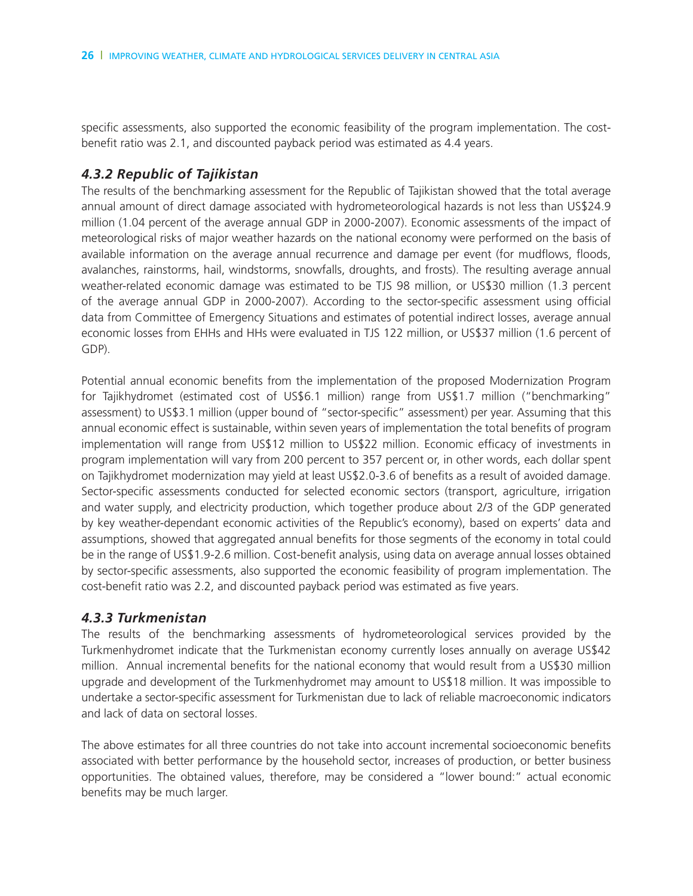specific assessments, also supported the economic feasibility of the program implementation. The cost-benefit ratio was 2.1, and discounted payback period was estimated as 4.4 years.

### *4.3.2 Republic of Tajikistan*

The results of the benchmarking assessment for the Republic of Tajikistan showed that the total average annual amount of direct damage associated with hydrometeorological hazards is not less than US$24.9 million (1.04 percent of the average annual GDP in 2000-2007). Economic assessments of the impact of meteorological risks of major weather hazards on the national economy were performed on the basis of available information on the average annual recurrence and damage per event (for mudflows, floods, avalanches, rainstorms, hail, windstorms, snowfalls, droughts, and frosts). The resulting average annual weather-related economic damage was estimated to be TJS 98 million, or US$30 million (1.3 percent of the average annual GDP in 2000-2007). According to the sector-specific assessment using official data from Committee of Emergency Situations and estimates of potential indirect losses, average annual economic losses from EHHs and HHs were evaluated in TJS 122 million, or US$37 million (1.6 percent of GDP).

Potential annual economic benefits from the implementation of the proposed Modernization Program for Tajikhydromet (estimated cost of US$6.1 million) range from US$1.7 million ("benchmarking" assessment) to US$3.1 million (upper bound of "sector-specific" assessment) per year. Assuming that this annual economic effect is sustainable, within seven years of implementation the total benefits of program implementation will range from US$12 million to US$22 million. Economic efficacy of investments in program implementation will vary from 200 percent to 357 percent or, in other words, each dollar spent on Tajikhydromet modernization may yield at least US$2.0-3.6 of benefits as a result of avoided damage. Sector-specific assessments conducted for selected economic sectors (transport, agriculture, irrigation and water supply, and electricity production, which together produce about 2/3 of the GDP generated by key weather-dependant economic activities of the Republic's economy), based on experts' data and assumptions, showed that aggregated annual benefits for those segments of the economy in total could be in the range of US$1.9-2.6 million. Cost-benefit analysis, using data on average annual losses obtained by sector-specific assessments, also supported the economic feasibility of program implementation. The cost-benefit ratio was 2.2, and discounted payback period was estimated as five years.

### *4.3.3 Turkmenistan*

The results of the benchmarking assessments of hydrometeorological services provided by the Turkmenhydromet indicate that the Turkmenistan economy currently loses annually on average US$42 million. Annual incremental benefits for the national economy that would result from a US$30 million upgrade and development of the Turkmenhydromet may amount to US$18 million. It was impossible to undertake a sector-specific assessment for Turkmenistan due to lack of reliable macroeconomic indicators and lack of data on sectoral losses.

The above estimates for all three countries do not take into account incremental socioeconomic benefits associated with better performance by the household sector, increases of production, or better business opportunities. The obtained values, therefore, may be considered a "lower bound:" actual economic benefits may be much larger.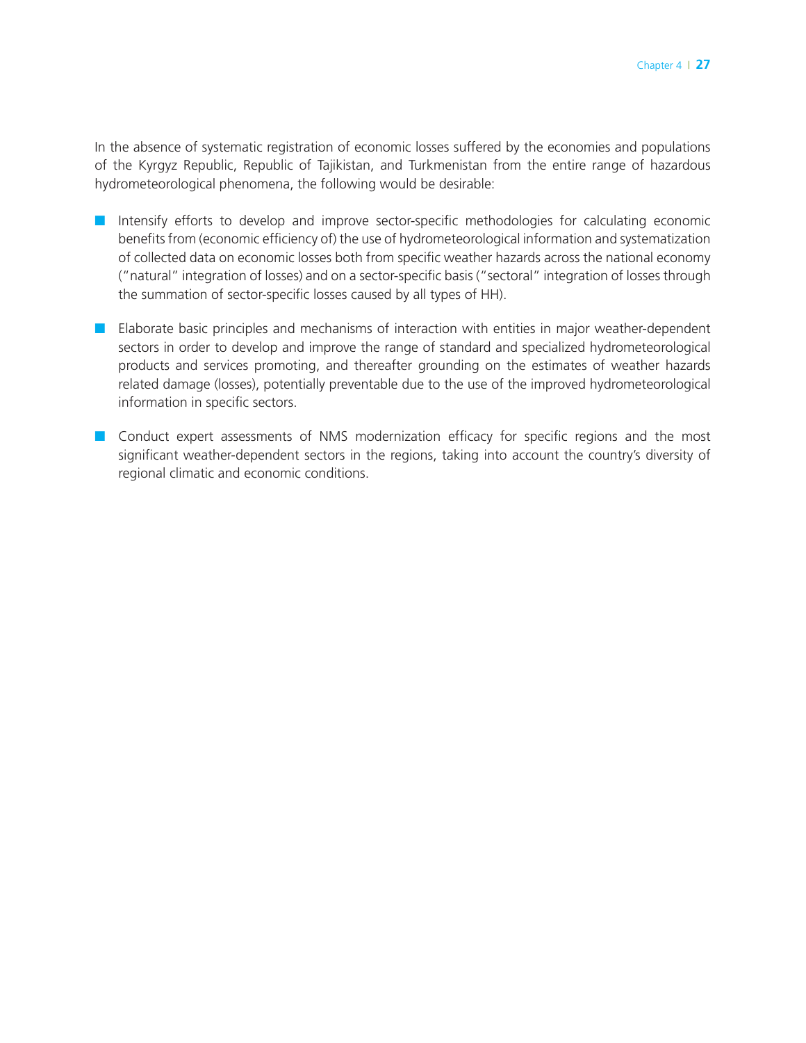In the absence of systematic registration of economic losses suffered by the economies and populations of the Kyrgyz Republic, Republic of Tajikistan, and Turkmenistan from the entire range of hazardous hydrometeorological phenomena, the following would be desirable:

- Intensify efforts to develop and improve sector-specific methodologies for calculating economic benefits from (economic efficiency of) the use of hydrometeorological information and systematization of collected data on economic losses both from specific weather hazards across the national economy ("natural" integration of losses) and on a sector-specific basis ("sectoral" integration of losses through the summation of sector-specific losses caused by all types of HH).

- Elaborate basic principles and mechanisms of interaction with entities in major weather-dependent sectors in order to develop and improve the range of standard and specialized hydrometeorological products and services promoting, and thereafter grounding on the estimates of weather hazards related damage (losses), potentially preventable due to the use of the improved hydrometeorological information in specific sectors.

- Conduct expert assessments of NMS modernization efficacy for specific regions and the most significant weather-dependent sectors in the regions, taking into account the country's diversity of regional climatic and economic conditions.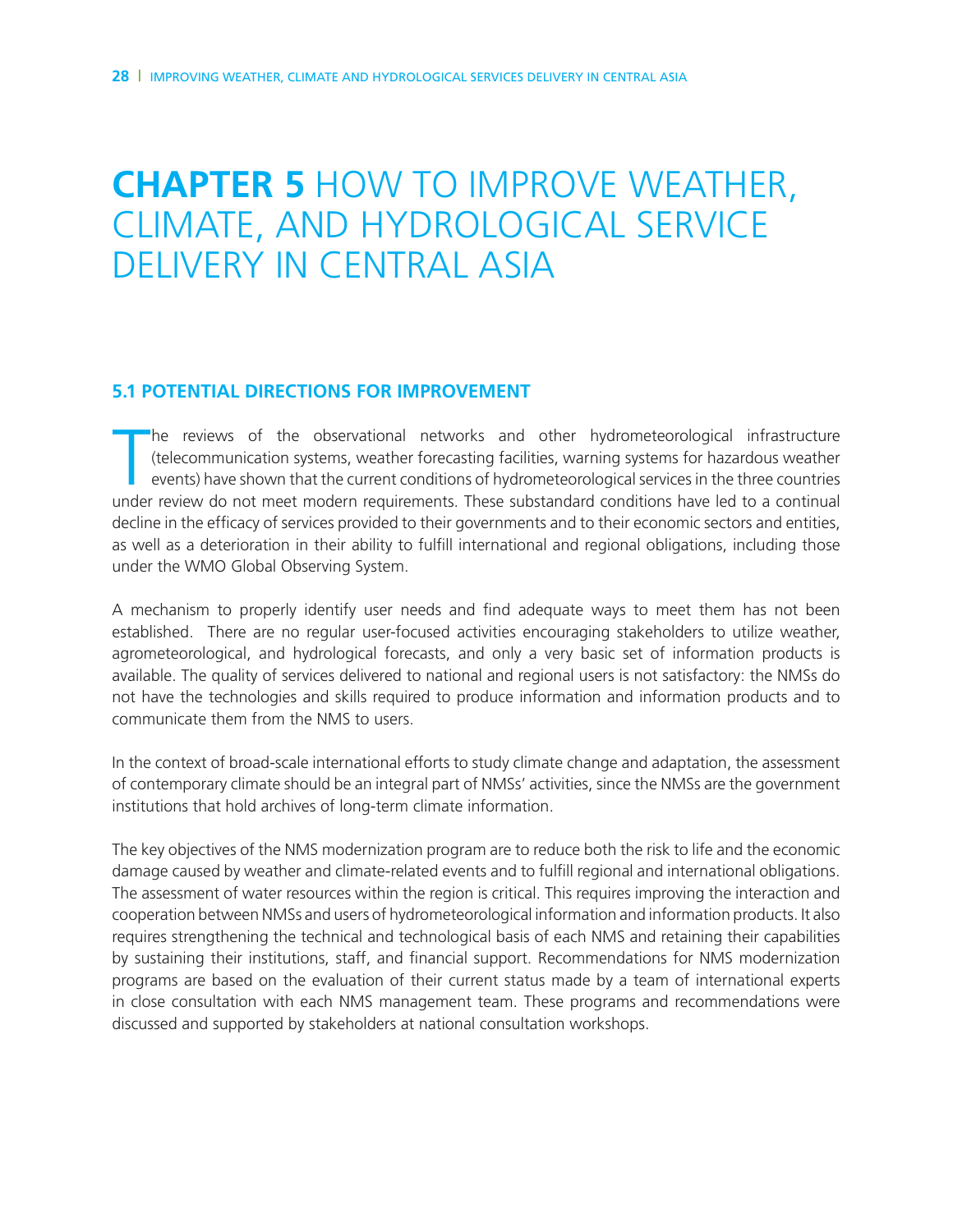# CHAPTER 5 HOW TO IMPROVE WEATHER, CLIMATE, AND HYDROLOGICAL SERVICE DELIVERY IN CENTRAL ASIA

## 5.1 POTENTIAL DIRECTIONS FOR IMPROVEMENT

The reviews of the observational networks and other hydrometeorological infrastructure (telecommunication systems, weather forecasting facilities, warning systems for hazardous weather events) have shown that the current conditions of hydrometeorological services in the three countries under review do not meet modern requirements. These substandard conditions have led to a continual decline in the efficacy of services provided to their governments and to their economic sectors and entities, as well as a deterioration in their ability to fulfill international and regional obligations, including those under the WMO Global Observing System.

A mechanism to properly identify user needs and find adequate ways to meet them has not been established. There are no regular user-focused activities encouraging stakeholders to utilize weather, agrometeorological, and hydrological forecasts, and only a very basic set of information products is available. The quality of services delivered to national and regional users is not satisfactory: the NMSs do not have the technologies and skills required to produce information and information products and to communicate them from the NMS to users.

In the context of broad-scale international efforts to study climate change and adaptation, the assessment of contemporary climate should be an integral part of NMSs' activities, since the NMSs are the government institutions that hold archives of long-term climate information.

The key objectives of the NMS modernization program are to reduce both the risk to life and the economic damage caused by weather and climate-related events and to fulfill regional and international obligations. The assessment of water resources within the region is critical. This requires improving the interaction and cooperation between NMSs and users of hydrometeorological information and information products. It also requires strengthening the technical and technological basis of each NMS and retaining their capabilities by sustaining their institutions, staff, and financial support. Recommendations for NMS modernization programs are based on the evaluation of their current status made by a team of international experts in close consultation with each NMS management team. These programs and recommendations were discussed and supported by stakeholders at national consultation workshops.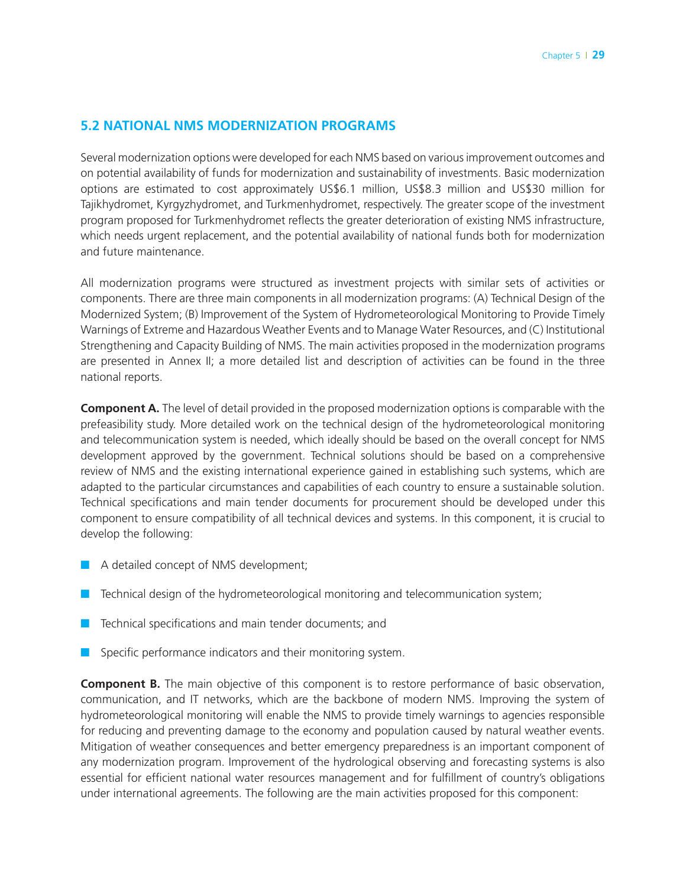## 5.2 NATIONAL NMS MODERNIZATION PROGRAMS

Several modernization options were developed for each NMS based on various improvement outcomes and on potential availability of funds for modernization and sustainability of investments. Basic modernization options are estimated to cost approximately US$6.1 million, US$8.3 million and US$30 million for Tajikhydromet, Kyrgyzhydromet, and Turkmenhydromet, respectively. The greater scope of the investment program proposed for Turkmenhydromet reflects the greater deterioration of existing NMS infrastructure, which needs urgent replacement, and the potential availability of national funds both for modernization and future maintenance.

All modernization programs were structured as investment projects with similar sets of activities or components. There are three main components in all modernization programs: (A) Technical Design of the Modernized System; (B) Improvement of the System of Hydrometeorological Monitoring to Provide Timely Warnings of Extreme and Hazardous Weather Events and to Manage Water Resources, and (C) Institutional Strengthening and Capacity Building of NMS. The main activities proposed in the modernization programs are presented in Annex II; a more detailed list and description of activities can be found in the three national reports.

**Component A.** The level of detail provided in the proposed modernization options is comparable with the prefeasibility study. More detailed work on the technical design of the hydrometeorological monitoring and telecommunication system is needed, which ideally should be based on the overall concept for NMS development approved by the government. Technical solutions should be based on a comprehensive review of NMS and the existing international experience gained in establishing such systems, which are adapted to the particular circumstances and capabilities of each country to ensure a sustainable solution. Technical specifications and main tender documents for procurement should be developed under this component to ensure compatibility of all technical devices and systems. In this component, it is crucial to develop the following:

- A detailed concept of NMS development;
- Technical design of the hydrometeorological monitoring and telecommunication system;
- Technical specifications and main tender documents; and
- Specific performance indicators and their monitoring system.

**Component B.** The main objective of this component is to restore performance of basic observation, communication, and IT networks, which are the backbone of modern NMS. Improving the system of hydrometeorological monitoring will enable the NMS to provide timely warnings to agencies responsible for reducing and preventing damage to the economy and population caused by natural weather events. Mitigation of weather consequences and better emergency preparedness is an important component of any modernization program. Improvement of the hydrological observing and forecasting systems is also essential for efficient national water resources management and for fulfillment of country's obligations under international agreements. The following are the main activities proposed for this component: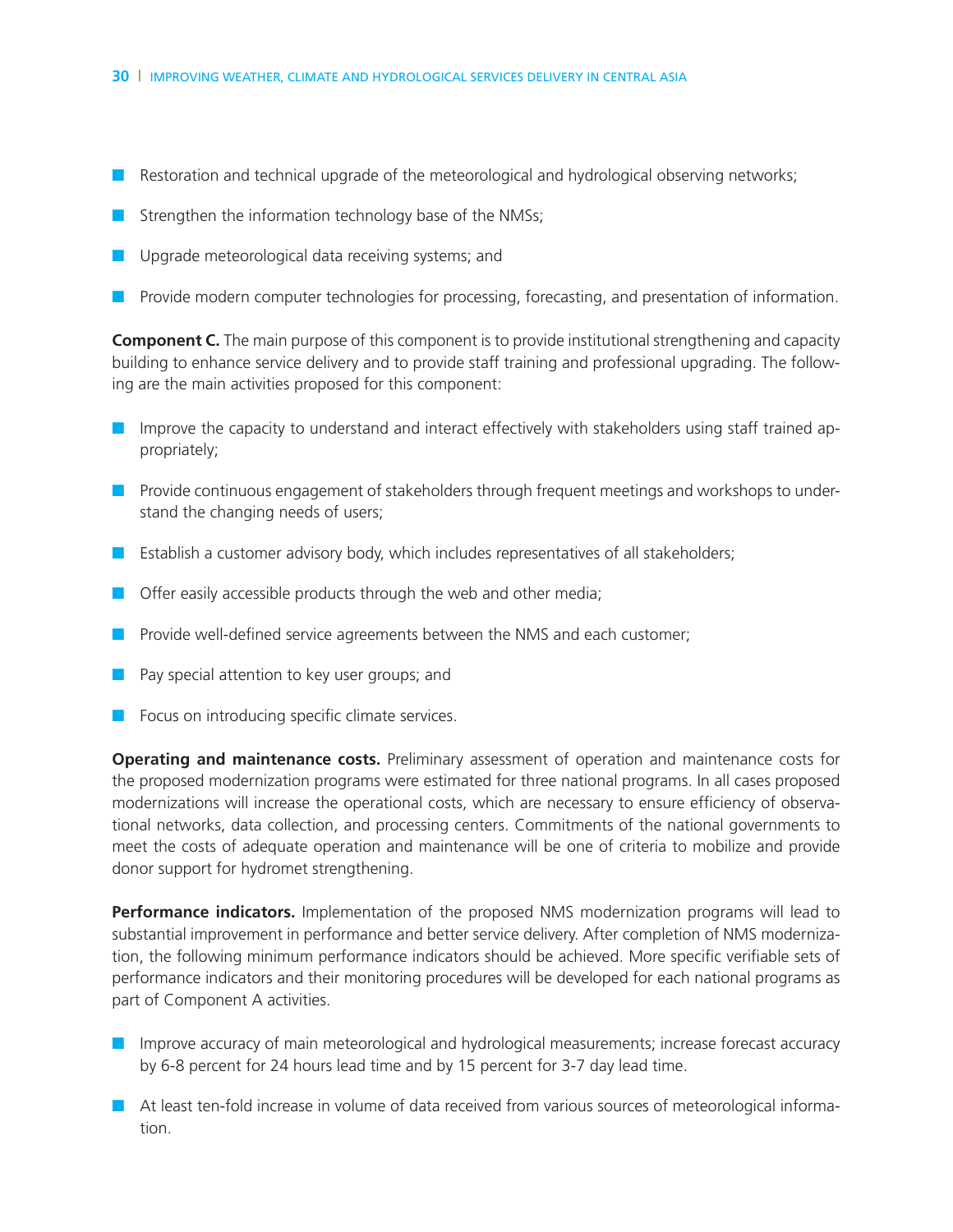- Restoration and technical upgrade of the meteorological and hydrological observing networks;
- Strengthen the information technology base of the NMSs;
- Upgrade meteorological data receiving systems; and
- Provide modern computer technologies for processing, forecasting, and presentation of information.

**Component C.** The main purpose of this component is to provide institutional strengthening and capacity building to enhance service delivery and to provide staff training and professional upgrading. The following are the main activities proposed for this component:

- Improve the capacity to understand and interact effectively with stakeholders using staff trained appropriately;
- Provide continuous engagement of stakeholders through frequent meetings and workshops to understand the changing needs of users;
- Establish a customer advisory body, which includes representatives of all stakeholders;
- Offer easily accessible products through the web and other media;
- Provide well-defined service agreements between the NMS and each customer;
- Pay special attention to key user groups; and
- Focus on introducing specific climate services.

**Operating and maintenance costs.** Preliminary assessment of operation and maintenance costs for the proposed modernization programs were estimated for three national programs. In all cases proposed modernizations will increase the operational costs, which are necessary to ensure efficiency of observational networks, data collection, and processing centers. Commitments of the national governments to meet the costs of adequate operation and maintenance will be one of criteria to mobilize and provide donor support for hydromet strengthening.

**Performance indicators.** Implementation of the proposed NMS modernization programs will lead to substantial improvement in performance and better service delivery. After completion of NMS modernization, the following minimum performance indicators should be achieved. More specific verifiable sets of performance indicators and their monitoring procedures will be developed for each national programs as part of Component A activities.

- Improve accuracy of main meteorological and hydrological measurements; increase forecast accuracy by 6-8 percent for 24 hours lead time and by 15 percent for 3-7 day lead time.
- At least ten-fold increase in volume of data received from various sources of meteorological information.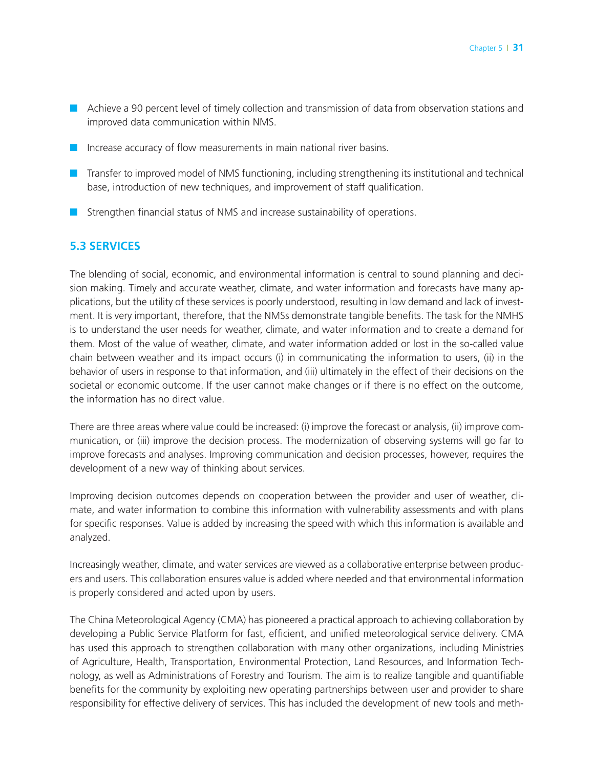- Achieve a 90 percent level of timely collection and transmission of data from observation stations and improved data communication within NMS.
- Increase accuracy of flow measurements in main national river basins.
- Transfer to improved model of NMS functioning, including strengthening its institutional and technical base, introduction of new techniques, and improvement of staff qualification.
- Strengthen financial status of NMS and increase sustainability of operations.

## 5.3 SERVICES

The blending of social, economic, and environmental information is central to sound planning and decision making. Timely and accurate weather, climate, and water information and forecasts have many applications, but the utility of these services is poorly understood, resulting in low demand and lack of investment. It is very important, therefore, that the NMSs demonstrate tangible benefits. The task for the NMHS is to understand the user needs for weather, climate, and water information and to create a demand for them. Most of the value of weather, climate, and water information added or lost in the so-called value chain between weather and its impact occurs (i) in communicating the information to users, (ii) in the behavior of users in response to that information, and (iii) ultimately in the effect of their decisions on the societal or economic outcome. If the user cannot make changes or if there is no effect on the outcome, the information has no direct value.

There are three areas where value could be increased: (i) improve the forecast or analysis, (ii) improve communication, or (iii) improve the decision process. The modernization of observing systems will go far to improve forecasts and analyses. Improving communication and decision processes, however, requires the development of a new way of thinking about services.

Improving decision outcomes depends on cooperation between the provider and user of weather, climate, and water information to combine this information with vulnerability assessments and with plans for specific responses. Value is added by increasing the speed with which this information is available and analyzed.

Increasingly weather, climate, and water services are viewed as a collaborative enterprise between producers and users. This collaboration ensures value is added where needed and that environmental information is properly considered and acted upon by users.

The China Meteorological Agency (CMA) has pioneered a practical approach to achieving collaboration by developing a Public Service Platform for fast, efficient, and unified meteorological service delivery. CMA has used this approach to strengthen collaboration with many other organizations, including Ministries of Agriculture, Health, Transportation, Environmental Protection, Land Resources, and Information Technology, as well as Administrations of Forestry and Tourism. The aim is to realize tangible and quantifiable benefits for the community by exploiting new operating partnerships between user and provider to share responsibility for effective delivery of services. This has included the development of new tools and meth-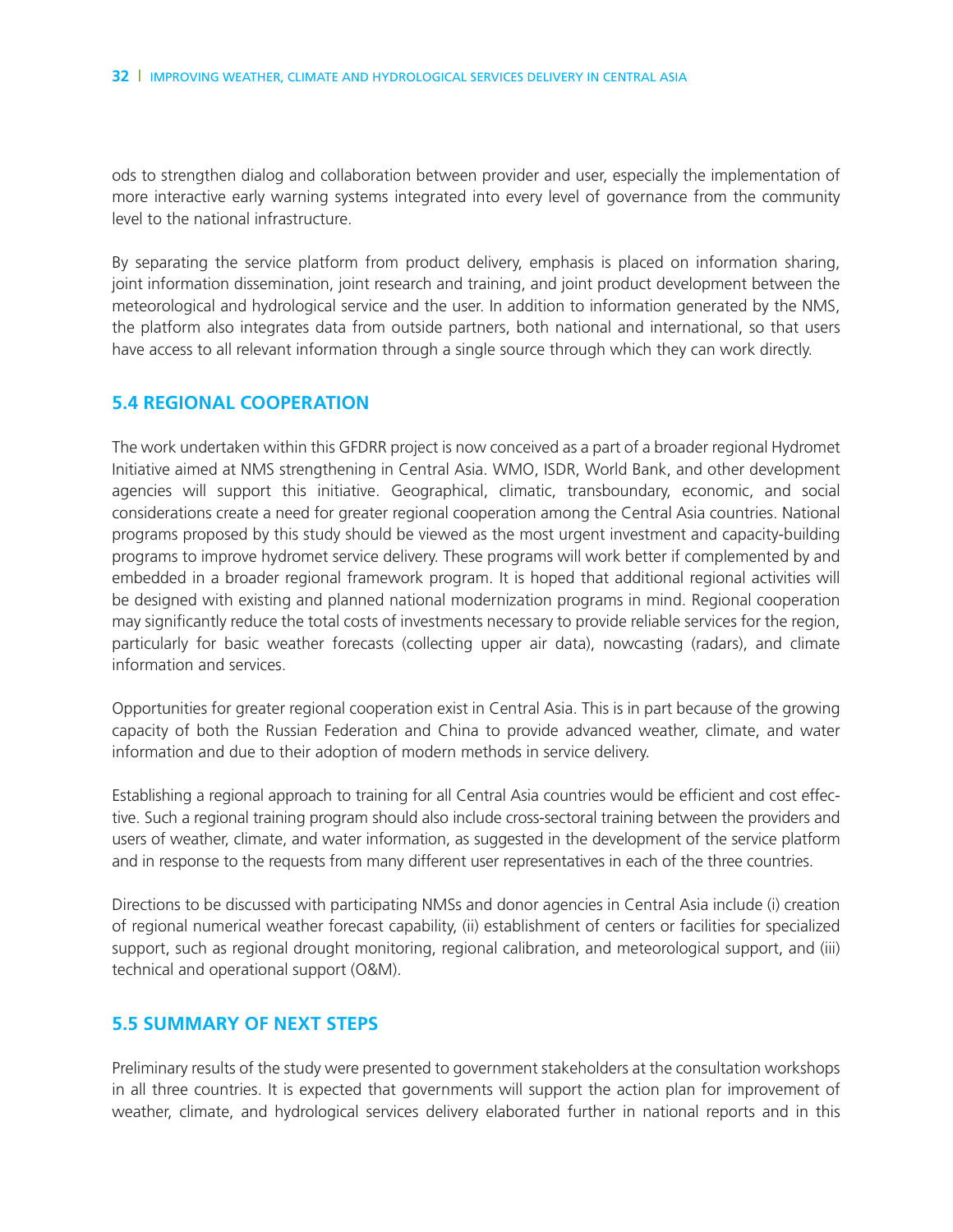ods to strengthen dialog and collaboration between provider and user, especially the implementation of more interactive early warning systems integrated into every level of governance from the community level to the national infrastructure.

By separating the service platform from product delivery, emphasis is placed on information sharing, joint information dissemination, joint research and training, and joint product development between the meteorological and hydrological service and the user. In addition to information generated by the NMS, the platform also integrates data from outside partners, both national and international, so that users have access to all relevant information through a single source through which they can work directly.

## 5.4 REGIONAL COOPERATION

The work undertaken within this GFDRR project is now conceived as a part of a broader regional Hydromet Initiative aimed at NMS strengthening in Central Asia. WMO, ISDR, World Bank, and other development agencies will support this initiative. Geographical, climatic, transboundary, economic, and social considerations create a need for greater regional cooperation among the Central Asia countries. National programs proposed by this study should be viewed as the most urgent investment and capacity-building programs to improve hydromet service delivery. These programs will work better if complemented by and embedded in a broader regional framework program. It is hoped that additional regional activities will be designed with existing and planned national modernization programs in mind. Regional cooperation may significantly reduce the total costs of investments necessary to provide reliable services for the region, particularly for basic weather forecasts (collecting upper air data), nowcasting (radars), and climate information and services.

Opportunities for greater regional cooperation exist in Central Asia. This is in part because of the growing capacity of both the Russian Federation and China to provide advanced weather, climate, and water information and due to their adoption of modern methods in service delivery.

Establishing a regional approach to training for all Central Asia countries would be efficient and cost effective. Such a regional training program should also include cross-sectoral training between the providers and users of weather, climate, and water information, as suggested in the development of the service platform and in response to the requests from many different user representatives in each of the three countries.

Directions to be discussed with participating NMSs and donor agencies in Central Asia include (i) creation of regional numerical weather forecast capability, (ii) establishment of centers or facilities for specialized support, such as regional drought monitoring, regional calibration, and meteorological support, and (iii) technical and operational support (O&M).

## 5.5 SUMMARY OF NEXT STEPS

Preliminary results of the study were presented to government stakeholders at the consultation workshops in all three countries. It is expected that governments will support the action plan for improvement of weather, climate, and hydrological services delivery elaborated further in national reports and in this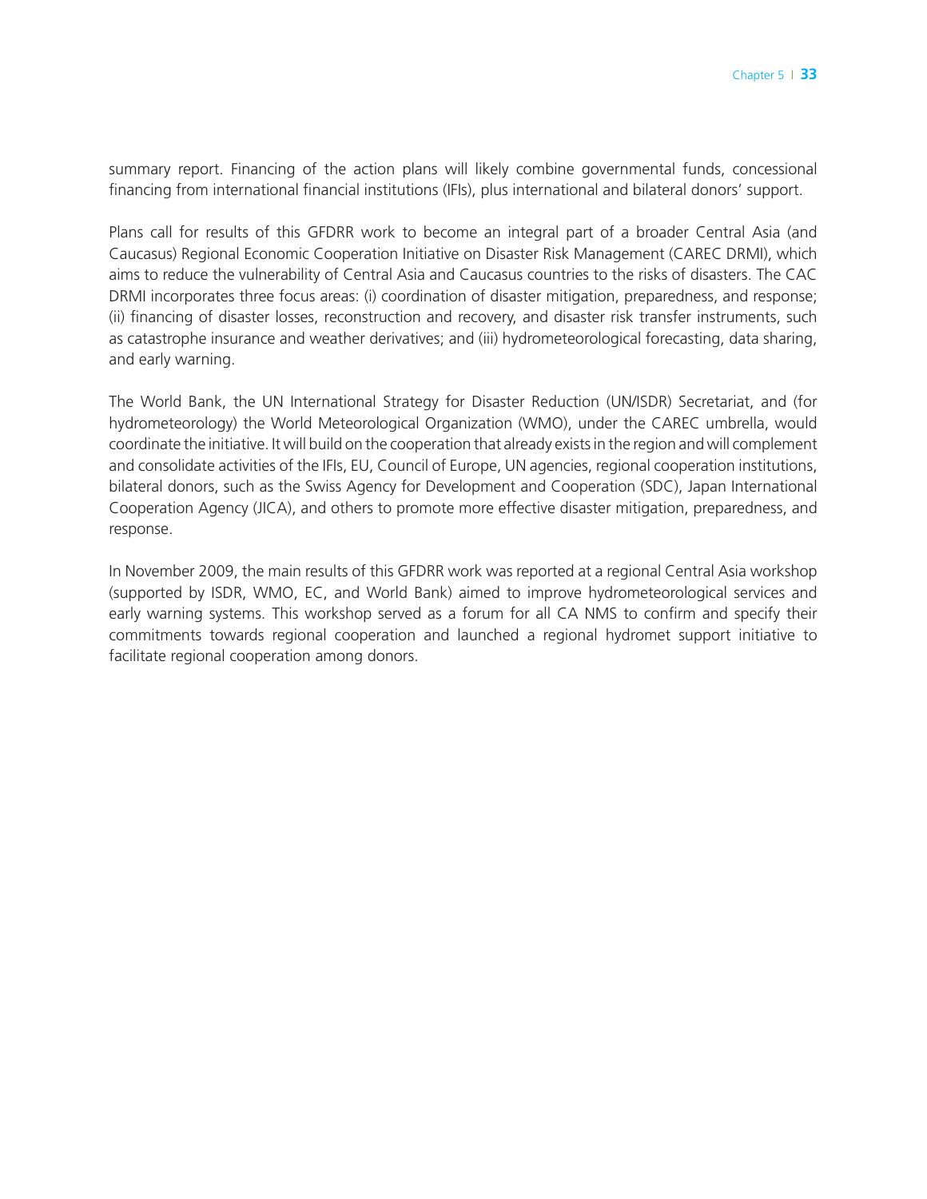summary report. Financing of the action plans will likely combine governmental funds, concessional financing from international financial institutions (IFIs), plus international and bilateral donors' support.

Plans call for results of this GFDRR work to become an integral part of a broader Central Asia (and Caucasus) Regional Economic Cooperation Initiative on Disaster Risk Management (CAREC DRMI), which aims to reduce the vulnerability of Central Asia and Caucasus countries to the risks of disasters. The CAC DRMI incorporates three focus areas: (i) coordination of disaster mitigation, preparedness, and response; (ii) financing of disaster losses, reconstruction and recovery, and disaster risk transfer instruments, such as catastrophe insurance and weather derivatives; and (iii) hydrometeorological forecasting, data sharing, and early warning.

The World Bank, the UN International Strategy for Disaster Reduction (UN/ISDR) Secretariat, and (for hydrometeorology) the World Meteorological Organization (WMO), under the CAREC umbrella, would coordinate the initiative. It will build on the cooperation that already exists in the region and will complement and consolidate activities of the IFIs, EU, Council of Europe, UN agencies, regional cooperation institutions, bilateral donors, such as the Swiss Agency for Development and Cooperation (SDC), Japan International Cooperation Agency (JICA), and others to promote more effective disaster mitigation, preparedness, and response.

In November 2009, the main results of this GFDRR work was reported at a regional Central Asia workshop (supported by ISDR, WMO, EC, and World Bank) aimed to improve hydrometeorological services and early warning systems. This workshop served as a forum for all CA NMS to confirm and specify their commitments towards regional cooperation and launched a regional hydromet support initiative to facilitate regional cooperation among donors.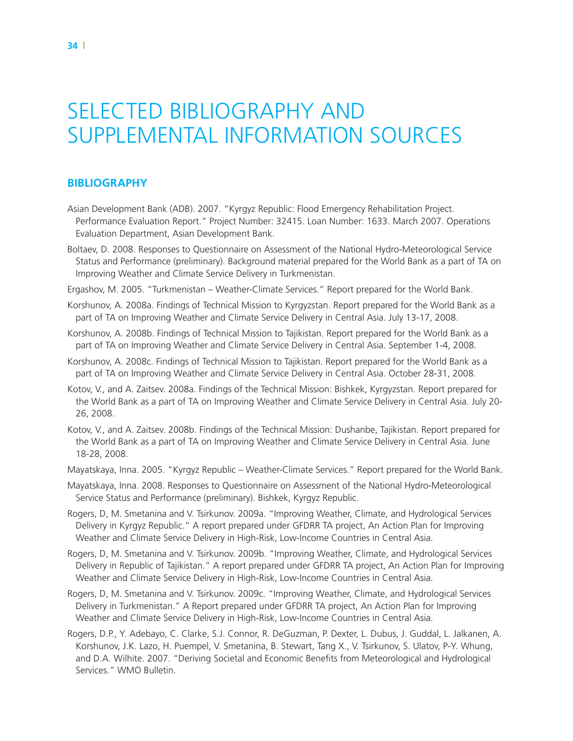# SELECTED BIBLIOGRAPHY AND SUPPLEMENTAL INFORMATION SOURCES

## BIBLIOGRAPHY

Asian Development Bank (ADB). 2007. "Kyrgyz Republic: Flood Emergency Rehabilitation Project. Performance Evaluation Report." Project Number: 32415. Loan Number: 1633. March 2007. Operations Evaluation Department, Asian Development Bank.

Boltaev, D. 2008. Responses to Questionnaire on Assessment of the National Hydro-Meteorological Service Status and Performance (preliminary). Background material prepared for the World Bank as a part of TA on Improving Weather and Climate Service Delivery in Turkmenistan.

Ergashov, M. 2005. "Turkmenistan – Weather-Climate Services." Report prepared for the World Bank.

Korshunov, A. 2008a. Findings of Technical Mission to Kyrgyzstan. Report prepared for the World Bank as a part of TA on Improving Weather and Climate Service Delivery in Central Asia. July 13-17, 2008.

Korshunov, A. 2008b. Findings of Technical Mission to Tajikistan. Report prepared for the World Bank as a part of TA on Improving Weather and Climate Service Delivery in Central Asia. September 1-4, 2008.

Korshunov, A. 2008c. Findings of Technical Mission to Tajikistan. Report prepared for the World Bank as a part of TA on Improving Weather and Climate Service Delivery in Central Asia. October 28-31, 2008.

Kotov, V., and A. Zaitsev. 2008a. Findings of the Technical Mission: Bishkek, Kyrgyzstan. Report prepared for the World Bank as a part of TA on Improving Weather and Climate Service Delivery in Central Asia. July 20-26, 2008.

Kotov, V., and A. Zaitsev. 2008b. Findings of the Technical Mission: Dushanbe, Tajikistan. Report prepared for the World Bank as a part of TA on Improving Weather and Climate Service Delivery in Central Asia. June 18-28, 2008.

Mayatskaya, Inna. 2005. "Kyrgyz Republic – Weather-Climate Services." Report prepared for the World Bank.

Mayatskaya, Inna. 2008. Responses to Questionnaire on Assessment of the National Hydro-Meteorological Service Status and Performance (preliminary). Bishkek, Kyrgyz Republic.

Rogers, D, M. Smetanina and V. Tsirkunov. 2009a. "Improving Weather, Climate, and Hydrological Services Delivery in Kyrgyz Republic." A report prepared under GFDRR TA project, An Action Plan for Improving Weather and Climate Service Delivery in High-Risk, Low-Income Countries in Central Asia.

Rogers, D, M. Smetanina and V. Tsirkunov. 2009b. "Improving Weather, Climate, and Hydrological Services Delivery in Republic of Tajikistan." A report prepared under GFDRR TA project, An Action Plan for Improving Weather and Climate Service Delivery in High-Risk, Low-Income Countries in Central Asia.

Rogers, D, M. Smetanina and V. Tsirkunov. 2009c. "Improving Weather, Climate, and Hydrological Services Delivery in Turkmenistan." A Report prepared under GFDRR TA project, An Action Plan for Improving Weather and Climate Service Delivery in High-Risk, Low-Income Countries in Central Asia.

Rogers, D.P., Y. Adebayo, C. Clarke, S.J. Connor, R. DeGuzman, P. Dexter, L. Dubus, J. Guddal, L. Jalkanen, A. Korshunov, J.K. Lazo, H. Puempel, V. Smetanina, B. Stewart, Tang X., V. Tsirkunov, S. Ulatov, P-Y. Whung, and D.A. Wilhite. 2007. "Deriving Societal and Economic Benefits from Meteorological and Hydrological Services." WMO Bulletin.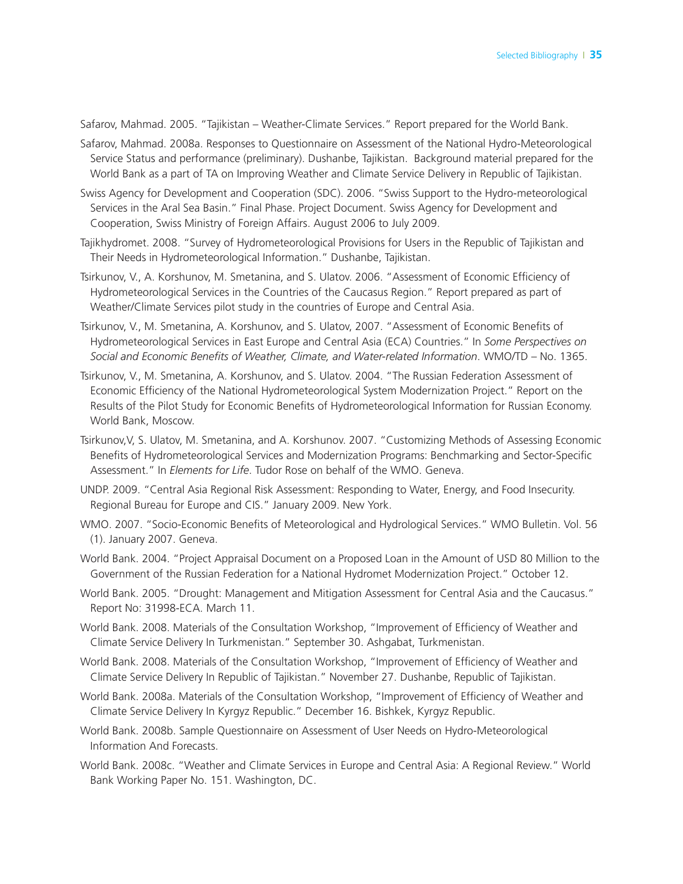Safarov, Mahmad. 2005. "Tajikistan – Weather-Climate Services." Report prepared for the World Bank.

Safarov, Mahmad. 2008a. Responses to Questionnaire on Assessment of the National Hydro-Meteorological Service Status and performance (preliminary). Dushanbe, Tajikistan. Background material prepared for the World Bank as a part of TA on Improving Weather and Climate Service Delivery in Republic of Tajikistan.

Swiss Agency for Development and Cooperation (SDC). 2006. "Swiss Support to the Hydro-meteorological Services in the Aral Sea Basin." Final Phase. Project Document. Swiss Agency for Development and Cooperation, Swiss Ministry of Foreign Affairs. August 2006 to July 2009.

Tajikhydromet. 2008. "Survey of Hydrometeorological Provisions for Users in the Republic of Tajikistan and Their Needs in Hydrometeorological Information." Dushanbe, Tajikistan.

Tsirkunov, V., A. Korshunov, M. Smetanina, and S. Ulatov. 2006. "Assessment of Economic Efficiency of Hydrometeorological Services in the Countries of the Caucasus Region." Report prepared as part of Weather/Climate Services pilot study in the countries of Europe and Central Asia.

Tsirkunov, V., M. Smetanina, A. Korshunov, and S. Ulatov, 2007. "Assessment of Economic Benefits of Hydrometeorological Services in East Europe and Central Asia (ECA) Countries." In *Some Perspectives on Social and Economic Benefits of Weather, Climate, and Water-related Information*. WMO/TD – No. 1365.

Tsirkunov, V., M. Smetanina, A. Korshunov, and S. Ulatov. 2004. "The Russian Federation Assessment of Economic Efficiency of the National Hydrometeorological System Modernization Project." Report on the Results of the Pilot Study for Economic Benefits of Hydrometeorological Information for Russian Economy. World Bank, Moscow.

Tsirkunov,V, S. Ulatov, M. Smetanina, and A. Korshunov. 2007. "Customizing Methods of Assessing Economic Benefits of Hydrometeorological Services and Modernization Programs: Benchmarking and Sector-Specific Assessment." In *Elements for Life*. Tudor Rose on behalf of the WMO. Geneva.

UNDP. 2009. "Central Asia Regional Risk Assessment: Responding to Water, Energy, and Food Insecurity. Regional Bureau for Europe and CIS." January 2009. New York.

WMO. 2007. "Socio-Economic Benefits of Meteorological and Hydrological Services." WMO Bulletin. Vol. 56 (1). January 2007. Geneva.

World Bank. 2004. "Project Appraisal Document on a Proposed Loan in the Amount of USD 80 Million to the Government of the Russian Federation for a National Hydromet Modernization Project." October 12.

World Bank. 2005. "Drought: Management and Mitigation Assessment for Central Asia and the Caucasus." Report No: 31998-ECA. March 11.

World Bank. 2008. Materials of the Consultation Workshop, "Improvement of Efficiency of Weather and Climate Service Delivery In Turkmenistan." September 30. Ashgabat, Turkmenistan.

World Bank. 2008. Materials of the Consultation Workshop, "Improvement of Efficiency of Weather and Climate Service Delivery In Republic of Tajikistan." November 27. Dushanbe, Republic of Tajikistan.

World Bank. 2008a. Materials of the Consultation Workshop, "Improvement of Efficiency of Weather and Climate Service Delivery In Kyrgyz Republic." December 16. Bishkek, Kyrgyz Republic.

World Bank. 2008b. Sample Questionnaire on Assessment of User Needs on Hydro-Meteorological Information And Forecasts.

World Bank. 2008c. "Weather and Climate Services in Europe and Central Asia: A Regional Review." World Bank Working Paper No. 151. Washington, DC.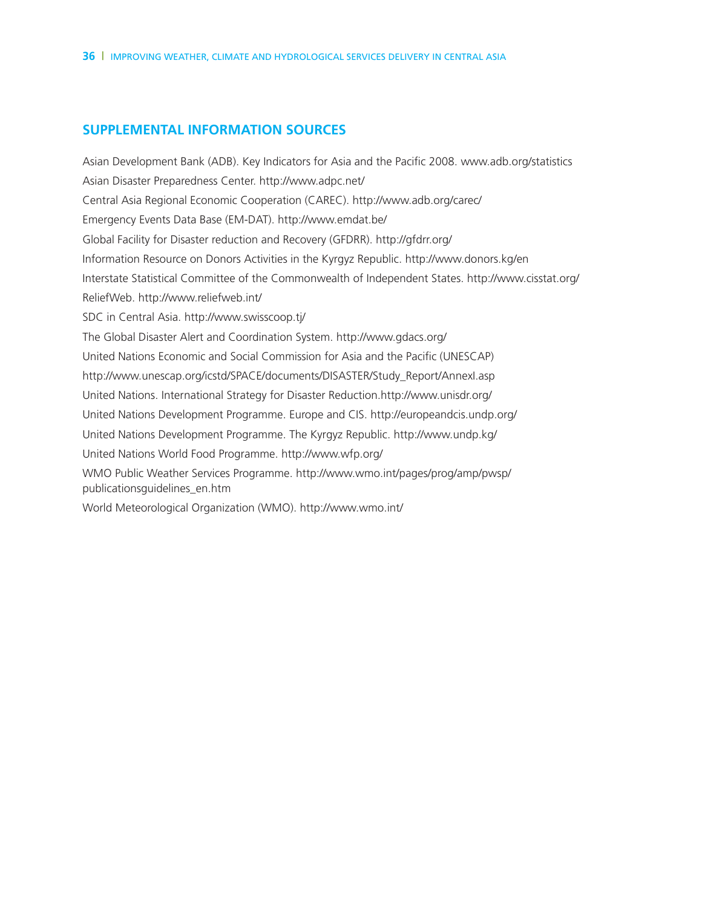## SUPPLEMENTAL INFORMATION SOURCES

Asian Development Bank (ADB). Key Indicators for Asia and the Pacific 2008. www.adb.org/statistics

Asian Disaster Preparedness Center. http://www.adpc.net/

Central Asia Regional Economic Cooperation (CAREC). http://www.adb.org/carec/

Emergency Events Data Base (EM-DAT). http://www.emdat.be/

Global Facility for Disaster reduction and Recovery (GFDRR). http://gfdrr.org/

Information Resource on Donors Activities in the Kyrgyz Republic. http://www.donors.kg/en

Interstate Statistical Committee of the Commonwealth of Independent States. http://www.cisstat.org/

ReliefWeb. http://www.reliefweb.int/

SDC in Central Asia. http://www.swisscoop.tj/

The Global Disaster Alert and Coordination System. http://www.gdacs.org/

United Nations Economic and Social Commission for Asia and the Pacific (UNESCAP) http://www.unescap.org/icstd/SPACE/documents/DISASTER/Study_Report/AnnexI.asp

United Nations. International Strategy for Disaster Reduction.http://www.unisdr.org/

United Nations Development Programme. Europe and CIS. http://europeandcis.undp.org/

United Nations Development Programme. The Kyrgyz Republic. http://www.undp.kg/

United Nations World Food Programme. http://www.wfp.org/

WMO Public Weather Services Programme. http://www.wmo.int/pages/prog/amp/pwsp/publicationsguidelines_en.htm

World Meteorological Organization (WMO). http://www.wmo.int/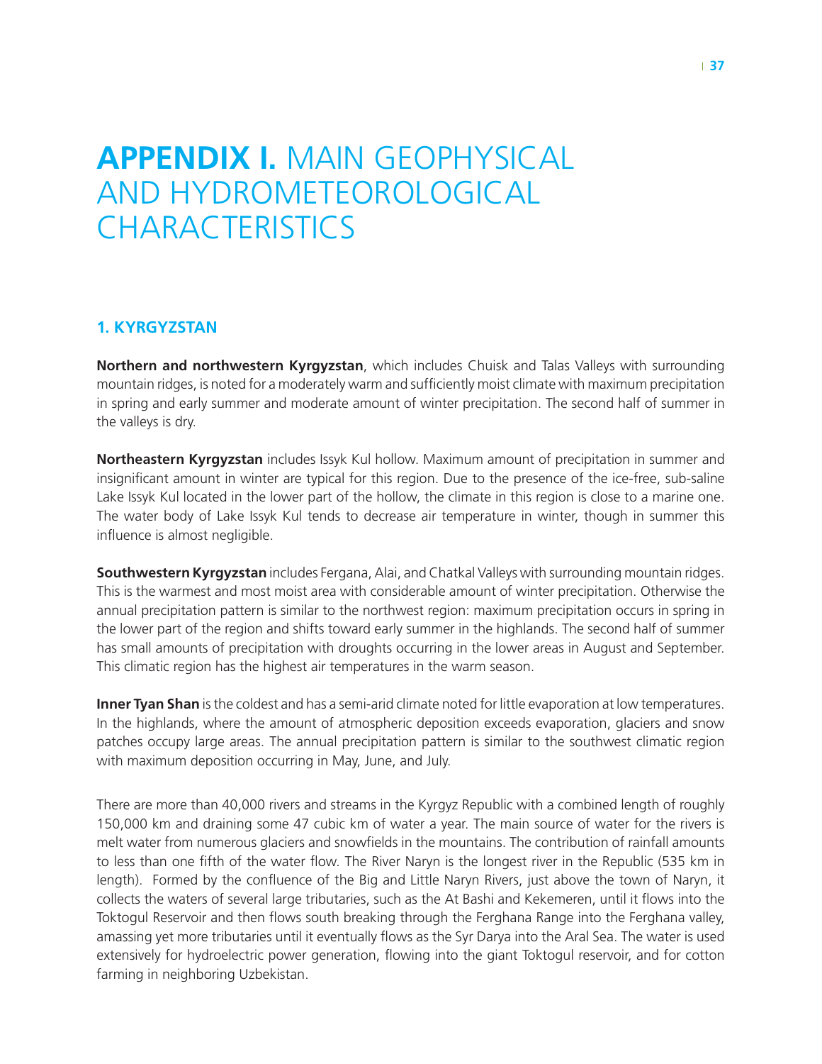# APPENDIX I. MAIN GEOPHYSICAL AND HYDROMETEOROLOGICAL CHARACTERISTICS

## 1. KYRGYZSTAN

**Northern and northwestern Kyrgyzstan**, which includes Chuisk and Talas Valleys with surrounding mountain ridges, is noted for a moderately warm and sufficiently moist climate with maximum precipitation in spring and early summer and moderate amount of winter precipitation. The second half of summer in the valleys is dry.

**Northeastern Kyrgyzstan** includes Issyk Kul hollow. Maximum amount of precipitation in summer and insignificant amount in winter are typical for this region. Due to the presence of the ice-free, sub-saline Lake Issyk Kul located in the lower part of the hollow, the climate in this region is close to a marine one. The water body of Lake Issyk Kul tends to decrease air temperature in winter, though in summer this influence is almost negligible.

**Southwestern Kyrgyzstan** includes Fergana, Alai, and Chatkal Valleys with surrounding mountain ridges. This is the warmest and most moist area with considerable amount of winter precipitation. Otherwise the annual precipitation pattern is similar to the northwest region: maximum precipitation occurs in spring in the lower part of the region and shifts toward early summer in the highlands. The second half of summer has small amounts of precipitation with droughts occurring in the lower areas in August and September. This climatic region has the highest air temperatures in the warm season.

**Inner Tyan Shan** is the coldest and has a semi-arid climate noted for little evaporation at low temperatures. In the highlands, where the amount of atmospheric deposition exceeds evaporation, glaciers and snow patches occupy large areas. The annual precipitation pattern is similar to the southwest climatic region with maximum deposition occurring in May, June, and July.

There are more than 40,000 rivers and streams in the Kyrgyz Republic with a combined length of roughly 150,000 km and draining some 47 cubic km of water a year. The main source of water for the rivers is melt water from numerous glaciers and snowfields in the mountains. The contribution of rainfall amounts to less than one fifth of the water flow. The River Naryn is the longest river in the Republic (535 km in length). Formed by the confluence of the Big and Little Naryn Rivers, just above the town of Naryn, it collects the waters of several large tributaries, such as the At Bashi and Kekemeren, until it flows into the Toktogul Reservoir and then flows south breaking through the Ferghana Range into the Ferghana valley, amassing yet more tributaries until it eventually flows as the Syr Darya into the Aral Sea. The water is used extensively for hydroelectric power generation, flowing into the giant Toktogul reservoir, and for cotton farming in neighboring Uzbekistan.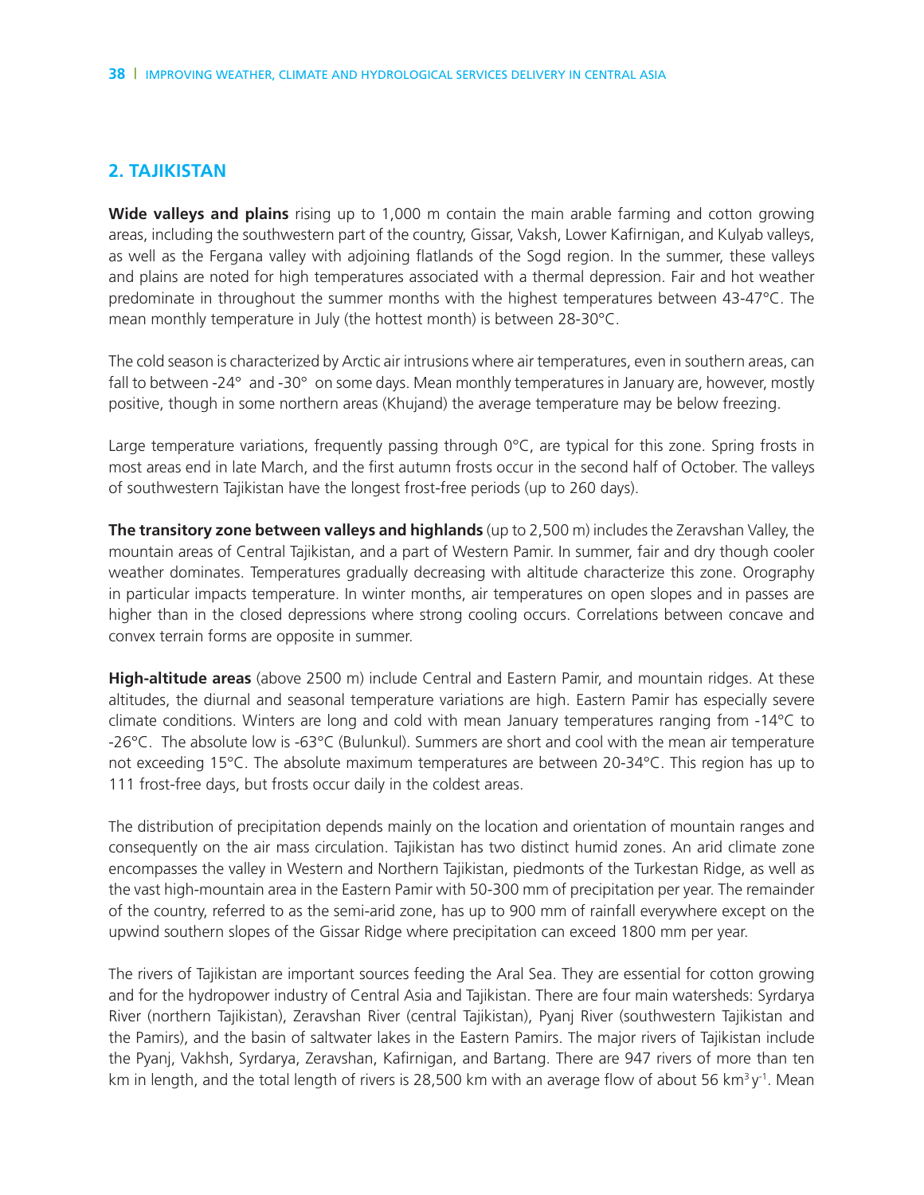## 2. TAJIKISTAN

**Wide valleys and plains** rising up to 1,000 m contain the main arable farming and cotton growing areas, including the southwestern part of the country, Gissar, Vaksh, Lower Kafirnigan, and Kulyab valleys, as well as the Fergana valley with adjoining flatlands of the Sogd region. In the summer, these valleys and plains are noted for high temperatures associated with a thermal depression. Fair and hot weather predominate in throughout the summer months with the highest temperatures between 43-47°C. The mean monthly temperature in July (the hottest month) is between 28-30°C.

The cold season is characterized by Arctic air intrusions where air temperatures, even in southern areas, can fall to between -24° and -30° on some days. Mean monthly temperatures in January are, however, mostly positive, though in some northern areas (Khujand) the average temperature may be below freezing.

Large temperature variations, frequently passing through 0°C, are typical for this zone. Spring frosts in most areas end in late March, and the first autumn frosts occur in the second half of October. The valleys of southwestern Tajikistan have the longest frost-free periods (up to 260 days).

**The transitory zone between valleys and highlands** (up to 2,500 m) includes the Zeravshan Valley, the mountain areas of Central Tajikistan, and a part of Western Pamir. In summer, fair and dry though cooler weather dominates. Temperatures gradually decreasing with altitude characterize this zone. Orography in particular impacts temperature. In winter months, air temperatures on open slopes and in passes are higher than in the closed depressions where strong cooling occurs. Correlations between concave and convex terrain forms are opposite in summer.

**High-altitude areas** (above 2500 m) include Central and Eastern Pamir, and mountain ridges. At these altitudes, the diurnal and seasonal temperature variations are high. Eastern Pamir has especially severe climate conditions. Winters are long and cold with mean January temperatures ranging from -14°C to -26°C. The absolute low is -63°C (Bulunkul). Summers are short and cool with the mean air temperature not exceeding 15°C. The absolute maximum temperatures are between 20-34°C. This region has up to 111 frost-free days, but frosts occur daily in the coldest areas.

The distribution of precipitation depends mainly on the location and orientation of mountain ranges and consequently on the air mass circulation. Tajikistan has two distinct humid zones. An arid climate zone encompasses the valley in Western and Northern Tajikistan, piedmonts of the Turkestan Ridge, as well as the vast high-mountain area in the Eastern Pamir with 50-300 mm of precipitation per year. The remainder of the country, referred to as the semi-arid zone, has up to 900 mm of rainfall everywhere except on the upwind southern slopes of the Gissar Ridge where precipitation can exceed 1800 mm per year.

The rivers of Tajikistan are important sources feeding the Aral Sea. They are essential for cotton growing and for the hydropower industry of Central Asia and Tajikistan. There are four main watersheds: Syrdarya River (northern Tajikistan), Zeravshan River (central Tajikistan), Pyanj River (southwestern Tajikistan and the Pamirs), and the basin of saltwater lakes in the Eastern Pamirs. The major rivers of Tajikistan include the Pyanj, Vakhsh, Syrdarya, Zeravshan, Kafirnigan, and Bartang. There are 947 rivers of more than ten km in length, and the total length of rivers is 28,500 km with an average flow of about 56 $km^3 y^{-1}$. Mean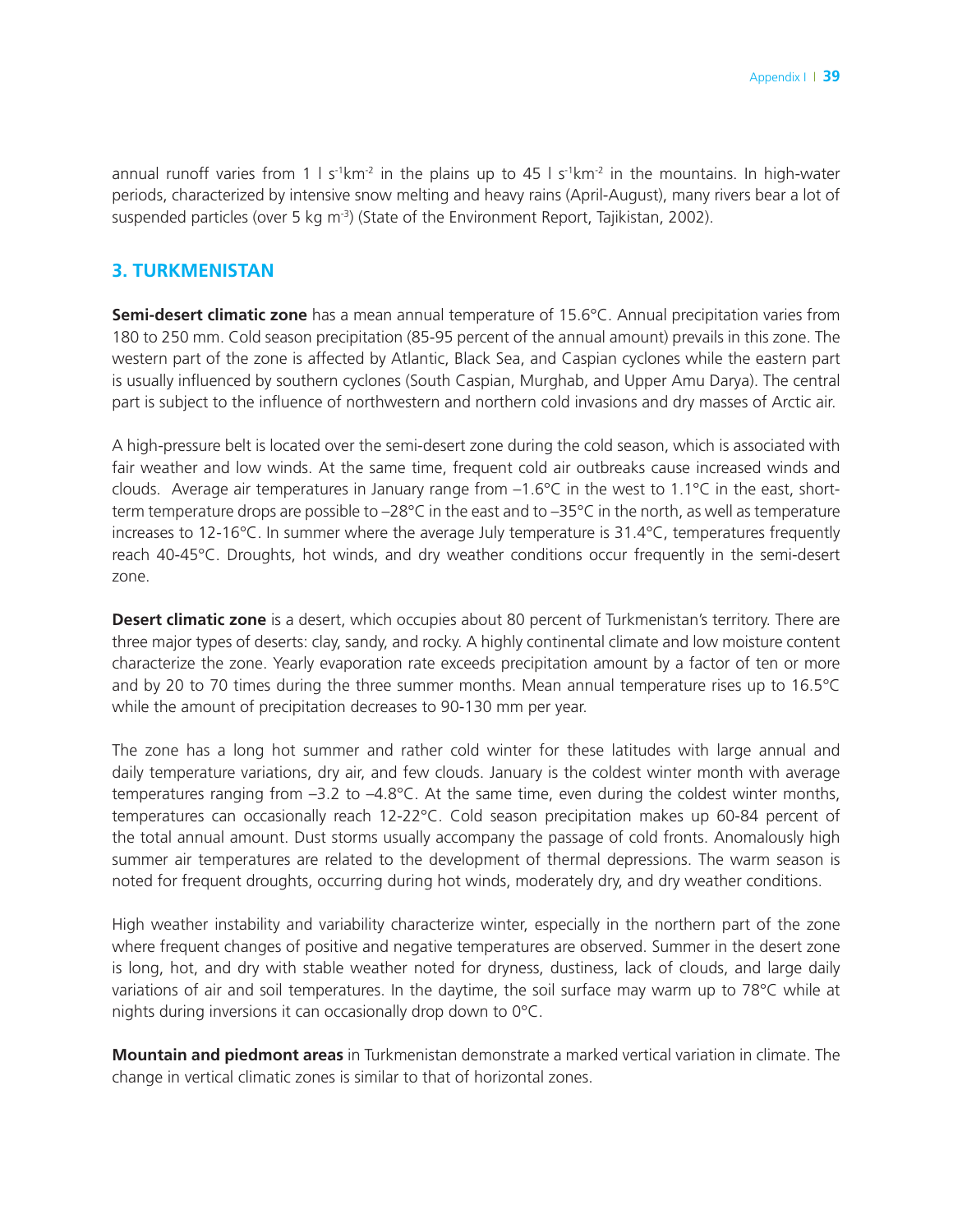annual runoff varies from 1 l $s^{-1}km^{-2}$ in the plains up to 45 l $s^{-1}km^{-2}$ in the mountains. In high-water periods, characterized by intensive snow melting and heavy rains (April-August), many rivers bear a lot of suspended particles (over 5 kg $m^{-3}$) (State of the Environment Report, Tajikistan, 2002).

## 3. TURKMENISTAN

**Semi-desert climatic zone** has a mean annual temperature of 15.6°C. Annual precipitation varies from 180 to 250 mm. Cold season precipitation (85-95 percent of the annual amount) prevails in this zone. The western part of the zone is affected by Atlantic, Black Sea, and Caspian cyclones while the eastern part is usually influenced by southern cyclones (South Caspian, Murghab, and Upper Amu Darya). The central part is subject to the influence of northwestern and northern cold invasions and dry masses of Arctic air.

A high-pressure belt is located over the semi-desert zone during the cold season, which is associated with fair weather and low winds. At the same time, frequent cold air outbreaks cause increased winds and clouds. Average air temperatures in January range from –1.6°C in the west to 1.1°C in the east, short-term temperature drops are possible to –28°C in the east and to –35°C in the north, as well as temperature increases to 12-16°C. In summer where the average July temperature is 31.4°C, temperatures frequently reach 40-45°C. Droughts, hot winds, and dry weather conditions occur frequently in the semi-desert zone.

**Desert climatic zone** is a desert, which occupies about 80 percent of Turkmenistan's territory. There are three major types of deserts: clay, sandy, and rocky. A highly continental climate and low moisture content characterize the zone. Yearly evaporation rate exceeds precipitation amount by a factor of ten or more and by 20 to 70 times during the three summer months. Mean annual temperature rises up to 16.5°C while the amount of precipitation decreases to 90-130 mm per year.

The zone has a long hot summer and rather cold winter for these latitudes with large annual and daily temperature variations, dry air, and few clouds. January is the coldest winter month with average temperatures ranging from –3.2 to –4.8°C. At the same time, even during the coldest winter months, temperatures can occasionally reach 12-22°C. Cold season precipitation makes up 60-84 percent of the total annual amount. Dust storms usually accompany the passage of cold fronts. Anomalously high summer air temperatures are related to the development of thermal depressions. The warm season is noted for frequent droughts, occurring during hot winds, moderately dry, and dry weather conditions.

High weather instability and variability characterize winter, especially in the northern part of the zone where frequent changes of positive and negative temperatures are observed. Summer in the desert zone is long, hot, and dry with stable weather noted for dryness, dustiness, lack of clouds, and large daily variations of air and soil temperatures. In the daytime, the soil surface may warm up to 78°C while at nights during inversions it can occasionally drop down to 0°C.

**Mountain and piedmont areas** in Turkmenistan demonstrate a marked vertical variation in climate. The change in vertical climatic zones is similar to that of horizontal zones.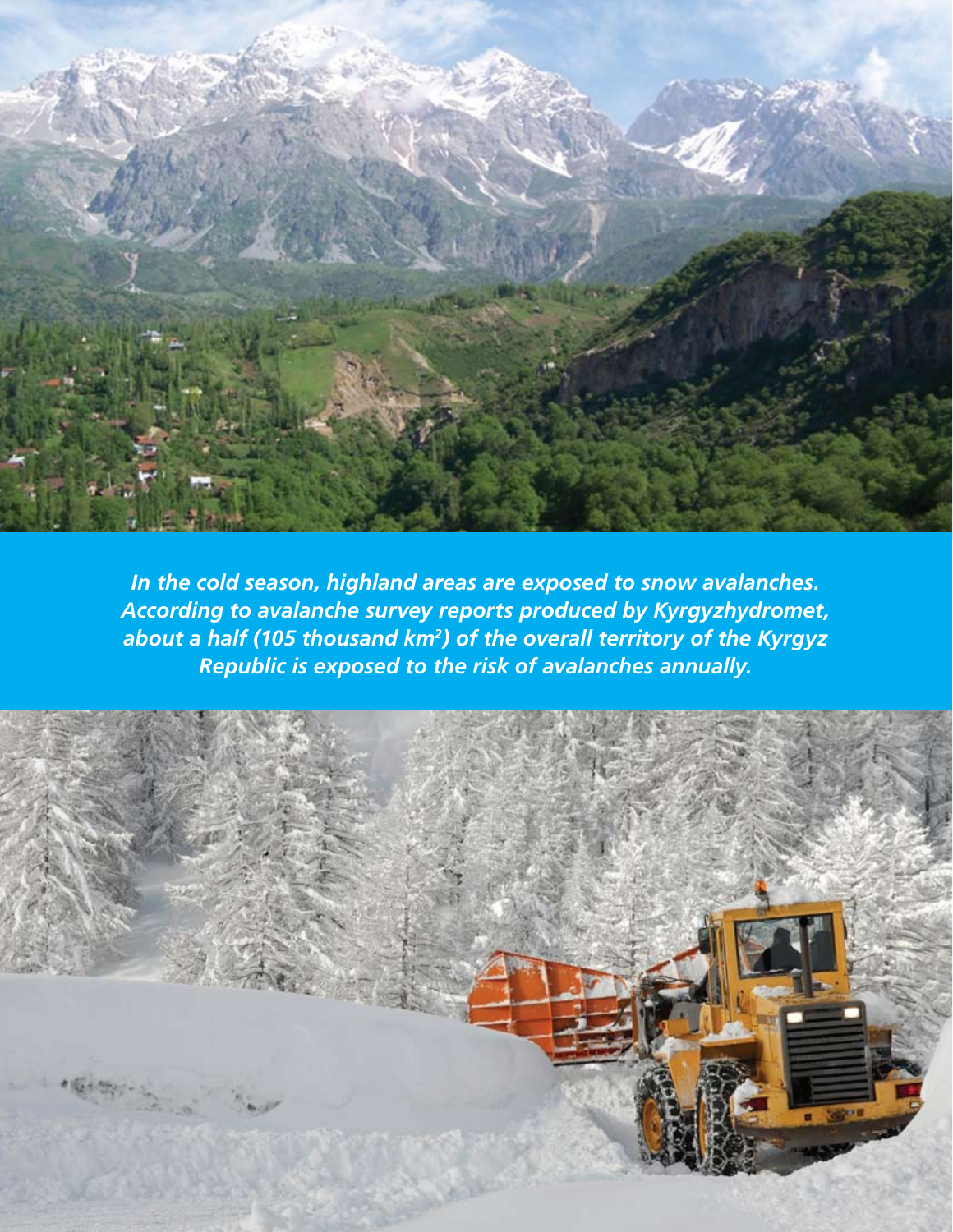*In the cold season, highland areas are exposed to snow avalanches. According to avalanche survey reports produced by Kyrgyzhydromet, about a half (105 thousand km²) of the overall territory of the Kyrgyz Republic is exposed to the risk of avalanches annually.*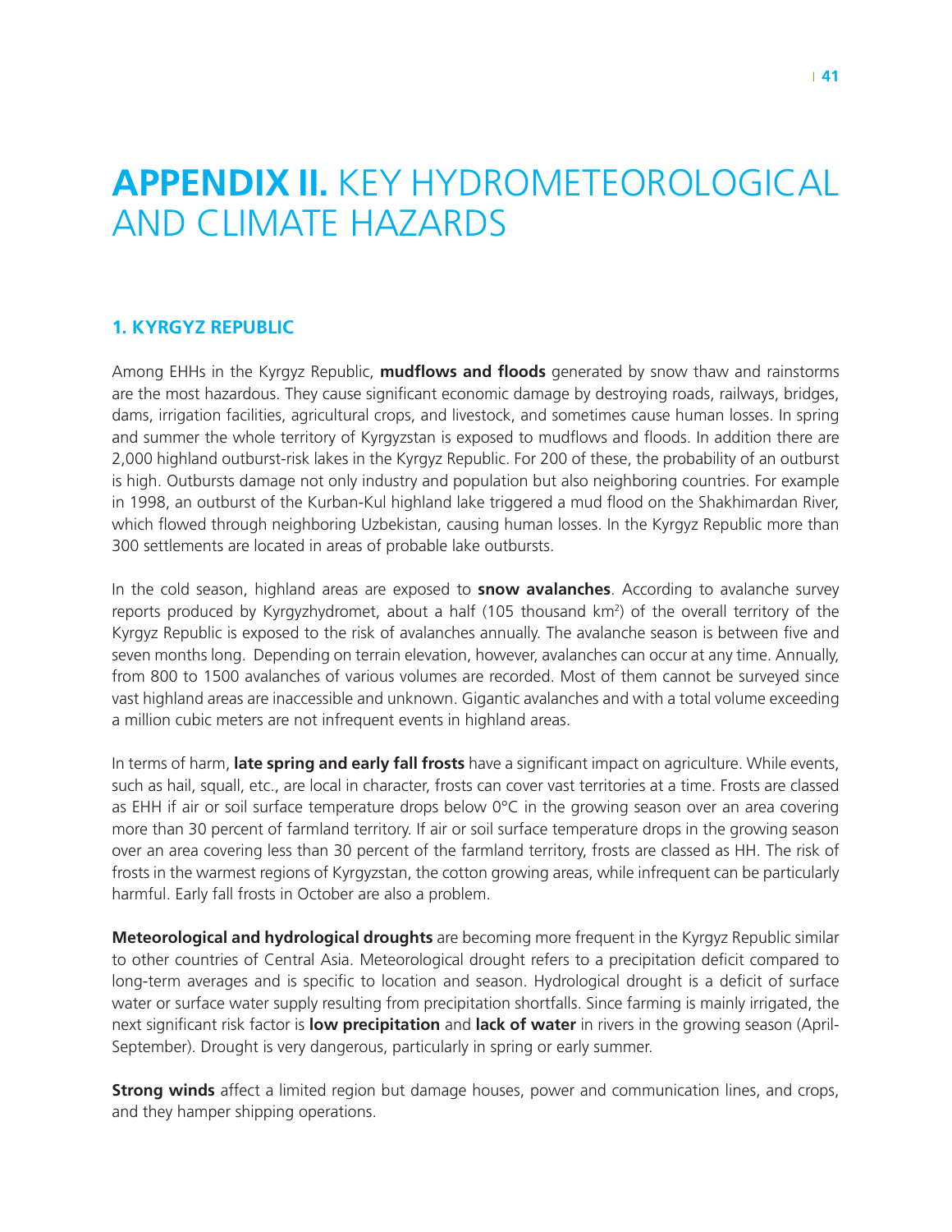# APPENDIX II. KEY HYDROMETEOROLOGICAL AND CLIMATE HAZARDS

## 1. KYRGYZ REPUBLIC

Among EHHs in the Kyrgyz Republic, **mudflows and floods** generated by snow thaw and rainstorms are the most hazardous. They cause significant economic damage by destroying roads, railways, bridges, dams, irrigation facilities, agricultural crops, and livestock, and sometimes cause human losses. In spring and summer the whole territory of Kyrgyzstan is exposed to mudflows and floods. In addition there are 2,000 highland outburst-risk lakes in the Kyrgyz Republic. For 200 of these, the probability of an outburst is high. Outbursts damage not only industry and population but also neighboring countries. For example in 1998, an outburst of the Kurban-Kul highland lake triggered a mud flood on the Shakhimardan River, which flowed through neighboring Uzbekistan, causing human losses. In the Kyrgyz Republic more than 300 settlements are located in areas of probable lake outbursts.

In the cold season, highland areas are exposed to **snow avalanches**. According to avalanche survey reports produced by Kyrgyzhydromet, about a half (105 thousand km$^2$) of the overall territory of the Kyrgyz Republic is exposed to the risk of avalanches annually. The avalanche season is between five and seven months long. Depending on terrain elevation, however, avalanches can occur at any time. Annually, from 800 to 1500 avalanches of various volumes are recorded. Most of them cannot be surveyed since vast highland areas are inaccessible and unknown. Gigantic avalanches and with a total volume exceeding a million cubic meters are not infrequent events in highland areas.

In terms of harm, **late spring and early fall frosts** have a significant impact on agriculture. While events, such as hail, squall, etc., are local in character, frosts can cover vast territories at a time. Frosts are classed as EHH if air or soil surface temperature drops below 0°C in the growing season over an area covering more than 30 percent of farmland territory. If air or soil surface temperature drops in the growing season over an area covering less than 30 percent of the farmland territory, frosts are classed as HH. The risk of frosts in the warmest regions of Kyrgyzstan, the cotton growing areas, while infrequent can be particularly harmful. Early fall frosts in October are also a problem.

**Meteorological and hydrological droughts** are becoming more frequent in the Kyrgyz Republic similar to other countries of Central Asia. Meteorological drought refers to a precipitation deficit compared to long-term averages and is specific to location and season. Hydrological drought is a deficit of surface water or surface water supply resulting from precipitation shortfalls. Since farming is mainly irrigated, the next significant risk factor is **low precipitation** and **lack of water** in rivers in the growing season (April-September). Drought is very dangerous, particularly in spring or early summer.

**Strong winds** affect a limited region but damage houses, power and communication lines, and crops, and they hamper shipping operations.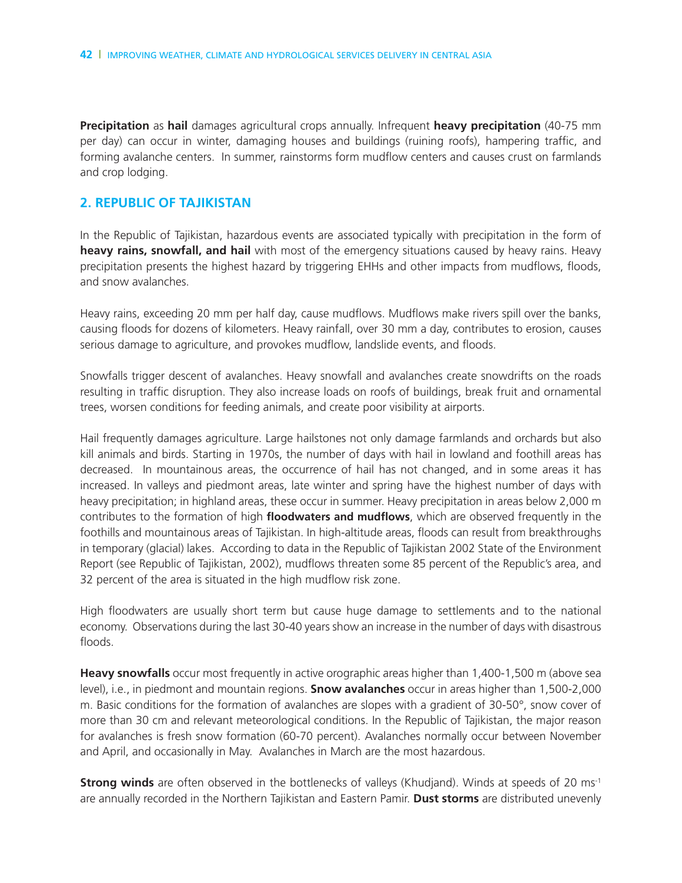**Precipitation** as **hail** damages agricultural crops annually. Infrequent **heavy precipitation** (40-75 mm per day) can occur in winter, damaging houses and buildings (ruining roofs), hampering traffic, and forming avalanche centers. In summer, rainstorms form mudflow centers and causes crust on farmlands and crop lodging.

## 2. REPUBLIC OF TAJIKISTAN

In the Republic of Tajikistan, hazardous events are associated typically with precipitation in the form of **heavy rains, snowfall, and hail** with most of the emergency situations caused by heavy rains. Heavy precipitation presents the highest hazard by triggering EHHs and other impacts from mudflows, floods, and snow avalanches.

Heavy rains, exceeding 20 mm per half day, cause mudflows. Mudflows make rivers spill over the banks, causing floods for dozens of kilometers. Heavy rainfall, over 30 mm a day, contributes to erosion, causes serious damage to agriculture, and provokes mudflow, landslide events, and floods.

Snowfalls trigger descent of avalanches. Heavy snowfall and avalanches create snowdrifts on the roads resulting in traffic disruption. They also increase loads on roofs of buildings, break fruit and ornamental trees, worsen conditions for feeding animals, and create poor visibility at airports.

Hail frequently damages agriculture. Large hailstones not only damage farmlands and orchards but also kill animals and birds. Starting in 1970s, the number of days with hail in lowland and foothill areas has decreased. In mountainous areas, the occurrence of hail has not changed, and in some areas it has increased. In valleys and piedmont areas, late winter and spring have the highest number of days with heavy precipitation; in highland areas, these occur in summer. Heavy precipitation in areas below 2,000 m contributes to the formation of high **floodwaters and mudflows**, which are observed frequently in the foothills and mountainous areas of Tajikistan. In high-altitude areas, floods can result from breakthroughs in temporary (glacial) lakes. According to data in the Republic of Tajikistan 2002 State of the Environment Report (see Republic of Tajikistan, 2002), mudflows threaten some 85 percent of the Republic's area, and 32 percent of the area is situated in the high mudflow risk zone.

High floodwaters are usually short term but cause huge damage to settlements and to the national economy. Observations during the last 30-40 years show an increase in the number of days with disastrous floods.

**Heavy snowfalls** occur most frequently in active orographic areas higher than 1,400-1,500 m (above sea level), i.e., in piedmont and mountain regions. **Snow avalanches** occur in areas higher than 1,500-2,000 m. Basic conditions for the formation of avalanches are slopes with a gradient of 30-50°, snow cover of more than 30 cm and relevant meteorological conditions. In the Republic of Tajikistan, the major reason for avalanches is fresh snow formation (60-70 percent). Avalanches normally occur between November and April, and occasionally in May. Avalanches in March are the most hazardous.

**Strong winds** are often observed in the bottlenecks of valleys (Khudjand). Winds at speeds of 20 $ms^{-1}$ are annually recorded in the Northern Tajikistan and Eastern Pamir. **Dust storms** are distributed unevenly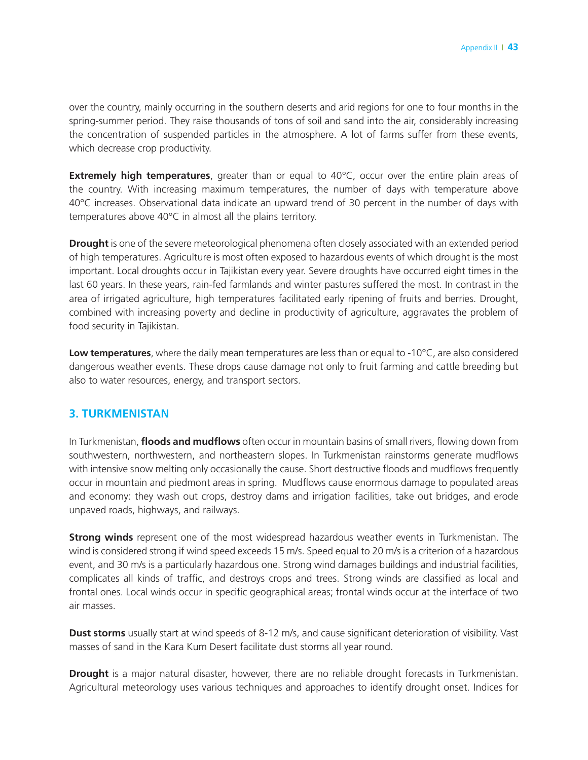over the country, mainly occurring in the southern deserts and arid regions for one to four months in the spring-summer period. They raise thousands of tons of soil and sand into the air, considerably increasing the concentration of suspended particles in the atmosphere. A lot of farms suffer from these events, which decrease crop productivity.

**Extremely high temperatures**, greater than or equal to 40°C, occur over the entire plain areas of the country. With increasing maximum temperatures, the number of days with temperature above 40°C increases. Observational data indicate an upward trend of 30 percent in the number of days with temperatures above 40°C in almost all the plains territory.

**Drought** is one of the severe meteorological phenomena often closely associated with an extended period of high temperatures. Agriculture is most often exposed to hazardous events of which drought is the most important. Local droughts occur in Tajikistan every year. Severe droughts have occurred eight times in the last 60 years. In these years, rain-fed farmlands and winter pastures suffered the most. In contrast in the area of irrigated agriculture, high temperatures facilitated early ripening of fruits and berries. Drought, combined with increasing poverty and decline in productivity of agriculture, aggravates the problem of food security in Tajikistan.

**Low temperatures**, where the daily mean temperatures are less than or equal to -10°C, are also considered dangerous weather events. These drops cause damage not only to fruit farming and cattle breeding but also to water resources, energy, and transport sectors.

## 3. TURKMENISTAN

In Turkmenistan, **floods and mudflows** often occur in mountain basins of small rivers, flowing down from southwestern, northwestern, and northeastern slopes. In Turkmenistan rainstorms generate mudflows with intensive snow melting only occasionally the cause. Short destructive floods and mudflows frequently occur in mountain and piedmont areas in spring. Mudflows cause enormous damage to populated areas and economy: they wash out crops, destroy dams and irrigation facilities, take out bridges, and erode unpaved roads, highways, and railways.

**Strong winds** represent one of the most widespread hazardous weather events in Turkmenistan. The wind is considered strong if wind speed exceeds 15 m/s. Speed equal to 20 m/s is a criterion of a hazardous event, and 30 m/s is a particularly hazardous one. Strong wind damages buildings and industrial facilities, complicates all kinds of traffic, and destroys crops and trees. Strong winds are classified as local and frontal ones. Local winds occur in specific geographical areas; frontal winds occur at the interface of two air masses.

**Dust storms** usually start at wind speeds of 8-12 m/s, and cause significant deterioration of visibility. Vast masses of sand in the Kara Kum Desert facilitate dust storms all year round.

**Drought** is a major natural disaster, however, there are no reliable drought forecasts in Turkmenistan. Agricultural meteorology uses various techniques and approaches to identify drought onset. Indices for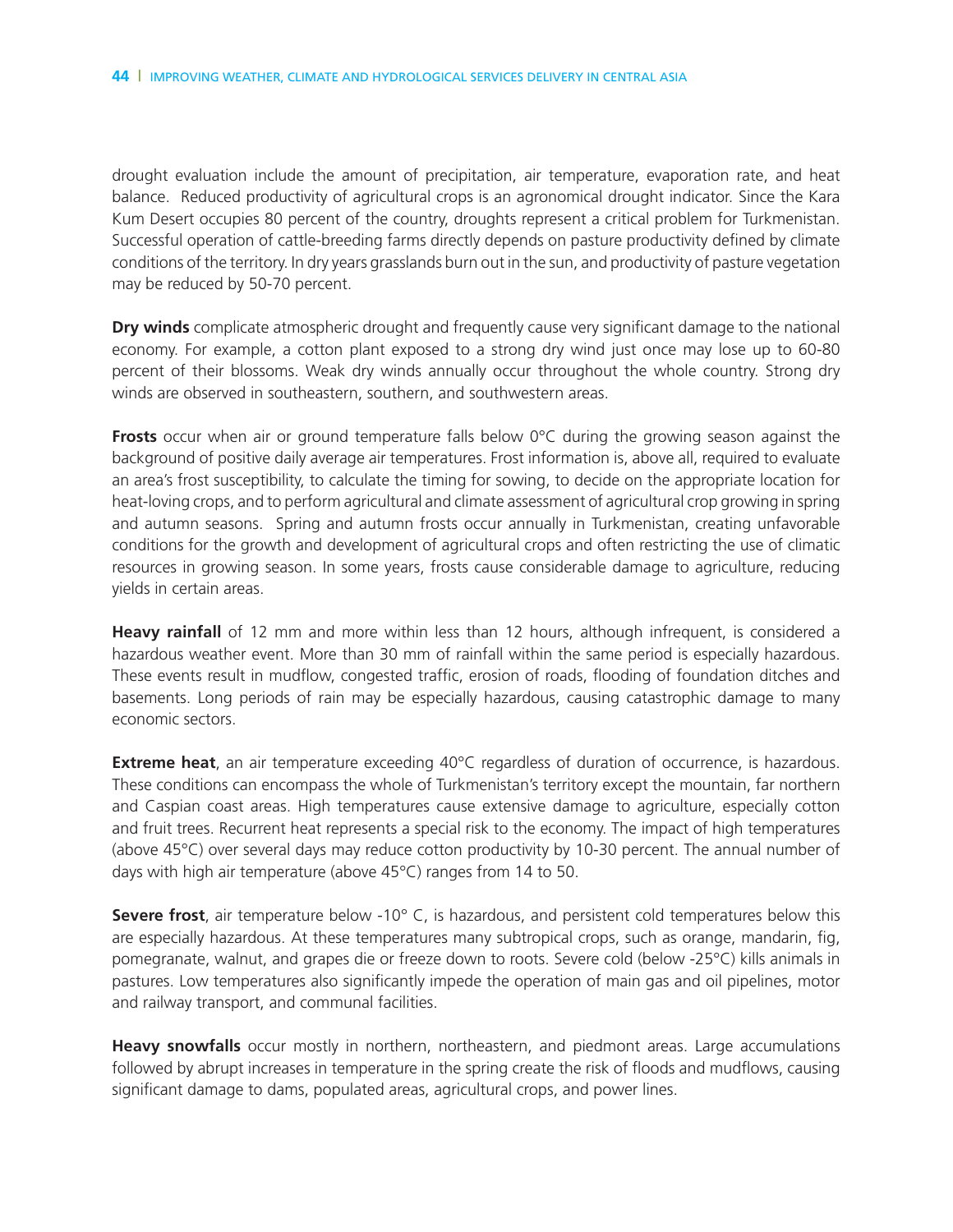drought evaluation include the amount of precipitation, air temperature, evaporation rate, and heat balance. Reduced productivity of agricultural crops is an agronomical drought indicator. Since the Kara Kum Desert occupies 80 percent of the country, droughts represent a critical problem for Turkmenistan. Successful operation of cattle-breeding farms directly depends on pasture productivity defined by climate conditions of the territory. In dry years grasslands burn out in the sun, and productivity of pasture vegetation may be reduced by 50-70 percent.

**Dry winds** complicate atmospheric drought and frequently cause very significant damage to the national economy. For example, a cotton plant exposed to a strong dry wind just once may lose up to 60-80 percent of their blossoms. Weak dry winds annually occur throughout the whole country. Strong dry winds are observed in southeastern, southern, and southwestern areas.

**Frosts** occur when air or ground temperature falls below 0°C during the growing season against the background of positive daily average air temperatures. Frost information is, above all, required to evaluate an area's frost susceptibility, to calculate the timing for sowing, to decide on the appropriate location for heat-loving crops, and to perform agricultural and climate assessment of agricultural crop growing in spring and autumn seasons. Spring and autumn frosts occur annually in Turkmenistan, creating unfavorable conditions for the growth and development of agricultural crops and often restricting the use of climatic resources in growing season. In some years, frosts cause considerable damage to agriculture, reducing yields in certain areas.

**Heavy rainfall** of 12 mm and more within less than 12 hours, although infrequent, is considered a hazardous weather event. More than 30 mm of rainfall within the same period is especially hazardous. These events result in mudflow, congested traffic, erosion of roads, flooding of foundation ditches and basements. Long periods of rain may be especially hazardous, causing catastrophic damage to many economic sectors.

**Extreme heat**, an air temperature exceeding 40°C regardless of duration of occurrence, is hazardous. These conditions can encompass the whole of Turkmenistan's territory except the mountain, far northern and Caspian coast areas. High temperatures cause extensive damage to agriculture, especially cotton and fruit trees. Recurrent heat represents a special risk to the economy. The impact of high temperatures (above 45°C) over several days may reduce cotton productivity by 10-30 percent. The annual number of days with high air temperature (above 45°C) ranges from 14 to 50.

**Severe frost**, air temperature below -10° C, is hazardous, and persistent cold temperatures below this are especially hazardous. At these temperatures many subtropical crops, such as orange, mandarin, fig, pomegranate, walnut, and grapes die or freeze down to roots. Severe cold (below -25°C) kills animals in pastures. Low temperatures also significantly impede the operation of main gas and oil pipelines, motor and railway transport, and communal facilities.

**Heavy snowfalls** occur mostly in northern, northeastern, and piedmont areas. Large accumulations followed by abrupt increases in temperature in the spring create the risk of floods and mudflows, causing significant damage to dams, populated areas, agricultural crops, and power lines.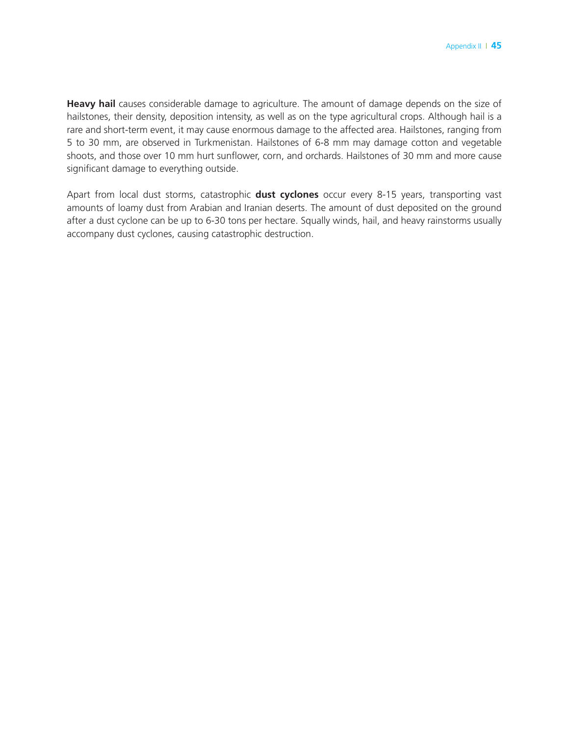**Heavy hail** causes considerable damage to agriculture. The amount of damage depends on the size of hailstones, their density, deposition intensity, as well as on the type agricultural crops. Although hail is a rare and short-term event, it may cause enormous damage to the affected area. Hailstones, ranging from 5 to 30 mm, are observed in Turkmenistan. Hailstones of 6-8 mm may damage cotton and vegetable shoots, and those over 10 mm hurt sunflower, corn, and orchards. Hailstones of 30 mm and more cause significant damage to everything outside.

Apart from local dust storms, catastrophic **dust cyclones** occur every 8-15 years, transporting vast amounts of loamy dust from Arabian and Iranian deserts. The amount of dust deposited on the ground after a dust cyclone can be up to 6-30 tons per hectare. Squally winds, hail, and heavy rainstorms usually accompany dust cyclones, causing catastrophic destruction.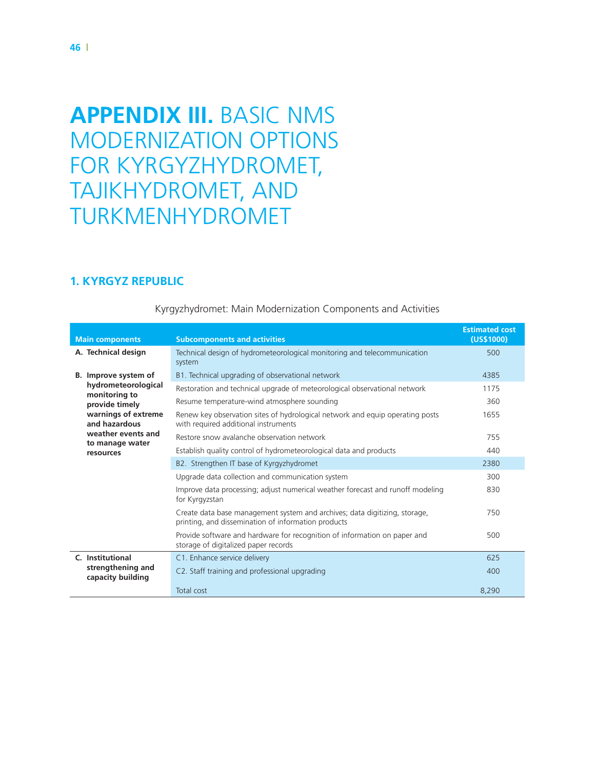# **APPENDIX III.** BASIC NMS MODERNIZATION OPTIONS FOR KYRGYZHYDROMET, TAJIKHYDROMET, AND TURKMENHYDROMET

## 1. KYRGYZ REPUBLIC

Kyrgyzhydromet: Main Modernization Components and Activities

| Main components | Subcomponents and activities | Estimated cost (US$1000) |
|---|---|---|
| **A. Technical design** | Technical design of hydrometeorological monitoring and telecommunication system | 500 |
| **B. Improve system of hydrometeorological monitoring to provide timely warnings of extreme and hazardous weather events and to manage water resources** | B1. Technical upgrading of observational network | 4385 |
| | Restoration and technical upgrade of meteorological observational network | 1175 |
| | Resume temperature-wind atmosphere sounding | 360 |
| | Renew key observation sites of hydrological network and equip operating posts with required additional instruments | 1655 |
| | Restore snow avalanche observation network | 755 |
| | Establish quality control of hydrometeorological data and products | 440 |
| | B2. Strengthen IT base of Kyrgyzhydromet | 2380 |
| | Upgrade data collection and communication system | 300 |
| | Improve data processing; adjust numerical weather forecast and runoff modeling for Kyrgyzstan | 830 |
| | Create data base management system and archives; data digitizing, storage, printing, and dissemination of information products | 750 |
| | Provide software and hardware for recognition of information on paper and storage of digitalized paper records | 500 |
| **C. Institutional strengthening and capacity building** | C1. Enhance service delivery | 625 |
| | C2. Staff training and professional upgrading | 400 |
| | Total cost | 8,290 |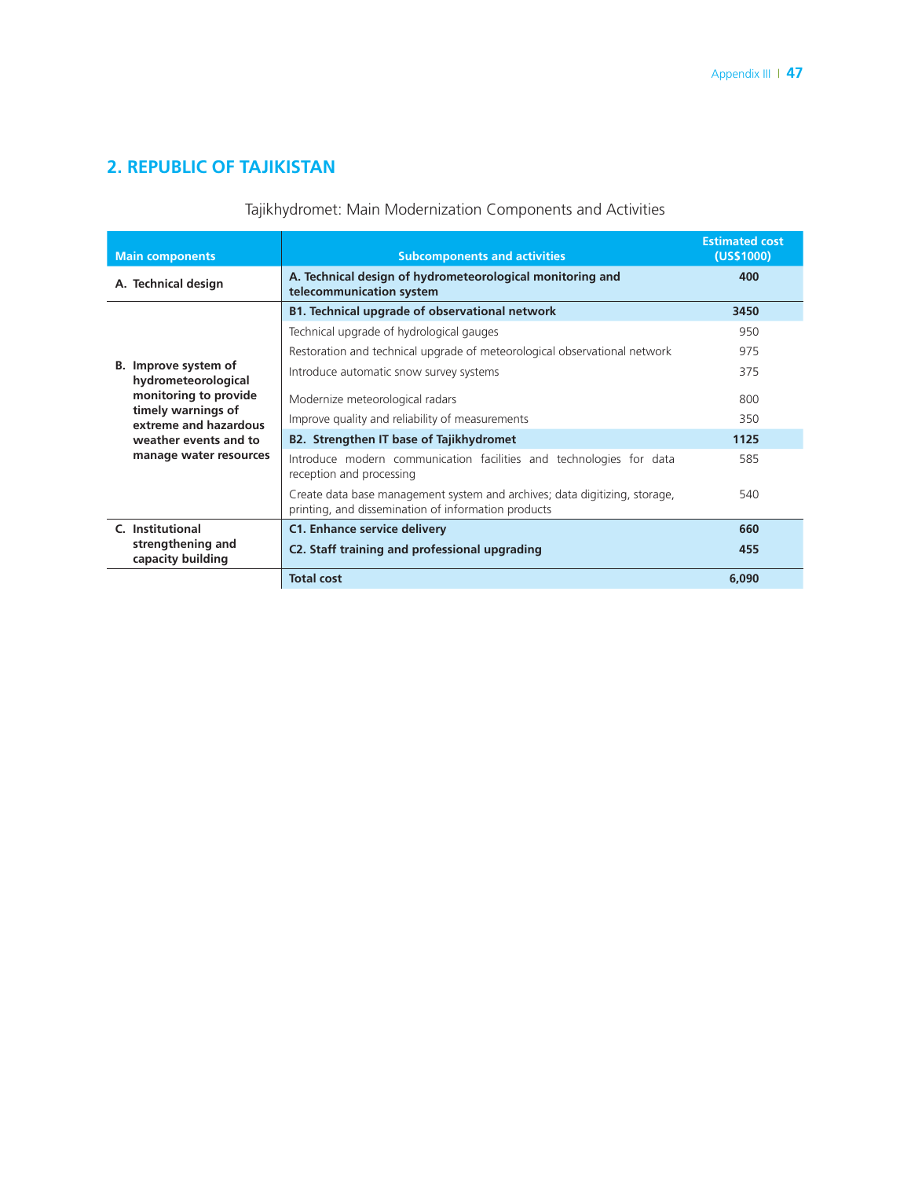## 2. REPUBLIC OF TAJIKISTAN

Tajikhydromet: Main Modernization Components and Activities

| Main components | Subcomponents and activities | Estimated cost (US$1000) |
|---|---|---|
| **A. Technical design** | **A. Technical design of hydrometeorological monitoring and telecommunication system** | **400** |
| **B. Improve system of hydrometeorological monitoring to provide timely warnings of extreme and hazardous weather events and to manage water resources** | **B1. Technical upgrade of observational network** | **3450** |
| | Technical upgrade of hydrological gauges | 950 |
| | Restoration and technical upgrade of meteorological observational network | 975 |
| | Introduce automatic snow survey systems | 375 |
| | Modernize meteorological radars | 800 |
| | Improve quality and reliability of measurements | 350 |
| | **B2. Strengthen IT base of Tajikhydromet** | **1125** |
| | Introduce modern communication facilities and technologies for data reception and processing | 585 |
| | Create data base management system and archives; data digitizing, storage, printing, and dissemination of information products | 540 |
| **C. Institutional strengthening and capacity building** | **C1. Enhance service delivery** | **660** |
| | **C2. Staff training and professional upgrading** | **455** |
| | **Total cost** | **6,090** |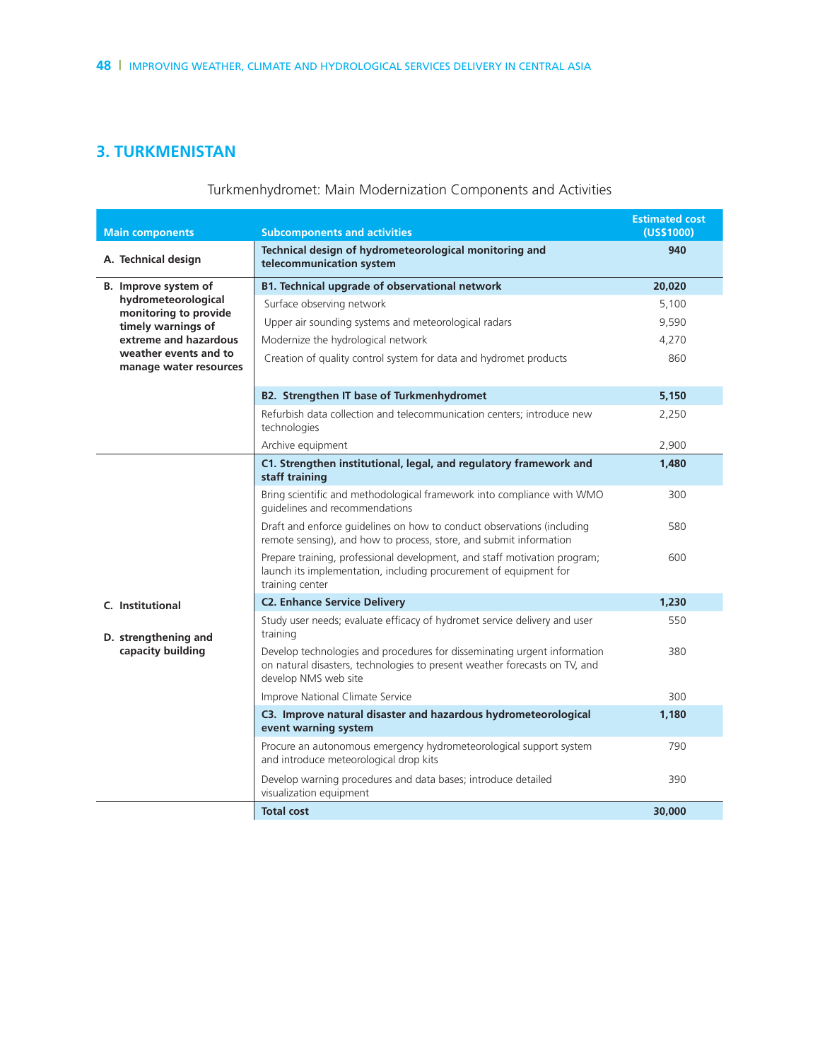## 3. TURKMENISTAN

Turkmenhydromet: Main Modernization Components and Activities

| Main components | Subcomponents and activities | Estimated cost (US$1000) |
|---|---|---|
| A. Technical design | **Technical design of hydrometeorological monitoring and telecommunication system** | **940** |
| B. Improve system of hydrometeorological monitoring to provide timely warnings of extreme and hazardous weather events and to manage water resources | **B1. Technical upgrade of observational network** | **20,020** |
| | Surface observing network | 5,100 |
| | Upper air sounding systems and meteorological radars | 9,590 |
| | Modernize the hydrological network | 4,270 |
| | Creation of quality control system for data and hydromet products | 860 |
| | **B2. Strengthen IT base of Turkmenhydromet** | **5,150** |
| | Refurbish data collection and telecommunication centers; introduce new technologies | 2,250 |
| | Archive equipment | 2,900 |
| C. Institutional D. strengthening and capacity building | **C1. Strengthen institutional, legal, and regulatory framework and staff training** | **1,480** |
| | Bring scientific and methodological framework into compliance with WMO guidelines and recommendations | 300 |
| | Draft and enforce guidelines on how to conduct observations (including remote sensing), and how to process, store, and submit information | 580 |
| | Prepare training, professional development, and staff motivation program; launch its implementation, including procurement of equipment for training center | 600 |
| | **C2. Enhance Service Delivery** | **1,230** |
| | Study user needs; evaluate efficacy of hydromet service delivery and user training | 550 |
| | Develop technologies and procedures for disseminating urgent information on natural disasters, technologies to present weather forecasts on TV, and develop NMS web site | 380 |
| | Improve National Climate Service | 300 |
| | **C3. Improve natural disaster and hazardous hydrometeorological event warning system** | **1,180** |
| | Procure an autonomous emergency hydrometeorological support system and introduce meteorological drop kits | 790 |
| | Develop warning procedures and data bases; introduce detailed visualization equipment | 390 |
| | **Total cost** | **30,000** |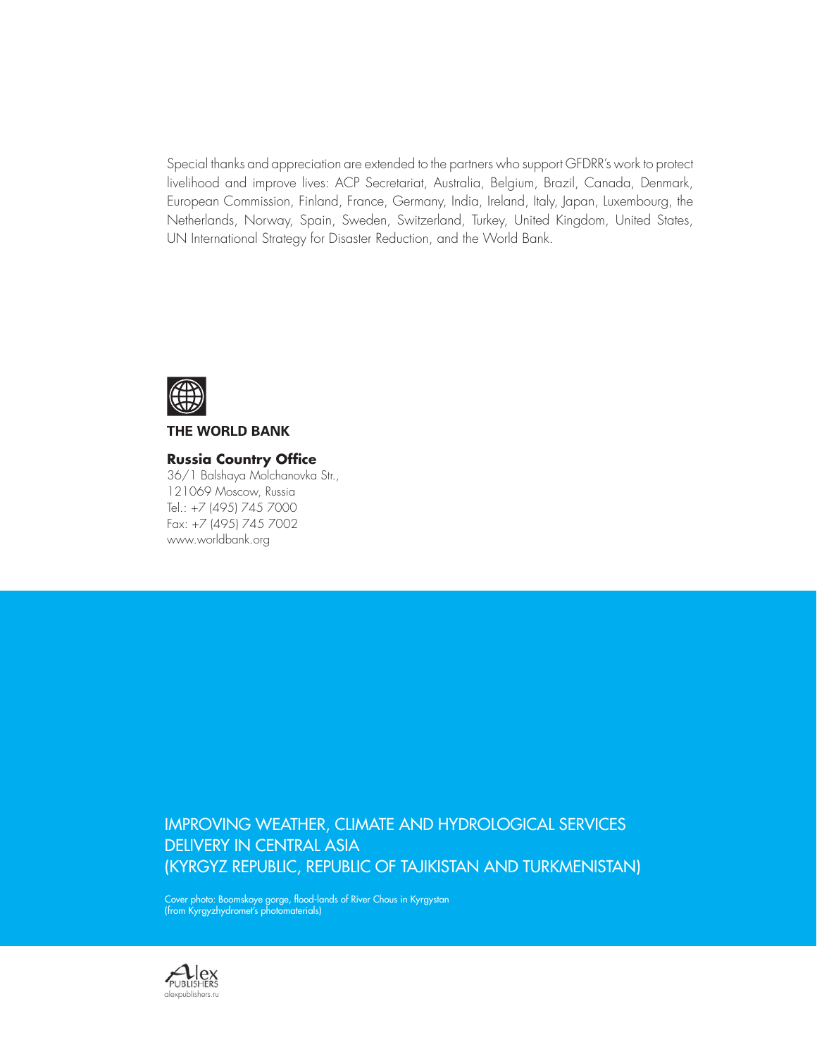Special thanks and appreciation are extended to the partners who support GFDRR's work to protect livelihood and improve lives: ACP Secretariat, Australia, Belgium, Brazil, Canada, Denmark, European Commission, Finland, France, Germany, India, Ireland, Italy, Japan, Luxembourg, the Netherlands, Norway, Spain, Sweden, Switzerland, Turkey, United Kingdom, United States, UN International Strategy for Disaster Reduction, and the World Bank.

**THE WORLD BANK**

**Russia Country Office**
36/1 Balshaya Molchanovka Str.,
121069 Moscow, Russia
Tel.: +7 (495) 745 7000
Fax: +7 (495) 745 7002
www.worldbank.org

IMPROVING WEATHER, CLIMATE AND HYDROLOGICAL SERVICES DELIVERY IN CENTRAL ASIA
(KYRGYZ REPUBLIC, REPUBLIC OF TAJIKISTAN AND TURKMENISTAN)

Cover photo: Boomskoye gorge, flood-lands of River Chous in Kyrgystan
(from Kyrgyzhydromet's photomaterials)

Alex PUBLISHERS
alexpublishers.ru